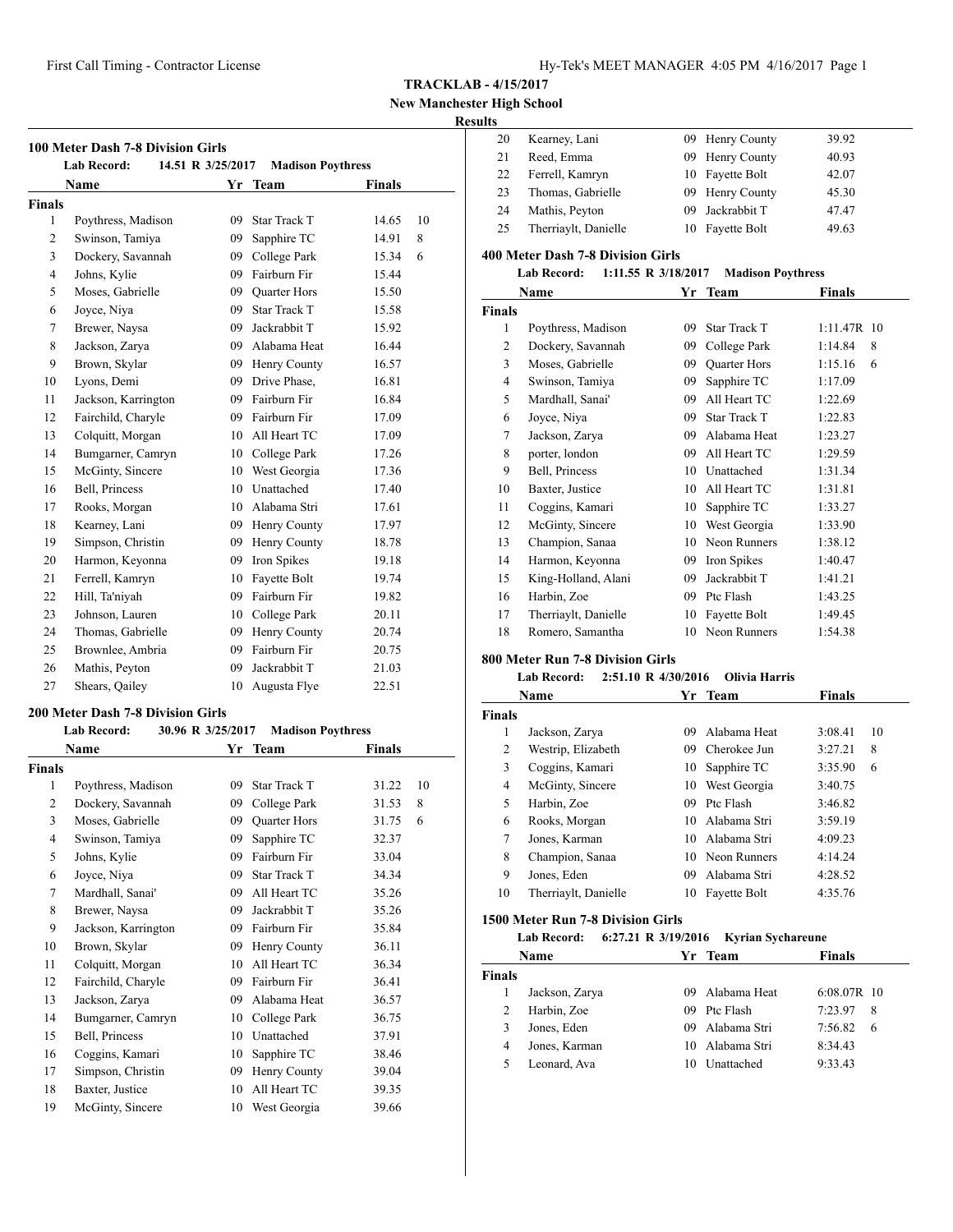**TRACKLAB - 4/15/2017**

**New Manchester High School**

**Results**

### 100 Meter Dash 7-8 Division Girls

**Lab Record:** 14.51 R 3/25/2017 **Madison Poythress**

| | Name | Yr | Team | Finals | |
|---|---|---|---|---|---|
| **Finals** | | | | | |
| 1 | Poythress, Madison | 09 | Star Track T | 14.65 | 10 |
| 2 | Swinson, Tamiya | 09 | Sapphire TC | 14.91 | 8 |
| 3 | Dockery, Savannah | 09 | College Park | 15.34 | 6 |
| 4 | Johns, Kylie | 09 | Fairburn Fir | 15.44 | |
| 5 | Moses, Gabrielle | 09 | Quarter Hors | 15.50 | |
| 6 | Joyce, Niya | 09 | Star Track T | 15.58 | |
| 7 | Brewer, Naysa | 09 | Jackrabbit T | 15.92 | |
| 8 | Jackson, Zarya | 09 | Alabama Heat | 16.44 | |
| 9 | Brown, Skylar | 09 | Henry County | 16.57 | |
| 10 | Lyons, Demi | 09 | Drive Phase, | 16.81 | |
| 11 | Jackson, Karrington | 09 | Fairburn Fir | 16.84 | |
| 12 | Fairchild, Charyle | 09 | Fairburn Fir | 17.09 | |
| 13 | Colquitt, Morgan | 10 | All Heart TC | 17.09 | |
| 14 | Bumgarner, Camryn | 10 | College Park | 17.26 | |
| 15 | McGinty, Sincere | 10 | West Georgia | 17.36 | |
| 16 | Bell, Princess | 10 | Unattached | 17.40 | |
| 17 | Rooks, Morgan | 10 | Alabama Stri | 17.61 | |
| 18 | Kearney, Lani | 09 | Henry County | 17.97 | |
| 19 | Simpson, Christin | 09 | Henry County | 18.78 | |
| 20 | Harmon, Keyonna | 09 | Iron Spikes | 19.18 | |
| 21 | Ferrell, Kamryn | 10 | Fayette Bolt | 19.74 | |
| 22 | Hill, Ta'niyah | 09 | Fairburn Fir | 19.82 | |
| 23 | Johnson, Lauren | 10 | College Park | 20.11 | |
| 24 | Thomas, Gabrielle | 09 | Henry County | 20.74 | |
| 25 | Brownlee, Ambria | 09 | Fairburn Fir | 20.75 | |
| 26 | Mathis, Peyton | 09 | Jackrabbit T | 21.03 | |
| 27 | Shears, Qailey | 10 | Augusta Flye | 22.51 | |

### 200 Meter Dash 7-8 Division Girls

**Lab Record:** 30.96 R 3/25/2017 **Madison Poythress**

| | Name | Yr | Team | Finals | |
|---|---|---|---|---|---|
| **Finals** | | | | | |
| 1 | Poythress, Madison | 09 | Star Track T | 31.22 | 10 |
| 2 | Dockery, Savannah | 09 | College Park | 31.53 | 8 |
| 3 | Moses, Gabrielle | 09 | Quarter Hors | 31.75 | 6 |
| 4 | Swinson, Tamiya | 09 | Sapphire TC | 32.37 | |
| 5 | Johns, Kylie | 09 | Fairburn Fir | 33.04 | |
| 6 | Joyce, Niya | 09 | Star Track T | 34.34 | |
| 7 | Mardhall, Sanai' | 09 | All Heart TC | 35.26 | |
| 8 | Brewer, Naysa | 09 | Jackrabbit T | 35.26 | |
| 9 | Jackson, Karrington | 09 | Fairburn Fir | 35.84 | |
| 10 | Brown, Skylar | 09 | Henry County | 36.11 | |
| 11 | Colquitt, Morgan | 10 | All Heart TC | 36.34 | |
| 12 | Fairchild, Charyle | 09 | Fairburn Fir | 36.41 | |
| 13 | Jackson, Zarya | 09 | Alabama Heat | 36.57 | |
| 14 | Bumgarner, Camryn | 10 | College Park | 36.75 | |
| 15 | Bell, Princess | 10 | Unattached | 37.91 | |
| 16 | Coggins, Kamari | 10 | Sapphire TC | 38.46 | |
| 17 | Simpson, Christin | 09 | Henry County | 39.04 | |
| 18 | Baxter, Justice | 10 | All Heart TC | 39.35 | |
| 19 | McGinty, Sincere | 10 | West Georgia | 39.66 | |
| 20 | Kearney, Lani | 09 | Henry County | 39.92 | |
| 21 | Reed, Emma | 09 | Henry County | 40.93 | |
| 22 | Ferrell, Kamryn | 10 | Fayette Bolt | 42.07 | |
| 23 | Thomas, Gabrielle | 09 | Henry County | 45.30 | |
| 24 | Mathis, Peyton | 09 | Jackrabbit T | 47.47 | |
| 25 | Therriaylt, Danielle | 10 | Fayette Bolt | 49.63 | |

### 400 Meter Dash 7-8 Division Girls

**Lab Record:** 1:11.55 R 3/18/2017 **Madison Poythress**

| | Name | Yr | Team | Finals | |
|---|---|---|---|---|---|
| **Finals** | | | | | |
| 1 | Poythress, Madison | 09 | Star Track T | 1:11.47R | 10 |
| 2 | Dockery, Savannah | 09 | College Park | 1:14.84 | 8 |
| 3 | Moses, Gabrielle | 09 | Quarter Hors | 1:15.16 | 6 |
| 4 | Swinson, Tamiya | 09 | Sapphire TC | 1:17.09 | |
| 5 | Mardhall, Sanai' | 09 | All Heart TC | 1:22.69 | |
| 6 | Joyce, Niya | 09 | Star Track T | 1:22.83 | |
| 7 | Jackson, Zarya | 09 | Alabama Heat | 1:23.27 | |
| 8 | porter, london | 09 | All Heart TC | 1:29.59 | |
| 9 | Bell, Princess | 10 | Unattached | 1:31.34 | |
| 10 | Baxter, Justice | 10 | All Heart TC | 1:31.81 | |
| 11 | Coggins, Kamari | 10 | Sapphire TC | 1:33.27 | |
| 12 | McGinty, Sincere | 10 | West Georgia | 1:33.90 | |
| 13 | Champion, Sanaa | 10 | Neon Runners | 1:38.12 | |
| 14 | Harmon, Keyonna | 09 | Iron Spikes | 1:40.47 | |
| 15 | King-Holland, Alani | 09 | Jackrabbit T | 1:41.21 | |
| 16 | Harbin, Zoe | 09 | Ptc Flash | 1:43.25 | |
| 17 | Therriaylt, Danielle | 10 | Fayette Bolt | 1:49.45 | |
| 18 | Romero, Samantha | 10 | Neon Runners | 1:54.38 | |

### 800 Meter Run 7-8 Division Girls

**Lab Record:** 2:51.10 R 4/30/2016 **Olivia Harris**

| | Name | Yr | Team | Finals | |
|---|---|---|---|---|---|
| **Finals** | | | | | |
| 1 | Jackson, Zarya | 09 | Alabama Heat | 3:08.41 | 10 |
| 2 | Westrip, Elizabeth | 09 | Cherokee Jun | 3:27.21 | 8 |
| 3 | Coggins, Kamari | 10 | Sapphire TC | 3:35.90 | 6 |
| 4 | McGinty, Sincere | 10 | West Georgia | 3:40.75 | |
| 5 | Harbin, Zoe | 09 | Ptc Flash | 3:46.82 | |
| 6 | Rooks, Morgan | 10 | Alabama Stri | 3:59.19 | |
| 7 | Jones, Karman | 10 | Alabama Stri | 4:09.23 | |
| 8 | Champion, Sanaa | 10 | Neon Runners | 4:14.24 | |
| 9 | Jones, Eden | 09 | Alabama Stri | 4:28.52 | |
| 10 | Therriaylt, Danielle | 10 | Fayette Bolt | 4:35.76 | |

### 1500 Meter Run 7-8 Division Girls

**Lab Record:** 6:27.21 R 3/19/2016 **Kyrian Sychareune**

| | Name | Yr | Team | Finals | |
|---|---|---|---|---|---|
| **Finals** | | | | | |
| 1 | Jackson, Zarya | 09 | Alabama Heat | 6:08.07R | 10 |
| 2 | Harbin, Zoe | 09 | Ptc Flash | 7:23.97 | 8 |
| 3 | Jones, Eden | 09 | Alabama Stri | 7:56.82 | 6 |
| 4 | Jones, Karman | 10 | Alabama Stri | 8:34.43 | |
| 5 | Leonard, Ava | 10 | Unattached | 9:33.43 | |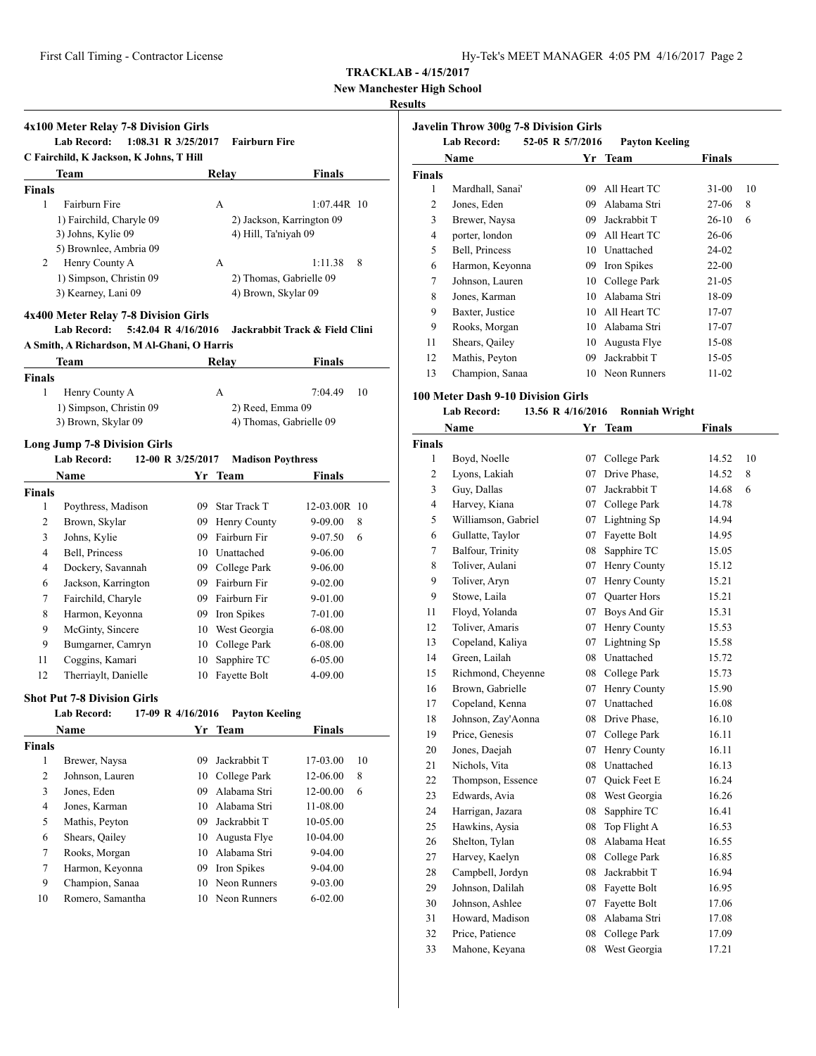**TRACKLAB - 4/15/2017**

**New Manchester High School**

**Results**

### 4x100 Meter Relay 7-8 Division Girls

**Lab Record:** 1:08.31 R 3/25/2017 **Fairburn Fire**

**C Fairchild, K Jackson, K Johns, T Hill**

| | Team | Relay | Finals | |
|---|---|---|---|---|
| **Finals** | | | | |
| 1 | Fairburn Fire | A | 1:07.44R | 10 |
| | 1) Fairchild, Charyle 09; 2) Jackson, Karrington 09; 3) Johns, Kylie 09; 4) Hill, Ta'niyah 09; 5) Brownlee, Ambria 09 | | | |
| 2 | Henry County A | A | 1:11.38 | 8 |
| | 1) Simpson, Christin 09; 2) Thomas, Gabrielle 09; 3) Kearney, Lani 09; 4) Brown, Skylar 09 | | | |

### 4x400 Meter Relay 7-8 Division Girls

**Lab Record:** 5:42.04 R 4/16/2016 **Jackrabbit Track & Field Clini**

**A Smith, A Richardson, M Al-Ghani, O Harris**

| | Team | Relay | Finals | |
|---|---|---|---|---|
| **Finals** | | | | |
| 1 | Henry County A | A | 7:04.49 | 10 |
| | 1) Simpson, Christin 09; 2) Reed, Emma 09; 3) Brown, Skylar 09; 4) Thomas, Gabrielle 09 | | | |

### Long Jump 7-8 Division Girls

**Lab Record:** 12-00 R 3/25/2017 **Madison Poythress**

| | Name | Yr | Team | Finals | |
|---|---|---|---|---|---|
| **Finals** | | | | | |
| 1 | Poythress, Madison | 09 | Star Track T | 12-03.00R | 10 |
| 2 | Brown, Skylar | 09 | Henry County | 9-09.00 | 8 |
| 3 | Johns, Kylie | 09 | Fairburn Fir | 9-07.50 | 6 |
| 4 | Bell, Princess | 10 | Unattached | 9-06.00 | |
| 4 | Dockery, Savannah | 09 | College Park | 9-06.00 | |
| 6 | Jackson, Karrington | 09 | Fairburn Fir | 9-02.00 | |
| 7 | Fairchild, Charyle | 09 | Fairburn Fir | 9-01.00 | |
| 8 | Harmon, Keyonna | 09 | Iron Spikes | 7-01.00 | |
| 9 | McGinty, Sincere | 10 | West Georgia | 6-08.00 | |
| 9 | Bumgarner, Camryn | 10 | College Park | 6-08.00 | |
| 11 | Coggins, Kamari | 10 | Sapphire TC | 6-05.00 | |
| 12 | Therriaylt, Danielle | 10 | Fayette Bolt | 4-09.00 | |

### Shot Put 7-8 Division Girls

**Lab Record:** 17-09 R 4/16/2016 **Payton Keeling**

| | Name | Yr | Team | Finals | |
|---|---|---|---|---|---|
| **Finals** | | | | | |
| 1 | Brewer, Naysa | 09 | Jackrabbit T | 17-03.00 | 10 |
| 2 | Johnson, Lauren | 10 | College Park | 12-06.00 | 8 |
| 3 | Jones, Eden | 09 | Alabama Stri | 12-00.00 | 6 |
| 4 | Jones, Karman | 10 | Alabama Stri | 11-08.00 | |
| 5 | Mathis, Peyton | 09 | Jackrabbit T | 10-05.00 | |
| 6 | Shears, Qailey | 10 | Augusta Flye | 10-04.00 | |
| 7 | Rooks, Morgan | 10 | Alabama Stri | 9-04.00 | |
| 7 | Harmon, Keyonna | 09 | Iron Spikes | 9-04.00 | |
| 9 | Champion, Sanaa | 10 | Neon Runners | 9-03.00 | |
| 10 | Romero, Samantha | 10 | Neon Runners | 6-02.00 | |

### Javelin Throw 300g 7-8 Division Girls

**Lab Record:** 52-05 R 5/7/2016 **Payton Keeling**

| | Name | Yr | Team | Finals | |
|---|---|---|---|---|---|
| **Finals** | | | | | |
| 1 | Mardhall, Sanai' | 09 | All Heart TC | 31-00 | 10 |
| 2 | Jones, Eden | 09 | Alabama Stri | 27-06 | 8 |
| 3 | Brewer, Naysa | 09 | Jackrabbit T | 26-10 | 6 |
| 4 | porter, london | 09 | All Heart TC | 26-06 | |
| 5 | Bell, Princess | 10 | Unattached | 24-02 | |
| 6 | Harmon, Keyonna | 09 | Iron Spikes | 22-00 | |
| 7 | Johnson, Lauren | 10 | College Park | 21-05 | |
| 8 | Jones, Karman | 10 | Alabama Stri | 18-09 | |
| 9 | Baxter, Justice | 10 | All Heart TC | 17-07 | |
| 9 | Rooks, Morgan | 10 | Alabama Stri | 17-07 | |
| 11 | Shears, Qailey | 10 | Augusta Flye | 15-08 | |
| 12 | Mathis, Peyton | 09 | Jackrabbit T | 15-05 | |
| 13 | Champion, Sanaa | 10 | Neon Runners | 11-02 | |

### 100 Meter Dash 9-10 Division Girls

**Lab Record:** 13.56 R 4/16/2016 **Ronniah Wright**

| | Name | Yr | Team | Finals | |
|---|---|---|---|---|---|
| **Finals** | | | | | |
| 1 | Boyd, Noelle | 07 | College Park | 14.52 | 10 |
| 2 | Lyons, Lakiah | 07 | Drive Phase, | 14.52 | 8 |
| 3 | Guy, Dallas | 07 | Jackrabbit T | 14.68 | 6 |
| 4 | Harvey, Kiana | 07 | College Park | 14.78 | |
| 5 | Williamson, Gabriel | 07 | Lightning Sp | 14.94 | |
| 6 | Gullatte, Taylor | 07 | Fayette Bolt | 14.95 | |
| 7 | Balfour, Trinity | 08 | Sapphire TC | 15.05 | |
| 8 | Toliver, Aulani | 07 | Henry County | 15.12 | |
| 9 | Toliver, Aryn | 07 | Henry County | 15.21 | |
| 9 | Stowe, Laila | 07 | Quarter Hors | 15.21 | |
| 11 | Floyd, Yolanda | 07 | Boys And Gir | 15.31 | |
| 12 | Toliver, Amaris | 07 | Henry County | 15.53 | |
| 13 | Copeland, Kaliya | 07 | Lightning Sp | 15.58 | |
| 14 | Green, Lailah | 08 | Unattached | 15.72 | |
| 15 | Richmond, Cheyenne | 08 | College Park | 15.73 | |
| 16 | Brown, Gabrielle | 07 | Henry County | 15.90 | |
| 17 | Copeland, Kenna | 07 | Unattached | 16.08 | |
| 18 | Johnson, Zay'Aonna | 08 | Drive Phase, | 16.10 | |
| 19 | Price, Genesis | 07 | College Park | 16.11 | |
| 20 | Jones, Daejah | 07 | Henry County | 16.11 | |
| 21 | Nichols, Vita | 08 | Unattached | 16.13 | |
| 22 | Thompson, Essence | 07 | Quick Feet E | 16.24 | |
| 23 | Edwards, Avia | 08 | West Georgia | 16.26 | |
| 24 | Harrigan, Jazara | 08 | Sapphire TC | 16.41 | |
| 25 | Hawkins, Aysia | 08 | Top Flight A | 16.53 | |
| 26 | Shelton, Tylan | 08 | Alabama Heat | 16.55 | |
| 27 | Harvey, Kaelyn | 08 | College Park | 16.85 | |
| 28 | Campbell, Jordyn | 08 | Jackrabbit T | 16.94 | |
| 29 | Johnson, Dalilah | 08 | Fayette Bolt | 16.95 | |
| 30 | Johnson, Ashlee | 07 | Fayette Bolt | 17.06 | |
| 31 | Howard, Madison | 08 | Alabama Stri | 17.08 | |
| 32 | Price, Patience | 08 | College Park | 17.09 | |
| 33 | Mahone, Keyana | 08 | West Georgia | 17.21 | |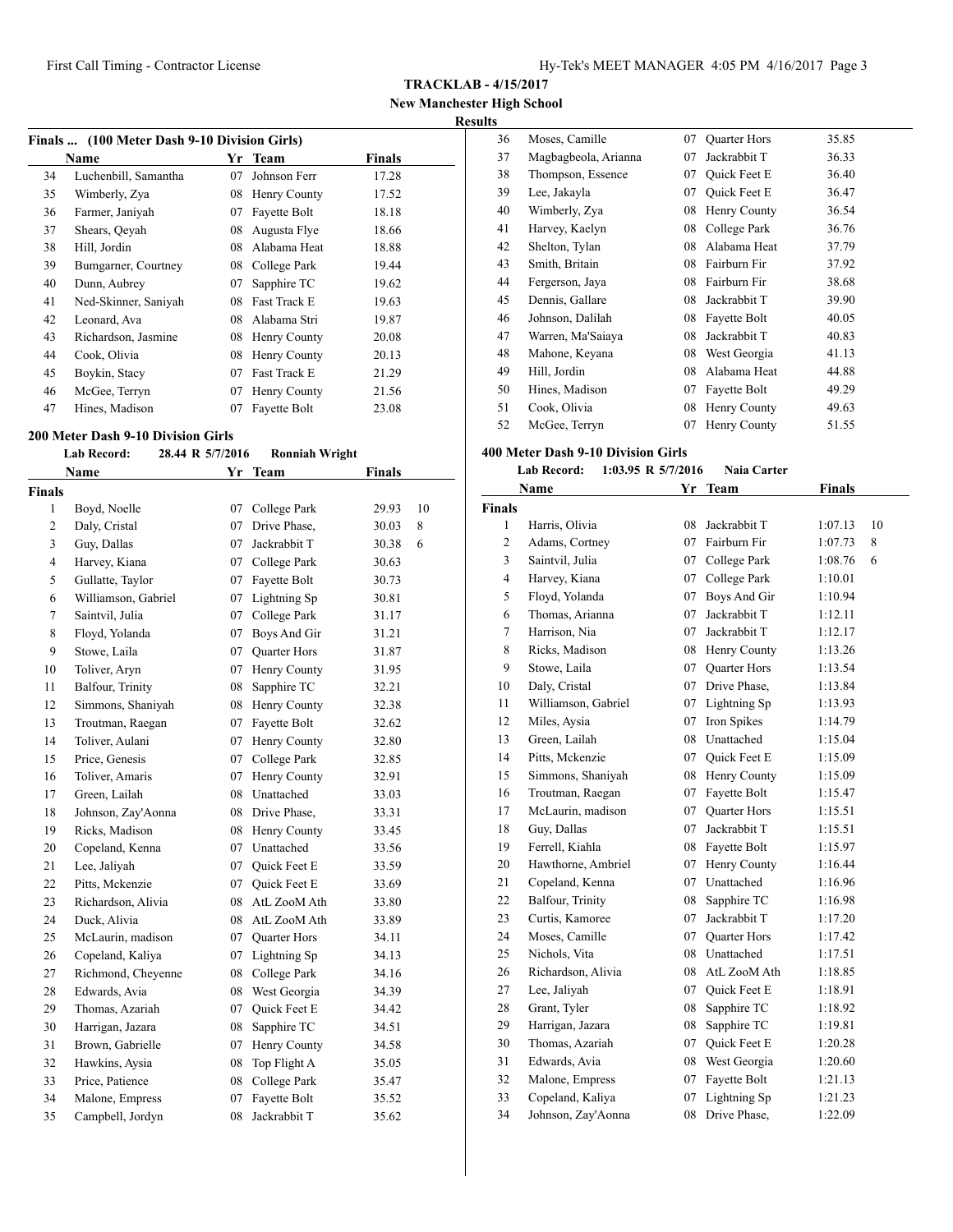**TRACKLAB - 4/15/2017**

**New Manchester High School**

**Results**

### Finals ... (100 Meter Dash 9-10 Division Girls)

| | Name | Yr | Team | Finals |
|---|---|---|---|---|
| 34 | Luchenbill, Samantha | 07 | Johnson Ferr | 17.28 |
| 35 | Wimberly, Zya | 08 | Henry County | 17.52 |
| 36 | Farmer, Janiyah | 07 | Fayette Bolt | 18.18 |
| 37 | Shears, Qeyah | 08 | Augusta Flye | 18.66 |
| 38 | Hill, Jordin | 08 | Alabama Heat | 18.88 |
| 39 | Bumgarner, Courtney | 08 | College Park | 19.44 |
| 40 | Dunn, Aubrey | 07 | Sapphire TC | 19.62 |
| 41 | Ned-Skinner, Saniyah | 08 | Fast Track E | 19.63 |
| 42 | Leonard, Ava | 08 | Alabama Stri | 19.87 |
| 43 | Richardson, Jasmine | 08 | Henry County | 20.08 |
| 44 | Cook, Olivia | 08 | Henry County | 20.13 |
| 45 | Boykin, Stacy | 07 | Fast Track E | 21.29 |
| 46 | McGee, Terryn | 07 | Henry County | 21.56 |
| 47 | Hines, Madison | 07 | Fayette Bolt | 23.08 |

### 200 Meter Dash 9-10 Division Girls

**Lab Record: 28.44 R 5/7/2016 Ronniah Wright**

**Finals**

| | Name | Yr | Team | Finals | |
|---|---|---|---|---|---|
| 1 | Boyd, Noelle | 07 | College Park | 29.93 | 10 |
| 2 | Daly, Cristal | 07 | Drive Phase, | 30.03 | 8 |
| 3 | Guy, Dallas | 07 | Jackrabbit T | 30.38 | 6 |
| 4 | Harvey, Kiana | 07 | College Park | 30.63 | |
| 5 | Gullatte, Taylor | 07 | Fayette Bolt | 30.73 | |
| 6 | Williamson, Gabriel | 07 | Lightning Sp | 30.81 | |
| 7 | Saintvil, Julia | 07 | College Park | 31.17 | |
| 8 | Floyd, Yolanda | 07 | Boys And Gir | 31.21 | |
| 9 | Stowe, Laila | 07 | Quarter Hors | 31.87 | |
| 10 | Toliver, Aryn | 07 | Henry County | 31.95 | |
| 11 | Balfour, Trinity | 08 | Sapphire TC | 32.21 | |
| 12 | Simmons, Shaniyah | 08 | Henry County | 32.38 | |
| 13 | Troutman, Raegan | 07 | Fayette Bolt | 32.62 | |
| 14 | Toliver, Aulani | 07 | Henry County | 32.80 | |
| 15 | Price, Genesis | 07 | College Park | 32.85 | |
| 16 | Toliver, Amaris | 07 | Henry County | 32.91 | |
| 17 | Green, Lailah | 08 | Unattached | 33.03 | |
| 18 | Johnson, Zay'Aonna | 08 | Drive Phase, | 33.31 | |
| 19 | Ricks, Madison | 08 | Henry County | 33.45 | |
| 20 | Copeland, Kenna | 07 | Unattached | 33.56 | |
| 21 | Lee, Jaliyah | 07 | Quick Feet E | 33.59 | |
| 22 | Pitts, Mckenzie | 07 | Quick Feet E | 33.69 | |
| 23 | Richardson, Alivia | 08 | AtL ZooM Ath | 33.80 | |
| 24 | Duck, Alivia | 08 | AtL ZooM Ath | 33.89 | |
| 25 | McLaurin, madison | 07 | Quarter Hors | 34.11 | |
| 26 | Copeland, Kaliya | 07 | Lightning Sp | 34.13 | |
| 27 | Richmond, Cheyenne | 08 | College Park | 34.16 | |
| 28 | Edwards, Avia | 08 | West Georgia | 34.39 | |
| 29 | Thomas, Azariah | 07 | Quick Feet E | 34.42 | |
| 30 | Harrigan, Jazara | 08 | Sapphire TC | 34.51 | |
| 31 | Brown, Gabrielle | 07 | Henry County | 34.58 | |
| 32 | Hawkins, Aysia | 08 | Top Flight A | 35.05 | |
| 33 | Price, Patience | 08 | College Park | 35.47 | |
| 34 | Malone, Empress | 07 | Fayette Bolt | 35.52 | |
| 35 | Campbell, Jordyn | 08 | Jackrabbit T | 35.62 | |
| 36 | Moses, Camille | 07 | Quarter Hors | 35.85 | |
| 37 | Magbagbeola, Arianna | 07 | Jackrabbit T | 36.33 | |
| 38 | Thompson, Essence | 07 | Quick Feet E | 36.40 | |
| 39 | Lee, Jakayla | 07 | Quick Feet E | 36.47 | |
| 40 | Wimberly, Zya | 08 | Henry County | 36.54 | |
| 41 | Harvey, Kaelyn | 08 | College Park | 36.76 | |
| 42 | Shelton, Tylan | 08 | Alabama Heat | 37.79 | |
| 43 | Smith, Britain | 08 | Fairburn Fir | 37.92 | |
| 44 | Fergerson, Jaya | 08 | Fairburn Fir | 38.68 | |
| 45 | Dennis, Gallare | 08 | Jackrabbit T | 39.90 | |
| 46 | Johnson, Dalilah | 08 | Fayette Bolt | 40.05 | |
| 47 | Warren, Ma'Saiaya | 08 | Jackrabbit T | 40.83 | |
| 48 | Mahone, Keyana | 08 | West Georgia | 41.13 | |
| 49 | Hill, Jordin | 08 | Alabama Heat | 44.88 | |
| 50 | Hines, Madison | 07 | Fayette Bolt | 49.29 | |
| 51 | Cook, Olivia | 08 | Henry County | 49.63 | |
| 52 | McGee, Terryn | 07 | Henry County | 51.55 | |

### 400 Meter Dash 9-10 Division Girls

**Lab Record: 1:03.95 R 5/7/2016 Naia Carter**

**Finals**

| | Name | Yr | Team | Finals | |
|---|---|---|---|---|---|
| 1 | Harris, Olivia | 08 | Jackrabbit T | 1:07.13 | 10 |
| 2 | Adams, Cortney | 07 | Fairburn Fir | 1:07.73 | 8 |
| 3 | Saintvil, Julia | 07 | College Park | 1:08.76 | 6 |
| 4 | Harvey, Kiana | 07 | College Park | 1:10.01 | |
| 5 | Floyd, Yolanda | 07 | Boys And Gir | 1:10.94 | |
| 6 | Thomas, Arianna | 07 | Jackrabbit T | 1:12.11 | |
| 7 | Harrison, Nia | 07 | Jackrabbit T | 1:12.17 | |
| 8 | Ricks, Madison | 08 | Henry County | 1:13.26 | |
| 9 | Stowe, Laila | 07 | Quarter Hors | 1:13.54 | |
| 10 | Daly, Cristal | 07 | Drive Phase, | 1:13.84 | |
| 11 | Williamson, Gabriel | 07 | Lightning Sp | 1:13.93 | |
| 12 | Miles, Aysia | 07 | Iron Spikes | 1:14.79 | |
| 13 | Green, Lailah | 08 | Unattached | 1:15.04 | |
| 14 | Pitts, Mckenzie | 07 | Quick Feet E | 1:15.09 | |
| 15 | Simmons, Shaniyah | 08 | Henry County | 1:15.09 | |
| 16 | Troutman, Raegan | 07 | Fayette Bolt | 1:15.47 | |
| 17 | McLaurin, madison | 07 | Quarter Hors | 1:15.51 | |
| 18 | Guy, Dallas | 07 | Jackrabbit T | 1:15.51 | |
| 19 | Ferrell, Kiahla | 08 | Fayette Bolt | 1:15.97 | |
| 20 | Hawthorne, Ambriel | 07 | Henry County | 1:16.44 | |
| 21 | Copeland, Kenna | 07 | Unattached | 1:16.96 | |
| 22 | Balfour, Trinity | 08 | Sapphire TC | 1:16.98 | |
| 23 | Curtis, Kamoree | 07 | Jackrabbit T | 1:17.20 | |
| 24 | Moses, Camille | 07 | Quarter Hors | 1:17.42 | |
| 25 | Nichols, Vita | 08 | Unattached | 1:17.51 | |
| 26 | Richardson, Alivia | 08 | AtL ZooM Ath | 1:18.85 | |
| 27 | Lee, Jaliyah | 07 | Quick Feet E | 1:18.91 | |
| 28 | Grant, Tyler | 08 | Sapphire TC | 1:18.92 | |
| 29 | Harrigan, Jazara | 08 | Sapphire TC | 1:19.81 | |
| 30 | Thomas, Azariah | 07 | Quick Feet E | 1:20.28 | |
| 31 | Edwards, Avia | 08 | West Georgia | 1:20.60 | |
| 32 | Malone, Empress | 07 | Fayette Bolt | 1:21.13 | |
| 33 | Copeland, Kaliya | 07 | Lightning Sp | 1:21.23 | |
| 34 | Johnson, Zay'Aonna | 08 | Drive Phase, | 1:22.09 | |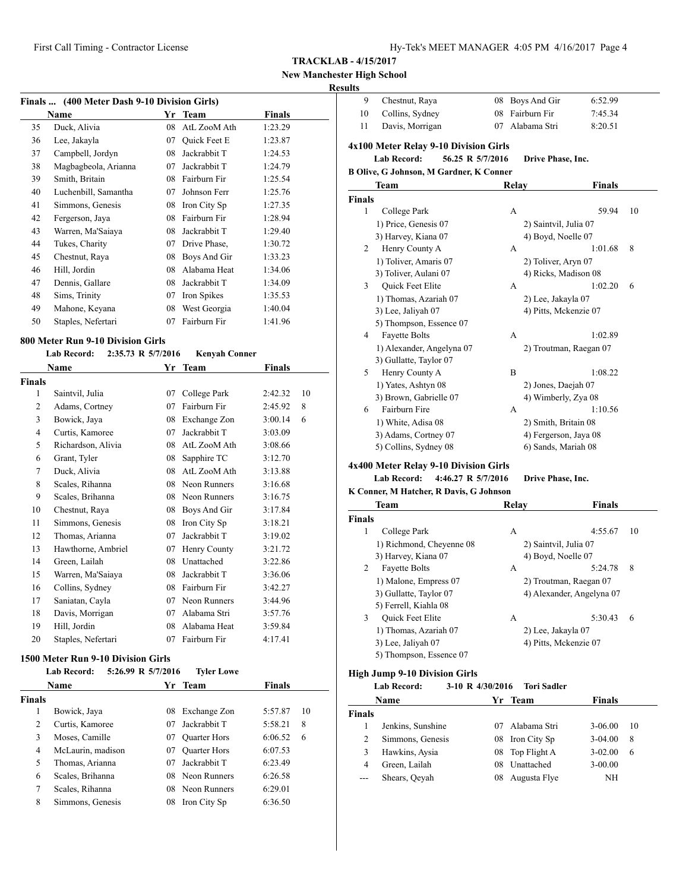**TRACKLAB - 4/15/2017**

**New Manchester High School**

**Results**

### Finals ... (400 Meter Dash 9-10 Division Girls)

| | Name | Yr | Team | Finals |
|---|---|---|---|---|
| 35 | Duck, Alivia | 08 | AtL ZooM Ath | 1:23.29 |
| 36 | Lee, Jakayla | 07 | Quick Feet E | 1:23.87 |
| 37 | Campbell, Jordyn | 08 | Jackrabbit T | 1:24.53 |
| 38 | Magbagbeola, Arianna | 07 | Jackrabbit T | 1:24.79 |
| 39 | Smith, Britain | 08 | Fairburn Fir | 1:25.54 |
| 40 | Luchenbill, Samantha | 07 | Johnson Ferr | 1:25.76 |
| 41 | Simmons, Genesis | 08 | Iron City Sp | 1:27.35 |
| 42 | Fergerson, Jaya | 08 | Fairburn Fir | 1:28.94 |
| 43 | Warren, Ma'Saiaya | 08 | Jackrabbit T | 1:29.40 |
| 44 | Tukes, Charity | 07 | Drive Phase, | 1:30.72 |
| 45 | Chestnut, Raya | 08 | Boys And Gir | 1:33.23 |
| 46 | Hill, Jordin | 08 | Alabama Heat | 1:34.06 |
| 47 | Dennis, Gallare | 08 | Jackrabbit T | 1:34.09 |
| 48 | Sims, Trinity | 07 | Iron Spikes | 1:35.53 |
| 49 | Mahone, Keyana | 08 | West Georgia | 1:40.04 |
| 50 | Staples, Nefertari | 07 | Fairburn Fir | 1:41.96 |

### 800 Meter Run 9-10 Division Girls

**Lab Record:** 2:35.73 R 5/7/2016 **Kenyah Conner**

| | Name | Yr | Team | Finals | |
|---|---|---|---|---|---|
| **Finals** | | | | | |
| 1 | Saintvil, Julia | 07 | College Park | 2:42.32 | 10 |
| 2 | Adams, Cortney | 07 | Fairburn Fir | 2:45.92 | 8 |
| 3 | Bowick, Jaya | 08 | Exchange Zon | 3:00.14 | 6 |
| 4 | Curtis, Kamoree | 07 | Jackrabbit T | 3:03.09 | |
| 5 | Richardson, Alivia | 08 | AtL ZooM Ath | 3:08.66 | |
| 6 | Grant, Tyler | 08 | Sapphire TC | 3:12.70 | |
| 7 | Duck, Alivia | 08 | AtL ZooM Ath | 3:13.88 | |
| 8 | Scales, Rihanna | 08 | Neon Runners | 3:16.68 | |
| 9 | Scales, Brihanna | 08 | Neon Runners | 3:16.75 | |
| 10 | Chestnut, Raya | 08 | Boys And Gir | 3:17.84 | |
| 11 | Simmons, Genesis | 08 | Iron City Sp | 3:18.21 | |
| 12 | Thomas, Arianna | 07 | Jackrabbit T | 3:19.02 | |
| 13 | Hawthorne, Ambriel | 07 | Henry County | 3:21.72 | |
| 14 | Green, Lailah | 08 | Unattached | 3:22.86 | |
| 15 | Warren, Ma'Saiaya | 08 | Jackrabbit T | 3:36.06 | |
| 16 | Collins, Sydney | 08 | Fairburn Fir | 3:42.27 | |
| 17 | Saniatan, Cayla | 07 | Neon Runners | 3:44.96 | |
| 18 | Davis, Morrigan | 07 | Alabama Stri | 3:57.76 | |
| 19 | Hill, Jordin | 08 | Alabama Heat | 3:59.84 | |
| 20 | Staples, Nefertari | 07 | Fairburn Fir | 4:17.41 | |

### 1500 Meter Run 9-10 Division Girls

**Lab Record:** 5:26.99 R 5/7/2016 **Tyler Lowe**

| | Name | Yr | Team | Finals | |
|---|---|---|---|---|---|
| **Finals** | | | | | |
| 1 | Bowick, Jaya | 08 | Exchange Zon | 5:57.87 | 10 |
| 2 | Curtis, Kamoree | 07 | Jackrabbit T | 5:58.21 | 8 |
| 3 | Moses, Camille | 07 | Quarter Hors | 6:06.52 | 6 |
| 4 | McLaurin, madison | 07 | Quarter Hors | 6:07.53 | |
| 5 | Thomas, Arianna | 07 | Jackrabbit T | 6:23.49 | |
| 6 | Scales, Brihanna | 08 | Neon Runners | 6:26.58 | |
| 7 | Scales, Rihanna | 08 | Neon Runners | 6:29.01 | |
| 8 | Simmons, Genesis | 08 | Iron City Sp | 6:36.50 | |
| 9 | Chestnut, Raya | 08 | Boys And Gir | 6:52.99 | |
| 10 | Collins, Sydney | 08 | Fairburn Fir | 7:45.34 | |
| 11 | Davis, Morrigan | 07 | Alabama Stri | 8:20.51 | |

### 4x100 Meter Relay 9-10 Division Girls

**Lab Record:** 56.25 R 5/7/2016 **Drive Phase, Inc.**

**B Olive, G Johnson, M Gardner, K Conner**

| | Team | Relay | Finals | |
|---|---|---|---|---|
| **Finals** | | | | |
| 1 | College Park | A | 59.94 | 10 |
| | 1) Price, Genesis 07 | 2) Saintvil, Julia 07 | | |
| | 3) Harvey, Kiana 07 | 4) Boyd, Noelle 07 | | |
| 2 | Henry County A | A | 1:01.68 | 8 |
| | 1) Toliver, Amaris 07 | 2) Toliver, Aryn 07 | | |
| | 3) Toliver, Aulani 07 | 4) Ricks, Madison 08 | | |
| 3 | Quick Feet Elite | A | 1:02.20 | 6 |
| | 1) Thomas, Azariah 07 | 2) Lee, Jakayla 07 | | |
| | 3) Lee, Jaliyah 07 | 4) Pitts, Mckenzie 07 | | |
| | 5) Thompson, Essence 07 | | | |
| 4 | Fayette Bolts | A | 1:02.89 | |
| | 1) Alexander, Angelyna 07 | 2) Troutman, Raegan 07 | | |
| | 3) Gullatte, Taylor 07 | | | |
| 5 | Henry County A | B | 1:08.22 | |
| | 1) Yates, Ashtyn 08 | 2) Jones, Daejah 07 | | |
| | 3) Brown, Gabrielle 07 | 4) Wimberly, Zya 08 | | |
| 6 | Fairburn Fire | A | 1:10.56 | |
| | 1) White, Adisa 08 | 2) Smith, Britain 08 | | |
| | 3) Adams, Cortney 07 | 4) Fergerson, Jaya 08 | | |
| | 5) Collins, Sydney 08 | 6) Sands, Mariah 08 | | |

### 4x400 Meter Relay 9-10 Division Girls

**Lab Record:** 4:46.27 R 5/7/2016 **Drive Phase, Inc.**

**K Conner, M Hatcher, R Davis, G Johnson**

| | Team | Relay | Finals | |
|---|---|---|---|---|
| **Finals** | | | | |
| 1 | College Park | A | 4:55.67 | 10 |
| | 1) Richmond, Cheyenne 08 | 2) Saintvil, Julia 07 | | |
| | 3) Harvey, Kiana 07 | 4) Boyd, Noelle 07 | | |
| 2 | Fayette Bolts | A | 5:24.78 | 8 |
| | 1) Malone, Empress 07 | 2) Troutman, Raegan 07 | | |
| | 3) Gullatte, Taylor 07 | 4) Alexander, Angelyna 07 | | |
| | 5) Ferrell, Kiahla 08 | | | |
| 3 | Quick Feet Elite | A | 5:30.43 | 6 |
| | 1) Thomas, Azariah 07 | 2) Lee, Jakayla 07 | | |
| | 3) Lee, Jaliyah 07 | 4) Pitts, Mckenzie 07 | | |
| | 5) Thompson, Essence 07 | | | |

### High Jump 9-10 Division Girls

**Lab Record:** 3-10 R 4/30/2016 **Tori Sadler**

| | Name | Yr | Team | Finals | |
|---|---|---|---|---|---|
| **Finals** | | | | | |
| 1 | Jenkins, Sunshine | 07 | Alabama Stri | 3-06.00 | 10 |
| 2 | Simmons, Genesis | 08 | Iron City Sp | 3-04.00 | 8 |
| 3 | Hawkins, Aysia | 08 | Top Flight A | 3-02.00 | 6 |
| 4 | Green, Lailah | 08 | Unattached | 3-00.00 | |
| --- | Shears, Qeyah | 08 | Augusta Flye | NH | |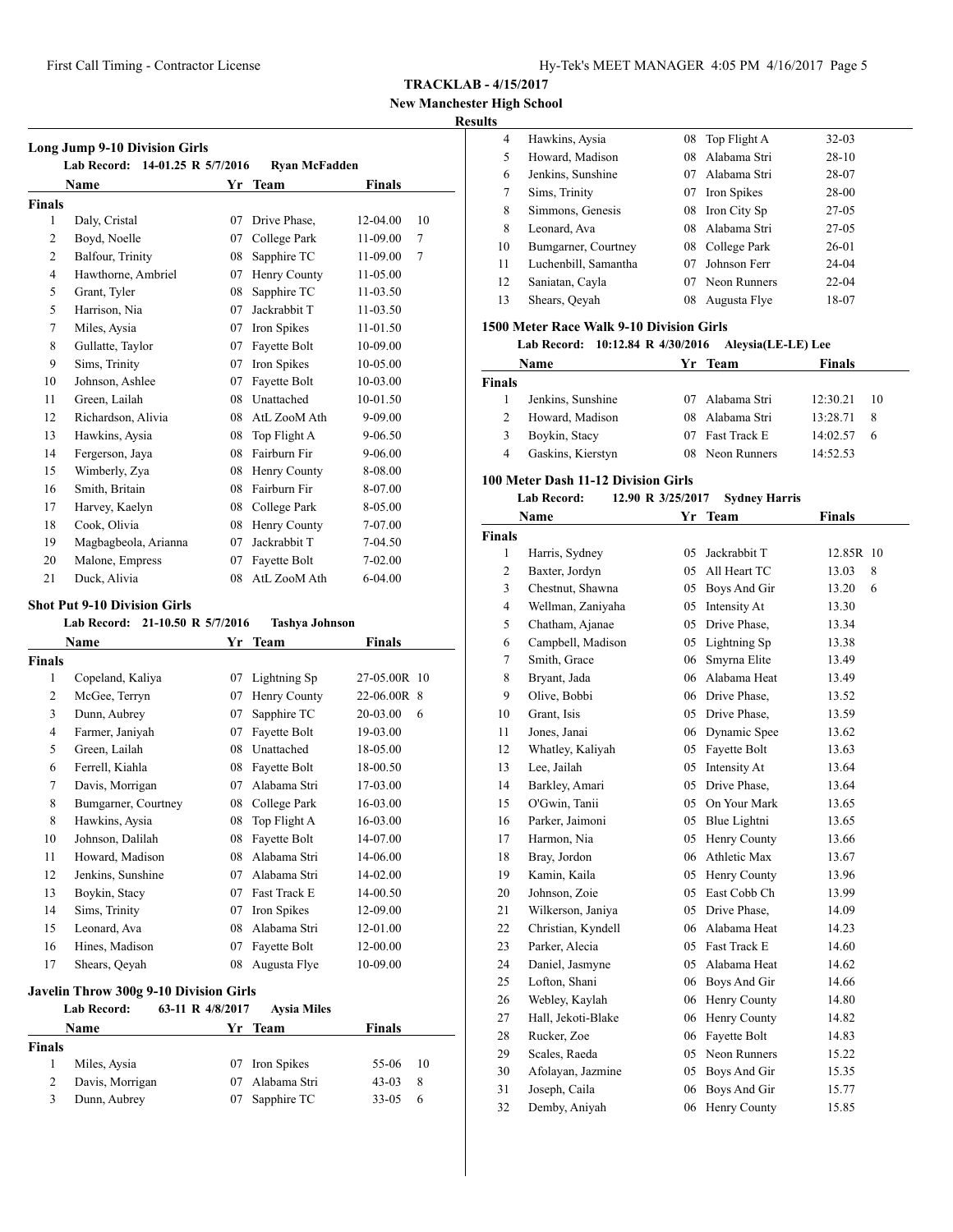**TRACKLAB - 4/15/2017**
**New Manchester High School**
**Results**

### Long Jump 9-10 Division Girls

Lab Record: 14-01.25 R 5/7/2016 Ryan McFadden

| | Name | Yr | Team | Finals | |
|---|---|---|---|---|---|
| **Finals** | | | | | |
| 1 | Daly, Cristal | 07 | Drive Phase, | 12-04.00 | 10 |
| 2 | Boyd, Noelle | 07 | College Park | 11-09.00 | 7 |
| 2 | Balfour, Trinity | 08 | Sapphire TC | 11-09.00 | 7 |
| 4 | Hawthorne, Ambriel | 07 | Henry County | 11-05.00 | |
| 5 | Grant, Tyler | 08 | Sapphire TC | 11-03.50 | |
| 5 | Harrison, Nia | 07 | Jackrabbit T | 11-03.50 | |
| 7 | Miles, Aysia | 07 | Iron Spikes | 11-01.50 | |
| 8 | Gullatte, Taylor | 07 | Fayette Bolt | 10-09.00 | |
| 9 | Sims, Trinity | 07 | Iron Spikes | 10-05.00 | |
| 10 | Johnson, Ashlee | 07 | Fayette Bolt | 10-03.00 | |
| 11 | Green, Lailah | 08 | Unattached | 10-01.50 | |
| 12 | Richardson, Alivia | 08 | AtL ZooM Ath | 9-09.00 | |
| 13 | Hawkins, Aysia | 08 | Top Flight A | 9-06.50 | |
| 14 | Fergerson, Jaya | 08 | Fairburn Fir | 9-06.00 | |
| 15 | Wimberly, Zya | 08 | Henry County | 8-08.00 | |
| 16 | Smith, Britain | 08 | Fairburn Fir | 8-07.00 | |
| 17 | Harvey, Kaelyn | 08 | College Park | 8-05.00 | |
| 18 | Cook, Olivia | 08 | Henry County | 7-07.00 | |
| 19 | Magbagbeola, Arianna | 07 | Jackrabbit T | 7-04.50 | |
| 20 | Malone, Empress | 07 | Fayette Bolt | 7-02.00 | |
| 21 | Duck, Alivia | 08 | AtL ZooM Ath | 6-04.00 | |

### Shot Put 9-10 Division Girls

Lab Record: 21-10.50 R 5/7/2016 Tashya Johnson

| | Name | Yr | Team | Finals | |
|---|---|---|---|---|---|
| **Finals** | | | | | |
| 1 | Copeland, Kaliya | 07 | Lightning Sp | 27-05.00R | 10 |
| 2 | McGee, Terryn | 07 | Henry County | 22-06.00R | 8 |
| 3 | Dunn, Aubrey | 07 | Sapphire TC | 20-03.00 | 6 |
| 4 | Farmer, Janiyah | 07 | Fayette Bolt | 19-03.00 | |
| 5 | Green, Lailah | 08 | Unattached | 18-05.00 | |
| 6 | Ferrell, Kiahla | 08 | Fayette Bolt | 18-00.50 | |
| 7 | Davis, Morrigan | 07 | Alabama Stri | 17-03.00 | |
| 8 | Bumgarner, Courtney | 08 | College Park | 16-03.00 | |
| 8 | Hawkins, Aysia | 08 | Top Flight A | 16-03.00 | |
| 10 | Johnson, Dalilah | 08 | Fayette Bolt | 14-07.00 | |
| 11 | Howard, Madison | 08 | Alabama Stri | 14-06.00 | |
| 12 | Jenkins, Sunshine | 07 | Alabama Stri | 14-02.00 | |
| 13 | Boykin, Stacy | 07 | Fast Track E | 14-00.50 | |
| 14 | Sims, Trinity | 07 | Iron Spikes | 12-09.00 | |
| 15 | Leonard, Ava | 08 | Alabama Stri | 12-01.00 | |
| 16 | Hines, Madison | 07 | Fayette Bolt | 12-00.00 | |
| 17 | Shears, Qeyah | 08 | Augusta Flye | 10-09.00 | |

### Javelin Throw 300g 9-10 Division Girls

Lab Record: 63-11 R 4/8/2017 Aysia Miles

| | Name | Yr | Team | Finals | |
|---|---|---|---|---|---|
| **Finals** | | | | | |
| 1 | Miles, Aysia | 07 | Iron Spikes | 55-06 | 10 |
| 2 | Davis, Morrigan | 07 | Alabama Stri | 43-03 | 8 |
| 3 | Dunn, Aubrey | 07 | Sapphire TC | 33-05 | 6 |
| 4 | Hawkins, Aysia | 08 | Top Flight A | 32-03 | |
| 5 | Howard, Madison | 08 | Alabama Stri | 28-10 | |
| 6 | Jenkins, Sunshine | 07 | Alabama Stri | 28-07 | |
| 7 | Sims, Trinity | 07 | Iron Spikes | 28-00 | |
| 8 | Simmons, Genesis | 08 | Iron City Sp | 27-05 | |
| 8 | Leonard, Ava | 08 | Alabama Stri | 27-05 | |
| 10 | Bumgarner, Courtney | 08 | College Park | 26-01 | |
| 11 | Luchenbill, Samantha | 07 | Johnson Ferr | 24-04 | |
| 12 | Saniatan, Cayla | 07 | Neon Runners | 22-04 | |
| 13 | Shears, Qeyah | 08 | Augusta Flye | 18-07 | |

### 1500 Meter Race Walk 9-10 Division Girls

Lab Record: 10:12.84 R 4/30/2016 Aleysia(LE-LE) Lee

| | Name | Yr | Team | Finals | |
|---|---|---|---|---|---|
| **Finals** | | | | | |
| 1 | Jenkins, Sunshine | 07 | Alabama Stri | 12:30.21 | 10 |
| 2 | Howard, Madison | 08 | Alabama Stri | 13:28.71 | 8 |
| 3 | Boykin, Stacy | 07 | Fast Track E | 14:02.57 | 6 |
| 4 | Gaskins, Kierstyn | 08 | Neon Runners | 14:52.53 | |

### 100 Meter Dash 11-12 Division Girls

Lab Record: 12.90 R 3/25/2017 Sydney Harris

| | Name | Yr | Team | Finals | |
|---|---|---|---|---|---|
| **Finals** | | | | | |
| 1 | Harris, Sydney | 05 | Jackrabbit T | 12.85R | 10 |
| 2 | Baxter, Jordyn | 05 | All Heart TC | 13.03 | 8 |
| 3 | Chestnut, Shawna | 05 | Boys And Gir | 13.20 | 6 |
| 4 | Wellman, Zaniyaha | 05 | Intensity At | 13.30 | |
| 5 | Chatham, Ajanae | 05 | Drive Phase, | 13.34 | |
| 6 | Campbell, Madison | 05 | Lightning Sp | 13.38 | |
| 7 | Smith, Grace | 06 | Smyrna Elite | 13.49 | |
| 8 | Bryant, Jada | 06 | Alabama Heat | 13.49 | |
| 9 | Olive, Bobbi | 06 | Drive Phase, | 13.52 | |
| 10 | Grant, Isis | 05 | Drive Phase, | 13.59 | |
| 11 | Jones, Janai | 06 | Dynamic Spee | 13.62 | |
| 12 | Whatley, Kaliyah | 05 | Fayette Bolt | 13.63 | |
| 13 | Lee, Jailah | 05 | Intensity At | 13.64 | |
| 14 | Barkley, Amari | 05 | Drive Phase, | 13.64 | |
| 15 | O'Gwin, Tanii | 05 | On Your Mark | 13.65 | |
| 16 | Parker, Jaimoni | 05 | Blue Lightni | 13.65 | |
| 17 | Harmon, Nia | 05 | Henry County | 13.66 | |
| 18 | Bray, Jordon | 06 | Athletic Max | 13.67 | |
| 19 | Kamin, Kaila | 05 | Henry County | 13.96 | |
| 20 | Johnson, Zoie | 05 | East Cobb Ch | 13.99 | |
| 21 | Wilkerson, Janiya | 05 | Drive Phase, | 14.09 | |
| 22 | Christian, Kyndell | 06 | Alabama Heat | 14.23 | |
| 23 | Parker, Alecia | 05 | Fast Track E | 14.60 | |
| 24 | Daniel, Jasmyne | 05 | Alabama Heat | 14.62 | |
| 25 | Lofton, Shani | 06 | Boys And Gir | 14.66 | |
| 26 | Webley, Kaylah | 06 | Henry County | 14.80 | |
| 27 | Hall, Jekoti-Blake | 06 | Henry County | 14.82 | |
| 28 | Rucker, Zoe | 06 | Fayette Bolt | 14.83 | |
| 29 | Scales, Raeda | 05 | Neon Runners | 15.22 | |
| 30 | Afolayan, Jazmine | 05 | Boys And Gir | 15.35 | |
| 31 | Joseph, Caila | 06 | Boys And Gir | 15.77 | |
| 32 | Demby, Aniyah | 06 | Henry County | 15.85 | |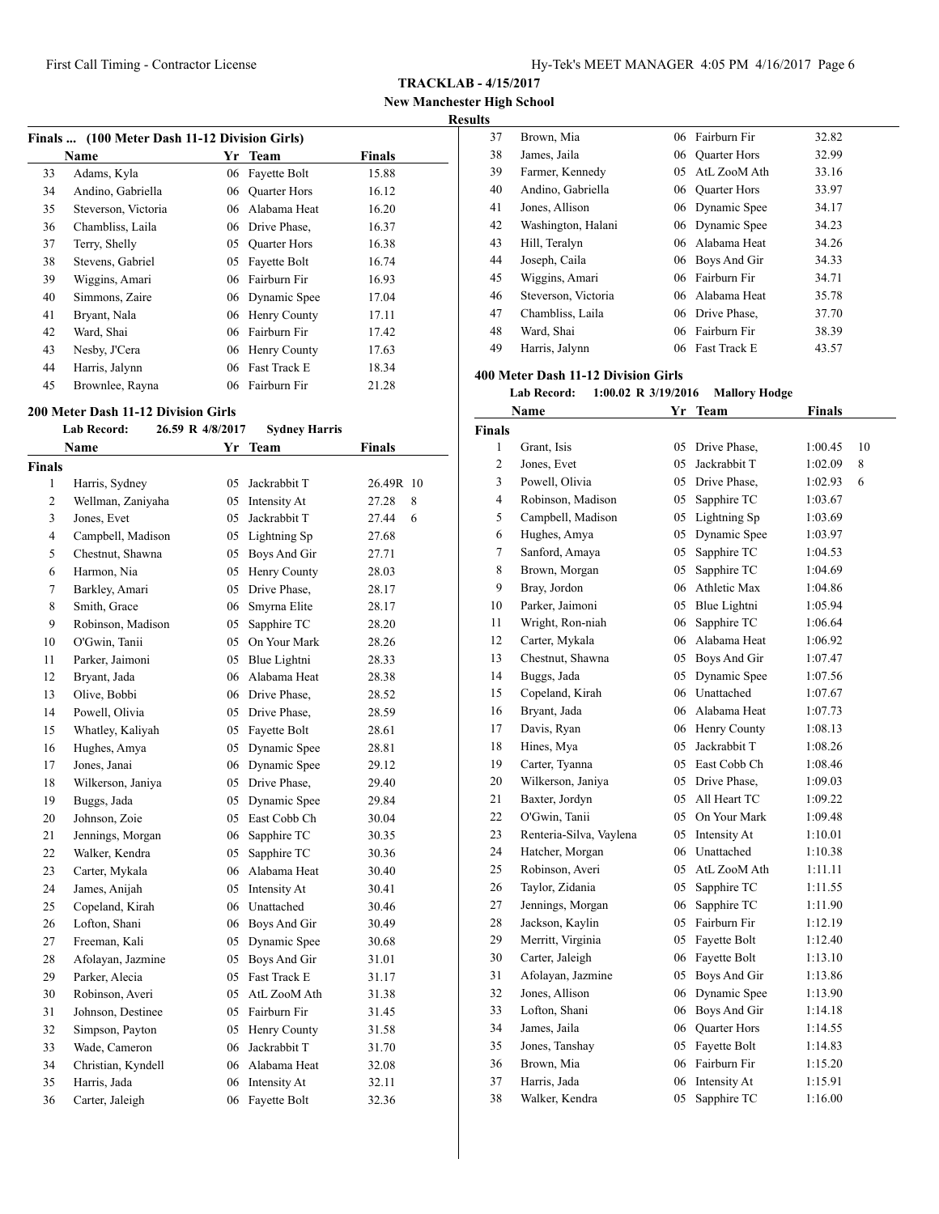**TRACKLAB - 4/15/2017**
**New Manchester High School**
**Results**

### Finals ... (100 Meter Dash 11-12 Division Girls)

| | Name | Yr | Team | Finals |
|---|---|---|---|---|
| 33 | Adams, Kyla | 06 | Fayette Bolt | 15.88 |
| 34 | Andino, Gabriella | 06 | Quarter Hors | 16.12 |
| 35 | Steverson, Victoria | 06 | Alabama Heat | 16.20 |
| 36 | Chambliss, Laila | 06 | Drive Phase, | 16.37 |
| 37 | Terry, Shelly | 05 | Quarter Hors | 16.38 |
| 38 | Stevens, Gabriel | 05 | Fayette Bolt | 16.74 |
| 39 | Wiggins, Amari | 06 | Fairburn Fir | 16.93 |
| 40 | Simmons, Zaire | 06 | Dynamic Spee | 17.04 |
| 41 | Bryant, Nala | 06 | Henry County | 17.11 |
| 42 | Ward, Shai | 06 | Fairburn Fir | 17.42 |
| 43 | Nesby, J'Cera | 06 | Henry County | 17.63 |
| 44 | Harris, Jalynn | 06 | Fast Track E | 18.34 |
| 45 | Brownlee, Rayna | 06 | Fairburn Fir | 21.28 |

### 200 Meter Dash 11-12 Division Girls

**Lab Record:** 26.59 R 4/8/2017 **Sydney Harris**

| | Name | Yr | Team | Finals | |
|---|---|---|---|---|---|
| **Finals** | | | | | |
| 1 | Harris, Sydney | 05 | Jackrabbit T | 26.49R | 10 |
| 2 | Wellman, Zaniyaha | 05 | Intensity At | 27.28 | 8 |
| 3 | Jones, Evet | 05 | Jackrabbit T | 27.44 | 6 |
| 4 | Campbell, Madison | 05 | Lightning Sp | 27.68 | |
| 5 | Chestnut, Shawna | 05 | Boys And Gir | 27.71 | |
| 6 | Harmon, Nia | 05 | Henry County | 28.03 | |
| 7 | Barkley, Amari | 05 | Drive Phase, | 28.17 | |
| 8 | Smith, Grace | 06 | Smyrna Elite | 28.17 | |
| 9 | Robinson, Madison | 05 | Sapphire TC | 28.20 | |
| 10 | O'Gwin, Tanii | 05 | On Your Mark | 28.26 | |
| 11 | Parker, Jaimoni | 05 | Blue Lightni | 28.33 | |
| 12 | Bryant, Jada | 06 | Alabama Heat | 28.38 | |
| 13 | Olive, Bobbi | 06 | Drive Phase, | 28.52 | |
| 14 | Powell, Olivia | 05 | Drive Phase, | 28.59 | |
| 15 | Whatley, Kaliyah | 05 | Fayette Bolt | 28.61 | |
| 16 | Hughes, Amya | 05 | Dynamic Spee | 28.81 | |
| 17 | Jones, Janai | 06 | Dynamic Spee | 29.12 | |
| 18 | Wilkerson, Janiya | 05 | Drive Phase, | 29.40 | |
| 19 | Buggs, Jada | 05 | Dynamic Spee | 29.84 | |
| 20 | Johnson, Zoie | 05 | East Cobb Ch | 30.04 | |
| 21 | Jennings, Morgan | 06 | Sapphire TC | 30.35 | |
| 22 | Walker, Kendra | 05 | Sapphire TC | 30.36 | |
| 23 | Carter, Mykala | 06 | Alabama Heat | 30.40 | |
| 24 | James, Anijah | 05 | Intensity At | 30.41 | |
| 25 | Copeland, Kirah | 06 | Unattached | 30.46 | |
| 26 | Lofton, Shani | 06 | Boys And Gir | 30.49 | |
| 27 | Freeman, Kali | 05 | Dynamic Spee | 30.68 | |
| 28 | Afolayan, Jazmine | 05 | Boys And Gir | 31.01 | |
| 29 | Parker, Alecia | 05 | Fast Track E | 31.17 | |
| 30 | Robinson, Averi | 05 | AtL ZooM Ath | 31.38 | |
| 31 | Johnson, Destinee | 05 | Fairburn Fir | 31.45 | |
| 32 | Simpson, Payton | 05 | Henry County | 31.58 | |
| 33 | Wade, Cameron | 06 | Jackrabbit T | 31.70 | |
| 34 | Christian, Kyndell | 06 | Alabama Heat | 32.08 | |
| 35 | Harris, Jada | 06 | Intensity At | 32.11 | |
| 36 | Carter, Jaleigh | 06 | Fayette Bolt | 32.36 | |
| 37 | Brown, Mia | 06 | Fairburn Fir | 32.82 | |
| 38 | James, Jaila | 06 | Quarter Hors | 32.99 | |
| 39 | Farmer, Kennedy | 05 | AtL ZooM Ath | 33.16 | |
| 40 | Andino, Gabriella | 06 | Quarter Hors | 33.97 | |
| 41 | Jones, Allison | 06 | Dynamic Spee | 34.17 | |
| 42 | Washington, Halani | 06 | Dynamic Spee | 34.23 | |
| 43 | Hill, Teralyn | 06 | Alabama Heat | 34.26 | |
| 44 | Joseph, Caila | 06 | Boys And Gir | 34.33 | |
| 45 | Wiggins, Amari | 06 | Fairburn Fir | 34.71 | |
| 46 | Steverson, Victoria | 06 | Alabama Heat | 35.78 | |
| 47 | Chambliss, Laila | 06 | Drive Phase, | 37.70 | |
| 48 | Ward, Shai | 06 | Fairburn Fir | 38.39 | |
| 49 | Harris, Jalynn | 06 | Fast Track E | 43.57 | |

### 400 Meter Dash 11-12 Division Girls

**Lab Record:** 1:00.02 R 3/19/2016 **Mallory Hodge**

| | Name | Yr | Team | Finals | |
|---|---|---|---|---|---|
| **Finals** | | | | | |
| 1 | Grant, Isis | 05 | Drive Phase, | 1:00.45 | 10 |
| 2 | Jones, Evet | 05 | Jackrabbit T | 1:02.09 | 8 |
| 3 | Powell, Olivia | 05 | Drive Phase, | 1:02.93 | 6 |
| 4 | Robinson, Madison | 05 | Sapphire TC | 1:03.67 | |
| 5 | Campbell, Madison | 05 | Lightning Sp | 1:03.69 | |
| 6 | Hughes, Amya | 05 | Dynamic Spee | 1:03.97 | |
| 7 | Sanford, Amaya | 05 | Sapphire TC | 1:04.53 | |
| 8 | Brown, Morgan | 05 | Sapphire TC | 1:04.69 | |
| 9 | Bray, Jordon | 06 | Athletic Max | 1:04.86 | |
| 10 | Parker, Jaimoni | 05 | Blue Lightni | 1:05.94 | |
| 11 | Wright, Ron-niah | 06 | Sapphire TC | 1:06.64 | |
| 12 | Carter, Mykala | 06 | Alabama Heat | 1:06.92 | |
| 13 | Chestnut, Shawna | 05 | Boys And Gir | 1:07.47 | |
| 14 | Buggs, Jada | 05 | Dynamic Spee | 1:07.56 | |
| 15 | Copeland, Kirah | 06 | Unattached | 1:07.67 | |
| 16 | Bryant, Jada | 06 | Alabama Heat | 1:07.73 | |
| 17 | Davis, Ryan | 06 | Henry County | 1:08.13 | |
| 18 | Hines, Mya | 05 | Jackrabbit T | 1:08.26 | |
| 19 | Carter, Tyanna | 05 | East Cobb Ch | 1:08.46 | |
| 20 | Wilkerson, Janiya | 05 | Drive Phase, | 1:09.03 | |
| 21 | Baxter, Jordyn | 05 | All Heart TC | 1:09.22 | |
| 22 | O'Gwin, Tanii | 05 | On Your Mark | 1:09.48 | |
| 23 | Renteria-Silva, Vaylena | 05 | Intensity At | 1:10.01 | |
| 24 | Hatcher, Morgan | 06 | Unattached | 1:10.38 | |
| 25 | Robinson, Averi | 05 | AtL ZooM Ath | 1:11.11 | |
| 26 | Taylor, Zidania | 05 | Sapphire TC | 1:11.55 | |
| 27 | Jennings, Morgan | 06 | Sapphire TC | 1:11.90 | |
| 28 | Jackson, Kaylin | 05 | Fairburn Fir | 1:12.19 | |
| 29 | Merritt, Virginia | 05 | Fayette Bolt | 1:12.40 | |
| 30 | Carter, Jaleigh | 06 | Fayette Bolt | 1:13.10 | |
| 31 | Afolayan, Jazmine | 05 | Boys And Gir | 1:13.86 | |
| 32 | Jones, Allison | 06 | Dynamic Spee | 1:13.90 | |
| 33 | Lofton, Shani | 06 | Boys And Gir | 1:14.18 | |
| 34 | James, Jaila | 06 | Quarter Hors | 1:14.55 | |
| 35 | Jones, Tanshay | 05 | Fayette Bolt | 1:14.83 | |
| 36 | Brown, Mia | 06 | Fairburn Fir | 1:15.20 | |
| 37 | Harris, Jada | 06 | Intensity At | 1:15.91 | |
| 38 | Walker, Kendra | 05 | Sapphire TC | 1:16.00 | |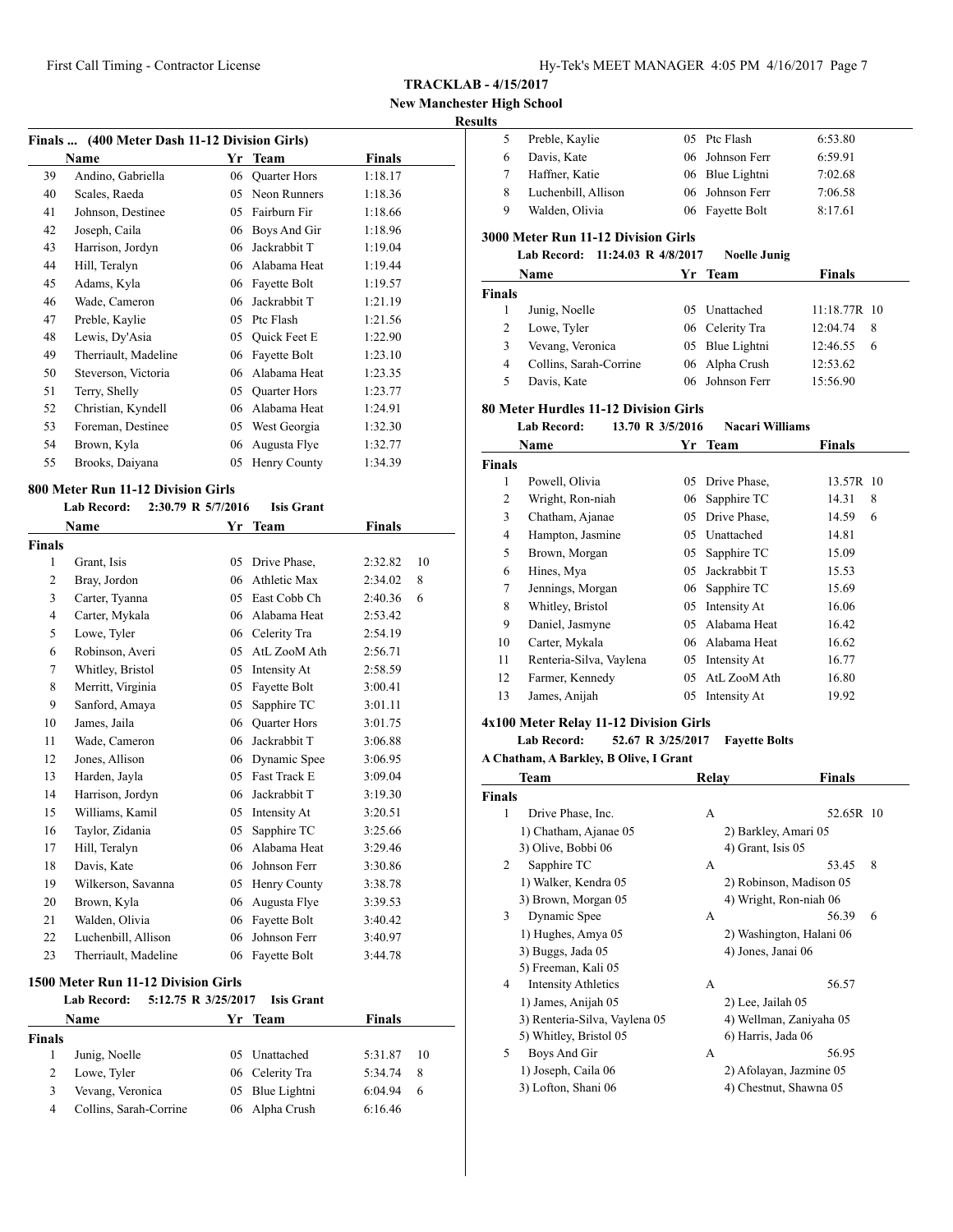**TRACKLAB - 4/15/2017**

**New Manchester High School**

**Results**

### Finals ... (400 Meter Dash 11-12 Division Girls)

| | Name | Yr | Team | Finals |
|---|---|---|---|---|
| 39 | Andino, Gabriella | 06 | Quarter Hors | 1:18.17 |
| 40 | Scales, Raeda | 05 | Neon Runners | 1:18.36 |
| 41 | Johnson, Destinee | 05 | Fairburn Fir | 1:18.66 |
| 42 | Joseph, Caila | 06 | Boys And Gir | 1:18.96 |
| 43 | Harrison, Jordyn | 06 | Jackrabbit T | 1:19.04 |
| 44 | Hill, Teralyn | 06 | Alabama Heat | 1:19.44 |
| 45 | Adams, Kyla | 06 | Fayette Bolt | 1:19.57 |
| 46 | Wade, Cameron | 06 | Jackrabbit T | 1:21.19 |
| 47 | Preble, Kaylie | 05 | Ptc Flash | 1:21.56 |
| 48 | Lewis, Dy'Asia | 05 | Quick Feet E | 1:22.90 |
| 49 | Therriault, Madeline | 06 | Fayette Bolt | 1:23.10 |
| 50 | Steverson, Victoria | 06 | Alabama Heat | 1:23.35 |
| 51 | Terry, Shelly | 05 | Quarter Hors | 1:23.77 |
| 52 | Christian, Kyndell | 06 | Alabama Heat | 1:24.91 |
| 53 | Foreman, Destinee | 05 | West Georgia | 1:32.30 |
| 54 | Brown, Kyla | 06 | Augusta Flye | 1:32.77 |
| 55 | Brooks, Daiyana | 05 | Henry County | 1:34.39 |

### 800 Meter Run 11-12 Division Girls

**Lab Record: 2:30.79 R 5/7/2016 Isis Grant**

| | Name | Yr | Team | Finals | |
|---|---|---|---|---|---|
| **Finals** | | | | | |
| 1 | Grant, Isis | 05 | Drive Phase, | 2:32.82 | 10 |
| 2 | Bray, Jordon | 06 | Athletic Max | 2:34.02 | 8 |
| 3 | Carter, Tyanna | 05 | East Cobb Ch | 2:40.36 | 6 |
| 4 | Carter, Mykala | 06 | Alabama Heat | 2:53.42 | |
| 5 | Lowe, Tyler | 06 | Celerity Tra | 2:54.19 | |
| 6 | Robinson, Averi | 05 | AtL ZooM Ath | 2:56.71 | |
| 7 | Whitley, Bristol | 05 | Intensity At | 2:58.59 | |
| 8 | Merritt, Virginia | 05 | Fayette Bolt | 3:00.41 | |
| 9 | Sanford, Amaya | 05 | Sapphire TC | 3:01.11 | |
| 10 | James, Jaila | 06 | Quarter Hors | 3:01.75 | |
| 11 | Wade, Cameron | 06 | Jackrabbit T | 3:06.88 | |
| 12 | Jones, Allison | 06 | Dynamic Spee | 3:06.95 | |
| 13 | Harden, Jayla | 05 | Fast Track E | 3:09.04 | |
| 14 | Harrison, Jordyn | 06 | Jackrabbit T | 3:19.30 | |
| 15 | Williams, Kamil | 05 | Intensity At | 3:20.51 | |
| 16 | Taylor, Zidania | 05 | Sapphire TC | 3:25.66 | |
| 17 | Hill, Teralyn | 06 | Alabama Heat | 3:29.46 | |
| 18 | Davis, Kate | 06 | Johnson Ferr | 3:30.86 | |
| 19 | Wilkerson, Savanna | 05 | Henry County | 3:38.78 | |
| 20 | Brown, Kyla | 06 | Augusta Flye | 3:39.53 | |
| 21 | Walden, Olivia | 06 | Fayette Bolt | 3:40.42 | |
| 22 | Luchenbill, Allison | 06 | Johnson Ferr | 3:40.97 | |
| 23 | Therriault, Madeline | 06 | Fayette Bolt | 3:44.78 | |

### 1500 Meter Run 11-12 Division Girls

**Lab Record: 5:12.75 R 3/25/2017 Isis Grant**

| | Name | Yr | Team | Finals | |
|---|---|---|---|---|---|
| **Finals** | | | | | |
| 1 | Junig, Noelle | 05 | Unattached | 5:31.87 | 10 |
| 2 | Lowe, Tyler | 06 | Celerity Tra | 5:34.74 | 8 |
| 3 | Vevang, Veronica | 05 | Blue Lightni | 6:04.94 | 6 |
| 4 | Collins, Sarah-Corrine | 06 | Alpha Crush | 6:16.46 | |
| 5 | Preble, Kaylie | 05 | Ptc Flash | 6:53.80 | |
| 6 | Davis, Kate | 06 | Johnson Ferr | 6:59.91 | |
| 7 | Haffner, Katie | 06 | Blue Lightni | 7:02.68 | |
| 8 | Luchenbill, Allison | 06 | Johnson Ferr | 7:06.58 | |
| 9 | Walden, Olivia | 06 | Fayette Bolt | 8:17.61 | |

### 3000 Meter Run 11-12 Division Girls

**Lab Record: 11:24.03 R 4/8/2017 Noelle Junig**

| | Name | Yr | Team | Finals | |
|---|---|---|---|---|---|
| **Finals** | | | | | |
| 1 | Junig, Noelle | 05 | Unattached | 11:18.77R | 10 |
| 2 | Lowe, Tyler | 06 | Celerity Tra | 12:04.74 | 8 |
| 3 | Vevang, Veronica | 05 | Blue Lightni | 12:46.55 | 6 |
| 4 | Collins, Sarah-Corrine | 06 | Alpha Crush | 12:53.62 | |
| 5 | Davis, Kate | 06 | Johnson Ferr | 15:56.90 | |

### 80 Meter Hurdles 11-12 Division Girls

**Lab Record: 13.70 R 3/5/2016 Nacari Williams**

| | Name | Yr | Team | Finals | |
|---|---|---|---|---|---|
| **Finals** | | | | | |
| 1 | Powell, Olivia | 05 | Drive Phase, | 13.57R | 10 |
| 2 | Wright, Ron-niah | 06 | Sapphire TC | 14.31 | 8 |
| 3 | Chatham, Ajanae | 05 | Drive Phase, | 14.59 | 6 |
| 4 | Hampton, Jasmine | 05 | Unattached | 14.81 | |
| 5 | Brown, Morgan | 05 | Sapphire TC | 15.09 | |
| 6 | Hines, Mya | 05 | Jackrabbit T | 15.53 | |
| 7 | Jennings, Morgan | 06 | Sapphire TC | 15.69 | |
| 8 | Whitley, Bristol | 05 | Intensity At | 16.06 | |
| 9 | Daniel, Jasmyne | 05 | Alabama Heat | 16.42 | |
| 10 | Carter, Mykala | 06 | Alabama Heat | 16.62 | |
| 11 | Renteria-Silva, Vaylena | 05 | Intensity At | 16.77 | |
| 12 | Farmer, Kennedy | 05 | AtL ZooM Ath | 16.80 | |
| 13 | James, Anijah | 05 | Intensity At | 19.92 | |

### 4x100 Meter Relay 11-12 Division Girls

**Lab Record: 52.67 R 3/25/2017 Fayette Bolts**

**A Chatham, A Barkley, B Olive, I Grant**

| | Team | Relay | Finals | |
|---|---|---|---|---|
| **Finals** | | | | |
| 1 | Drive Phase, Inc. | A | 52.65R | 10 |
| | 1) Chatham, Ajanae 05 | 2) Barkley, Amari 05 | | |
| | 3) Olive, Bobbi 06 | 4) Grant, Isis 05 | | |
| 2 | Sapphire TC | A | 53.45 | 8 |
| | 1) Walker, Kendra 05 | 2) Robinson, Madison 05 | | |
| | 3) Brown, Morgan 05 | 4) Wright, Ron-niah 06 | | |
| 3 | Dynamic Spee | A | 56.39 | 6 |
| | 1) Hughes, Amya 05 | 2) Washington, Halani 06 | | |
| | 3) Buggs, Jada 05 | 4) Jones, Janai 06 | | |
| | 5) Freeman, Kali 05 | | | |
| 4 | Intensity Athletics | A | 56.57 | |
| | 1) James, Anijah 05 | 2) Lee, Jailah 05 | | |
| | 3) Renteria-Silva, Vaylena 05 | 4) Wellman, Zaniyaha 05 | | |
| | 5) Whitley, Bristol 05 | 6) Harris, Jada 06 | | |
| 5 | Boys And Gir | A | 56.95 | |
| | 1) Joseph, Caila 06 | 2) Afolayan, Jazmine 05 | | |
| | 3) Lofton, Shani 06 | 4) Chestnut, Shawna 05 | | |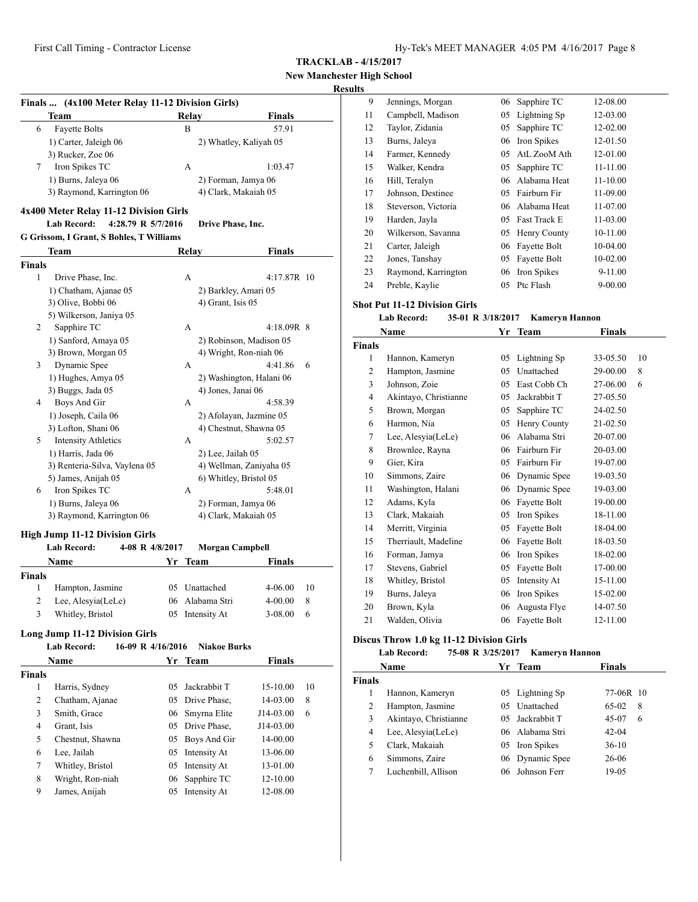**TRACKLAB - 4/15/2017**

**New Manchester High School**

**Results**

### Finals ... (4x100 Meter Relay 11-12 Division Girls)

| | Team | Relay | Finals | |
|---|---|---|---|---|
| 6 | Fayette Bolts | B | 57.91 | |
| | 1) Carter, Jaleigh 06 | 2) Whatley, Kaliyah 05 | | |
| | 3) Rucker, Zoe 06 | | | |
| 7 | Iron Spikes TC | A | 1:03.47 | |
| | 1) Burns, Jaleya 06 | 2) Forman, Jamya 06 | | |
| | 3) Raymond, Karrington 06 | 4) Clark, Makaiah 05 | | |

### 4x400 Meter Relay 11-12 Division Girls

**Lab Record:** 4:28.79 R 5/7/2016 Drive Phase, Inc.

G Grissom, I Grant, S Bohles, T Williams

| | Team | Relay | Finals | |
|---|---|---|---|---|
| **Finals** | | | | |
| 1 | Drive Phase, Inc. | A | 4:17.87R | 10 |
| | 1) Chatham, Ajanae 05 | 2) Barkley, Amari 05 | | |
| | 3) Olive, Bobbi 06 | 4) Grant, Isis 05 | | |
| | 5) Wilkerson, Janiya 05 | | | |
| 2 | Sapphire TC | A | 4:18.09R | 8 |
| | 1) Sanford, Amaya 05 | 2) Robinson, Madison 05 | | |
| | 3) Brown, Morgan 05 | 4) Wright, Ron-niah 06 | | |
| 3 | Dynamic Spee | A | 4:41.86 | 6 |
| | 1) Hughes, Amya 05 | 2) Washington, Halani 06 | | |
| | 3) Buggs, Jada 05 | 4) Jones, Janai 06 | | |
| 4 | Boys And Gir | A | 4:58.39 | |
| | 1) Joseph, Caila 06 | 2) Afolayan, Jazmine 05 | | |
| | 3) Lofton, Shani 06 | 4) Chestnut, Shawna 05 | | |
| 5 | Intensity Athletics | A | 5:02.57 | |
| | 1) Harris, Jada 06 | 2) Lee, Jailah 05 | | |
| | 3) Renteria-Silva, Vaylena 05 | 4) Wellman, Zaniyaha 05 | | |
| | 5) James, Anijah 05 | 6) Whitley, Bristol 05 | | |
| 6 | Iron Spikes TC | A | 5:48.01 | |
| | 1) Burns, Jaleya 06 | 2) Forman, Jamya 06 | | |
| | 3) Raymond, Karrington 06 | 4) Clark, Makaiah 05 | | |

### High Jump 11-12 Division Girls

**Lab Record:** 4-08 R 4/8/2017 Morgan Campbell

| | Name | Yr | Team | Finals | |
|---|---|---|---|---|---|
| **Finals** | | | | | |
| 1 | Hampton, Jasmine | 05 | Unattached | 4-06.00 | 10 |
| 2 | Lee, Alesyia(LeLe) | 06 | Alabama Stri | 4-00.00 | 8 |
| 3 | Whitley, Bristol | 05 | Intensity At | 3-08.00 | 6 |

### Long Jump 11-12 Division Girls

**Lab Record:** 16-09 R 4/16/2016 Niakoe Burks

| | Name | Yr | Team | Finals | |
|---|---|---|---|---|---|
| **Finals** | | | | | |
| 1 | Harris, Sydney | 05 | Jackrabbit T | 15-10.00 | 10 |
| 2 | Chatham, Ajanae | 05 | Drive Phase, | 14-03.00 | 8 |
| 3 | Smith, Grace | 06 | Smyrna Elite | J14-03.00 | 6 |
| 4 | Grant, Isis | 05 | Drive Phase, | J14-03.00 | |
| 5 | Chestnut, Shawna | 05 | Boys And Gir | 14-00.00 | |
| 6 | Lee, Jailah | 05 | Intensity At | 13-06.00 | |
| 7 | Whitley, Bristol | 05 | Intensity At | 13-01.00 | |
| 8 | Wright, Ron-niah | 06 | Sapphire TC | 12-10.00 | |
| 9 | James, Anijah | 05 | Intensity At | 12-08.00 | |
| 9 | Jennings, Morgan | 06 | Sapphire TC | 12-08.00 | |
| 11 | Campbell, Madison | 05 | Lightning Sp | 12-03.00 | |
| 12 | Taylor, Zidania | 05 | Sapphire TC | 12-02.00 | |
| 13 | Burns, Jaleya | 06 | Iron Spikes | 12-01.50 | |
| 14 | Farmer, Kennedy | 05 | AtL ZooM Ath | 12-01.00 | |
| 15 | Walker, Kendra | 05 | Sapphire TC | 11-11.00 | |
| 16 | Hill, Teralyn | 06 | Alabama Heat | 11-10.00 | |
| 17 | Johnson, Destinee | 05 | Fairburn Fir | 11-09.00 | |
| 18 | Steverson, Victoria | 06 | Alabama Heat | 11-07.00 | |
| 19 | Harden, Jayla | 05 | Fast Track E | 11-03.00 | |
| 20 | Wilkerson, Savanna | 05 | Henry County | 10-11.00 | |
| 21 | Carter, Jaleigh | 06 | Fayette Bolt | 10-04.00 | |
| 22 | Jones, Tanshay | 05 | Fayette Bolt | 10-02.00 | |
| 23 | Raymond, Karrington | 06 | Iron Spikes | 9-11.00 | |
| 24 | Preble, Kaylie | 05 | Ptc Flash | 9-00.00 | |

### Shot Put 11-12 Division Girls

**Lab Record:** 35-01 R 3/18/2017 Kameryn Hannon

| | Name | Yr | Team | Finals | |
|---|---|---|---|---|---|
| **Finals** | | | | | |
| 1 | Hannon, Kameryn | 05 | Lightning Sp | 33-05.50 | 10 |
| 2 | Hampton, Jasmine | 05 | Unattached | 29-00.00 | 8 |
| 3 | Johnson, Zoie | 05 | East Cobb Ch | 27-06.00 | 6 |
| 4 | Akintayo, Christianne | 05 | Jackrabbit T | 27-05.50 | |
| 5 | Brown, Morgan | 05 | Sapphire TC | 24-02.50 | |
| 6 | Harmon, Nia | 05 | Henry County | 21-02.50 | |
| 7 | Lee, Alesyia(LeLe) | 06 | Alabama Stri | 20-07.00 | |
| 8 | Brownlee, Rayna | 06 | Fairburn Fir | 20-03.00 | |
| 9 | Gier, Kira | 05 | Fairburn Fir | 19-07.00 | |
| 10 | Simmons, Zaire | 06 | Dynamic Spee | 19-03.50 | |
| 11 | Washington, Halani | 06 | Dynamic Spee | 19-03.00 | |
| 12 | Adams, Kyla | 06 | Fayette Bolt | 19-00.00 | |
| 13 | Clark, Makaiah | 05 | Iron Spikes | 18-11.00 | |
| 14 | Merritt, Virginia | 05 | Fayette Bolt | 18-04.00 | |
| 15 | Therriault, Madeline | 06 | Fayette Bolt | 18-03.50 | |
| 16 | Forman, Jamya | 06 | Iron Spikes | 18-02.00 | |
| 17 | Stevens, Gabriel | 05 | Fayette Bolt | 17-00.00 | |
| 18 | Whitley, Bristol | 05 | Intensity At | 15-11.00 | |
| 19 | Burns, Jaleya | 06 | Iron Spikes | 15-02.00 | |
| 20 | Brown, Kyla | 06 | Augusta Flye | 14-07.50 | |
| 21 | Walden, Olivia | 06 | Fayette Bolt | 12-11.00 | |

### Discus Throw 1.0 kg 11-12 Division Girls

**Lab Record:** 75-08 R 3/25/2017 Kameryn Hannon

| | Name | Yr | Team | Finals | |
|---|---|---|---|---|---|
| **Finals** | | | | | |
| 1 | Hannon, Kameryn | 05 | Lightning Sp | 77-06R | 10 |
| 2 | Hampton, Jasmine | 05 | Unattached | 65-02 | 8 |
| 3 | Akintayo, Christianne | 05 | Jackrabbit T | 45-07 | 6 |
| 4 | Lee, Alesyia(LeLe) | 06 | Alabama Stri | 42-04 | |
| 5 | Clark, Makaiah | 05 | Iron Spikes | 36-10 | |
| 6 | Simmons, Zaire | 06 | Dynamic Spee | 26-06 | |
| 7 | Luchenbill, Allison | 06 | Johnson Ferr | 19-05 | |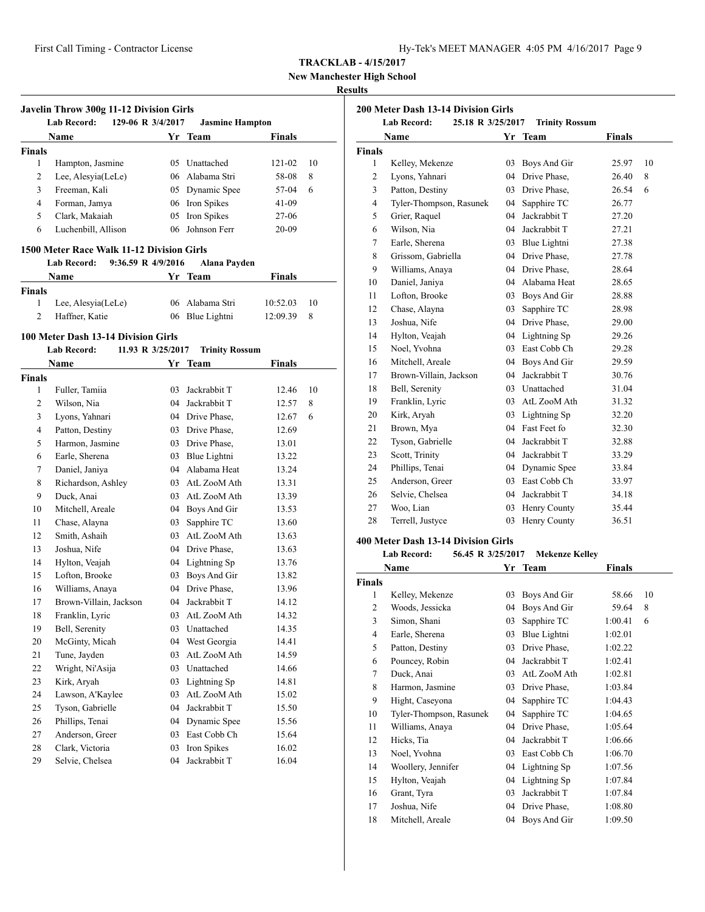**TRACKLAB - 4/15/2017**

**New Manchester High School**

**Results**

### Javelin Throw 300g 11-12 Division Girls

**Lab Record:** 129-06 R 3/4/2017 **Jasmine Hampton**

| | Name | Yr | Team | Finals | |
|---|---|---|---|---|---|
| **Finals** | | | | | |
| 1 | Hampton, Jasmine | 05 | Unattached | 121-02 | 10 |
| 2 | Lee, Alesyia(LeLe) | 06 | Alabama Stri | 58-08 | 8 |
| 3 | Freeman, Kali | 05 | Dynamic Spee | 57-04 | 6 |
| 4 | Forman, Jamya | 06 | Iron Spikes | 41-09 | |
| 5 | Clark, Makaiah | 05 | Iron Spikes | 27-06 | |
| 6 | Luchenbill, Allison | 06 | Johnson Ferr | 20-09 | |

### 1500 Meter Race Walk 11-12 Division Girls

**Lab Record:** 9:36.59 R 4/9/2016 **Alana Payden**

| | Name | Yr | Team | Finals | |
|---|---|---|---|---|---|
| **Finals** | | | | | |
| 1 | Lee, Alesyia(LeLe) | 06 | Alabama Stri | 10:52.03 | 10 |
| 2 | Haffner, Katie | 06 | Blue Lightni | 12:09.39 | 8 |

### 100 Meter Dash 13-14 Division Girls

**Lab Record:** 11.93 R 3/25/2017 **Trinity Rossum**

| | Name | Yr | Team | Finals | |
|---|---|---|---|---|---|
| **Finals** | | | | | |
| 1 | Fuller, Tamiia | 03 | Jackrabbit T | 12.46 | 10 |
| 2 | Wilson, Nia | 04 | Jackrabbit T | 12.57 | 8 |
| 3 | Lyons, Yahnari | 04 | Drive Phase, | 12.67 | 6 |
| 4 | Patton, Destiny | 03 | Drive Phase, | 12.69 | |
| 5 | Harmon, Jasmine | 03 | Drive Phase, | 13.01 | |
| 6 | Earle, Sherena | 03 | Blue Lightni | 13.22 | |
| 7 | Daniel, Janiya | 04 | Alabama Heat | 13.24 | |
| 8 | Richardson, Ashley | 03 | AtL ZooM Ath | 13.31 | |
| 9 | Duck, Anai | 03 | AtL ZooM Ath | 13.39 | |
| 10 | Mitchell, Areale | 04 | Boys And Gir | 13.53 | |
| 11 | Chase, Alayna | 03 | Sapphire TC | 13.60 | |
| 12 | Smith, Ashaih | 03 | AtL ZooM Ath | 13.63 | |
| 13 | Joshua, Nife | 04 | Drive Phase, | 13.63 | |
| 14 | Hylton, Veajah | 04 | Lightning Sp | 13.76 | |
| 15 | Lofton, Brooke | 03 | Boys And Gir | 13.82 | |
| 16 | Williams, Anaya | 04 | Drive Phase, | 13.96 | |
| 17 | Brown-Villain, Jackson | 04 | Jackrabbit T | 14.12 | |
| 18 | Franklin, Lyric | 03 | AtL ZooM Ath | 14.32 | |
| 19 | Bell, Serenity | 03 | Unattached | 14.35 | |
| 20 | McGinty, Micah | 04 | West Georgia | 14.41 | |
| 21 | Tune, Jayden | 03 | AtL ZooM Ath | 14.59 | |
| 22 | Wright, Ni'Asija | 03 | Unattached | 14.66 | |
| 23 | Kirk, Aryah | 03 | Lightning Sp | 14.81 | |
| 24 | Lawson, A'Kaylee | 03 | AtL ZooM Ath | 15.02 | |
| 25 | Tyson, Gabrielle | 04 | Jackrabbit T | 15.50 | |
| 26 | Phillips, Tenai | 04 | Dynamic Spee | 15.56 | |
| 27 | Anderson, Greer | 03 | East Cobb Ch | 15.64 | |
| 28 | Clark, Victoria | 03 | Iron Spikes | 16.02 | |
| 29 | Selvie, Chelsea | 04 | Jackrabbit T | 16.04 | |

### 200 Meter Dash 13-14 Division Girls

**Lab Record:** 25.18 R 3/25/2017 **Trinity Rossum**

| | Name | Yr | Team | Finals | |
|---|---|---|---|---|---|
| **Finals** | | | | | |
| 1 | Kelley, Mekenze | 03 | Boys And Gir | 25.97 | 10 |
| 2 | Lyons, Yahnari | 04 | Drive Phase, | 26.40 | 8 |
| 3 | Patton, Destiny | 03 | Drive Phase, | 26.54 | 6 |
| 4 | Tyler-Thompson, Rasunek | 04 | Sapphire TC | 26.77 | |
| 5 | Grier, Raquel | 04 | Jackrabbit T | 27.20 | |
| 6 | Wilson, Nia | 04 | Jackrabbit T | 27.21 | |
| 7 | Earle, Sherena | 03 | Blue Lightni | 27.38 | |
| 8 | Grissom, Gabriella | 04 | Drive Phase, | 27.78 | |
| 9 | Williams, Anaya | 04 | Drive Phase, | 28.64 | |
| 10 | Daniel, Janiya | 04 | Alabama Heat | 28.65 | |
| 11 | Lofton, Brooke | 03 | Boys And Gir | 28.88 | |
| 12 | Chase, Alayna | 03 | Sapphire TC | 28.98 | |
| 13 | Joshua, Nife | 04 | Drive Phase, | 29.00 | |
| 14 | Hylton, Veajah | 04 | Lightning Sp | 29.26 | |
| 15 | Noel, Yvohna | 03 | East Cobb Ch | 29.28 | |
| 16 | Mitchell, Areale | 04 | Boys And Gir | 29.59 | |
| 17 | Brown-Villain, Jackson | 04 | Jackrabbit T | 30.76 | |
| 18 | Bell, Serenity | 03 | Unattached | 31.04 | |
| 19 | Franklin, Lyric | 03 | AtL ZooM Ath | 31.32 | |
| 20 | Kirk, Aryah | 03 | Lightning Sp | 32.20 | |
| 21 | Brown, Mya | 04 | Fast Feet fo | 32.30 | |
| 22 | Tyson, Gabrielle | 04 | Jackrabbit T | 32.88 | |
| 23 | Scott, Trinity | 04 | Jackrabbit T | 33.29 | |
| 24 | Phillips, Tenai | 04 | Dynamic Spee | 33.84 | |
| 25 | Anderson, Greer | 03 | East Cobb Ch | 33.97 | |
| 26 | Selvie, Chelsea | 04 | Jackrabbit T | 34.18 | |
| 27 | Woo, Lian | 03 | Henry County | 35.44 | |
| 28 | Terrell, Justyce | 03 | Henry County | 36.51 | |

### 400 Meter Dash 13-14 Division Girls

**Lab Record:** 56.45 R 3/25/2017 **Mekenze Kelley**

| | Name | Yr | Team | Finals | |
|---|---|---|---|---|---|
| **Finals** | | | | | |
| 1 | Kelley, Mekenze | 03 | Boys And Gir | 58.66 | 10 |
| 2 | Woods, Jessicka | 04 | Boys And Gir | 59.64 | 8 |
| 3 | Simon, Shani | 03 | Sapphire TC | 1:00.41 | 6 |
| 4 | Earle, Sherena | 03 | Blue Lightni | 1:02.01 | |
| 5 | Patton, Destiny | 03 | Drive Phase, | 1:02.22 | |
| 6 | Pouncey, Robin | 04 | Jackrabbit T | 1:02.41 | |
| 7 | Duck, Anai | 03 | AtL ZooM Ath | 1:02.81 | |
| 8 | Harmon, Jasmine | 03 | Drive Phase, | 1:03.84 | |
| 9 | Hight, Caseyona | 04 | Sapphire TC | 1:04.43 | |
| 10 | Tyler-Thompson, Rasunek | 04 | Sapphire TC | 1:04.65 | |
| 11 | Williams, Anaya | 04 | Drive Phase, | 1:05.64 | |
| 12 | Hicks, Tia | 04 | Jackrabbit T | 1:06.66 | |
| 13 | Noel, Yvohna | 03 | East Cobb Ch | 1:06.70 | |
| 14 | Woollery, Jennifer | 04 | Lightning Sp | 1:07.56 | |
| 15 | Hylton, Veajah | 04 | Lightning Sp | 1:07.84 | |
| 16 | Grant, Tyra | 03 | Jackrabbit T | 1:07.84 | |
| 17 | Joshua, Nife | 04 | Drive Phase, | 1:08.80 | |
| 18 | Mitchell, Areale | 04 | Boys And Gir | 1:09.50 | |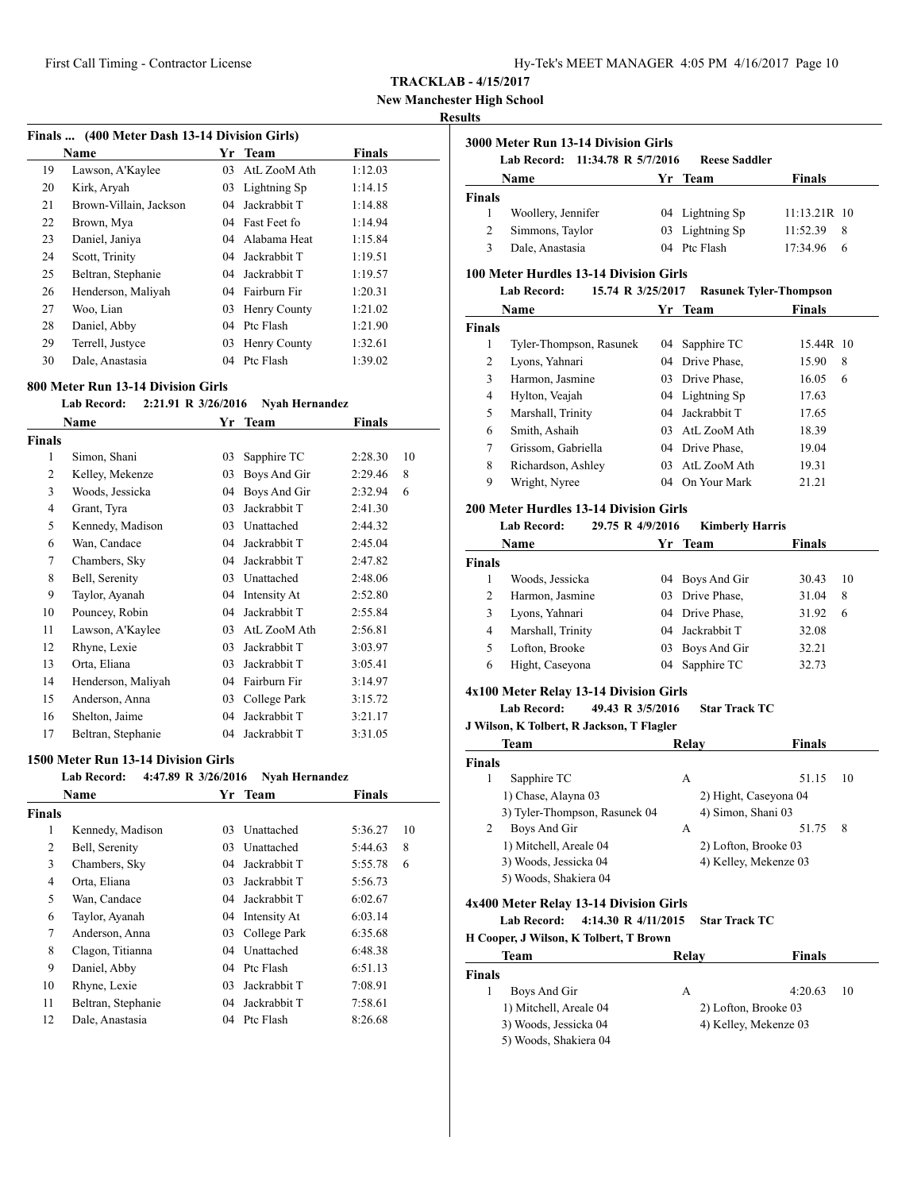**TRACKLAB - 4/15/2017**

**New Manchester High School**

**Results**

### Finals ... (400 Meter Dash 13-14 Division Girls)

| | Name | Yr | Team | Finals |
|---|---|---|---|---|
| 19 | Lawson, A'Kaylee | 03 | AtL ZooM Ath | 1:12.03 |
| 20 | Kirk, Aryah | 03 | Lightning Sp | 1:14.15 |
| 21 | Brown-Villain, Jackson | 04 | Jackrabbit T | 1:14.88 |
| 22 | Brown, Mya | 04 | Fast Feet fo | 1:14.94 |
| 23 | Daniel, Janiya | 04 | Alabama Heat | 1:15.84 |
| 24 | Scott, Trinity | 04 | Jackrabbit T | 1:19.51 |
| 25 | Beltran, Stephanie | 04 | Jackrabbit T | 1:19.57 |
| 26 | Henderson, Maliyah | 04 | Fairburn Fir | 1:20.31 |
| 27 | Woo, Lian | 03 | Henry County | 1:21.02 |
| 28 | Daniel, Abby | 04 | Ptc Flash | 1:21.90 |
| 29 | Terrell, Justyce | 03 | Henry County | 1:32.61 |
| 30 | Dale, Anastasia | 04 | Ptc Flash | 1:39.02 |

### 800 Meter Run 13-14 Division Girls

**Lab Record: 2:21.91 R 3/26/2016 Nyah Hernandez**

| | Name | Yr | Team | Finals | |
|---|---|---|---|---|---|
| **Finals** | | | | | |
| 1 | Simon, Shani | 03 | Sapphire TC | 2:28.30 | 10 |
| 2 | Kelley, Mekenze | 03 | Boys And Gir | 2:29.46 | 8 |
| 3 | Woods, Jessicka | 04 | Boys And Gir | 2:32.94 | 6 |
| 4 | Grant, Tyra | 03 | Jackrabbit T | 2:41.30 | |
| 5 | Kennedy, Madison | 03 | Unattached | 2:44.32 | |
| 6 | Wan, Candace | 04 | Jackrabbit T | 2:45.04 | |
| 7 | Chambers, Sky | 04 | Jackrabbit T | 2:47.82 | |
| 8 | Bell, Serenity | 03 | Unattached | 2:48.06 | |
| 9 | Taylor, Ayanah | 04 | Intensity At | 2:52.80 | |
| 10 | Pouncey, Robin | 04 | Jackrabbit T | 2:55.84 | |
| 11 | Lawson, A'Kaylee | 03 | AtL ZooM Ath | 2:56.81 | |
| 12 | Rhyne, Lexie | 03 | Jackrabbit T | 3:03.97 | |
| 13 | Orta, Eliana | 03 | Jackrabbit T | 3:05.41 | |
| 14 | Henderson, Maliyah | 04 | Fairburn Fir | 3:14.97 | |
| 15 | Anderson, Anna | 03 | College Park | 3:15.72 | |
| 16 | Shelton, Jaime | 04 | Jackrabbit T | 3:21.17 | |
| 17 | Beltran, Stephanie | 04 | Jackrabbit T | 3:31.05 | |

### 1500 Meter Run 13-14 Division Girls

**Lab Record: 4:47.89 R 3/26/2016 Nyah Hernandez**

| | Name | Yr | Team | Finals | |
|---|---|---|---|---|---|
| **Finals** | | | | | |
| 1 | Kennedy, Madison | 03 | Unattached | 5:36.27 | 10 |
| 2 | Bell, Serenity | 03 | Unattached | 5:44.63 | 8 |
| 3 | Chambers, Sky | 04 | Jackrabbit T | 5:55.78 | 6 |
| 4 | Orta, Eliana | 03 | Jackrabbit T | 5:56.73 | |
| 5 | Wan, Candace | 04 | Jackrabbit T | 6:02.67 | |
| 6 | Taylor, Ayanah | 04 | Intensity At | 6:03.14 | |
| 7 | Anderson, Anna | 03 | College Park | 6:35.68 | |
| 8 | Clagon, Titianna | 04 | Unattached | 6:48.38 | |
| 9 | Daniel, Abby | 04 | Ptc Flash | 6:51.13 | |
| 10 | Rhyne, Lexie | 03 | Jackrabbit T | 7:08.91 | |
| 11 | Beltran, Stephanie | 04 | Jackrabbit T | 7:58.61 | |
| 12 | Dale, Anastasia | 04 | Ptc Flash | 8:26.68 | |

### 3000 Meter Run 13-14 Division Girls

**Lab Record: 11:34.78 R 5/7/2016 Reese Saddler**

| | Name | Yr | Team | Finals | |
|---|---|---|---|---|---|
| **Finals** | | | | | |
| 1 | Woollery, Jennifer | 04 | Lightning Sp | 11:13.21R | 10 |
| 2 | Simmons, Taylor | 03 | Lightning Sp | 11:52.39 | 8 |
| 3 | Dale, Anastasia | 04 | Ptc Flash | 17:34.96 | 6 |

### 100 Meter Hurdles 13-14 Division Girls

**Lab Record: 15.74 R 3/25/2017 Rasunek Tyler-Thompson**

| | Name | Yr | Team | Finals | |
|---|---|---|---|---|---|
| **Finals** | | | | | |
| 1 | Tyler-Thompson, Rasunek | 04 | Sapphire TC | 15.44R | 10 |
| 2 | Lyons, Yahnari | 04 | Drive Phase, | 15.90 | 8 |
| 3 | Harmon, Jasmine | 03 | Drive Phase, | 16.05 | 6 |
| 4 | Hylton, Veajah | 04 | Lightning Sp | 17.63 | |
| 5 | Marshall, Trinity | 04 | Jackrabbit T | 17.65 | |
| 6 | Smith, Ashaih | 03 | AtL ZooM Ath | 18.39 | |
| 7 | Grissom, Gabriella | 04 | Drive Phase, | 19.04 | |
| 8 | Richardson, Ashley | 03 | AtL ZooM Ath | 19.31 | |
| 9 | Wright, Nyree | 04 | On Your Mark | 21.21 | |

### 200 Meter Hurdles 13-14 Division Girls

**Lab Record: 29.75 R 4/9/2016 Kimberly Harris**

| | Name | Yr | Team | Finals | |
|---|---|---|---|---|---|
| **Finals** | | | | | |
| 1 | Woods, Jessicka | 04 | Boys And Gir | 30.43 | 10 |
| 2 | Harmon, Jasmine | 03 | Drive Phase, | 31.04 | 8 |
| 3 | Lyons, Yahnari | 04 | Drive Phase, | 31.92 | 6 |
| 4 | Marshall, Trinity | 04 | Jackrabbit T | 32.08 | |
| 5 | Lofton, Brooke | 03 | Boys And Gir | 32.21 | |
| 6 | Hight, Caseyona | 04 | Sapphire TC | 32.73 | |

### 4x100 Meter Relay 13-14 Division Girls

**Lab Record: 49.43 R 3/5/2016 Star Track TC**

**J Wilson, K Tolbert, R Jackson, T Flagler**

| | Team | Relay | Finals | |
|---|---|---|---|---|
| **Finals** | | | | |
| 1 | Sapphire TC | A | 51.15 | 10 |
| | 1) Chase, Alayna 03 | 2) Hight, Caseyona 04 | | |
| | 3) Tyler-Thompson, Rasunek 04 | 4) Simon, Shani 03 | | |
| 2 | Boys And Gir | A | 51.75 | 8 |
| | 1) Mitchell, Areale 04 | 2) Lofton, Brooke 03 | | |
| | 3) Woods, Jessicka 04 | 4) Kelley, Mekenze 03 | | |
| | 5) Woods, Shakiera 04 | | | |

### 4x400 Meter Relay 13-14 Division Girls

**Lab Record: 4:14.30 R 4/11/2015 Star Track TC**

**H Cooper, J Wilson, K Tolbert, T Brown**

| | Team | Relay | Finals | |
|---|---|---|---|---|
| **Finals** | | | | |
| 1 | Boys And Gir | A | 4:20.63 | 10 |
| | 1) Mitchell, Areale 04 | 2) Lofton, Brooke 03 | | |
| | 3) Woods, Jessicka 04 | 4) Kelley, Mekenze 03 | | |
| | 5) Woods, Shakiera 04 | | | |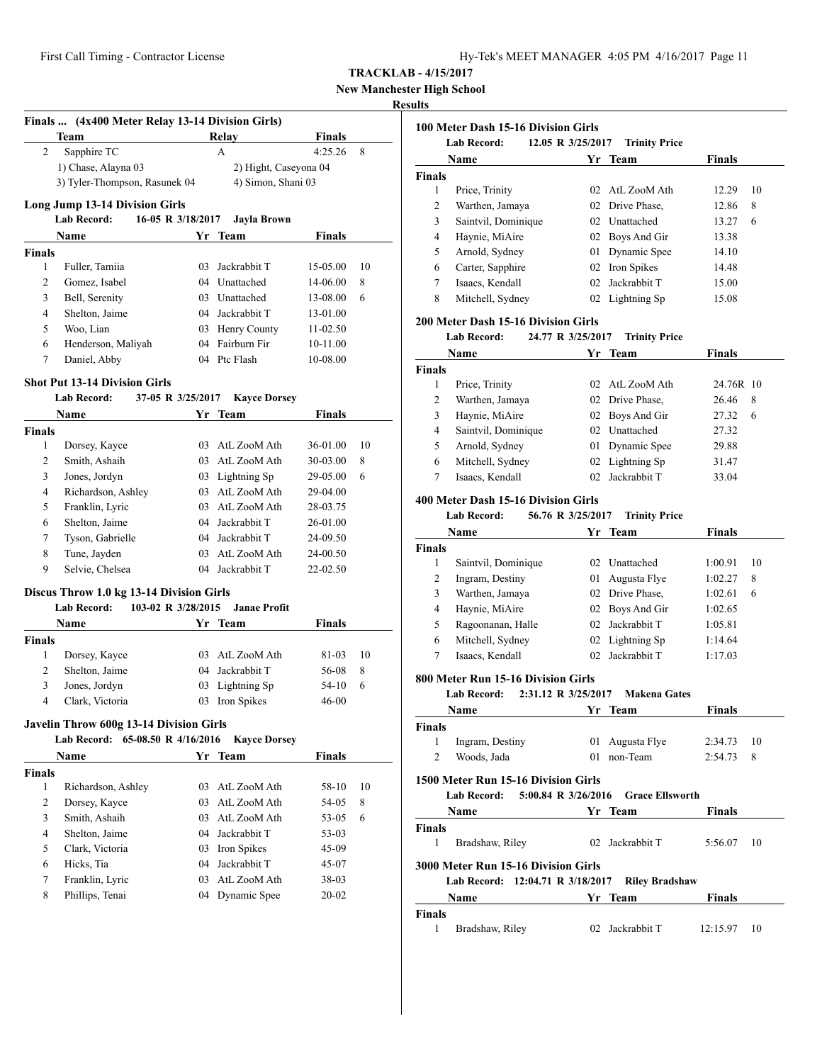**TRACKLAB - 4/15/2017**
**New Manchester High School**
**Results**

### Finals ... (4x400 Meter Relay 13-14 Division Girls)

| | Team | Relay | Finals | |
|---|---|---|---|---|
| 2 | Sapphire TC | A | 4:25.26 | 8 |

1) Chase, Alayna 03 2) Hight, Caseyona 04
3) Tyler-Thompson, Rasunek 04 4) Simon, Shani 03

### Long Jump 13-14 Division Girls

Lab Record: 16-05 R 3/18/2017 Jayla Brown

| | Name | Yr | Team | Finals | |
|---|---|---|---|---|---|
| **Finals** | | | | | |
| 1 | Fuller, Tamiia | 03 | Jackrabbit T | 15-05.00 | 10 |
| 2 | Gomez, Isabel | 04 | Unattached | 14-06.00 | 8 |
| 3 | Bell, Serenity | 03 | Unattached | 13-08.00 | 6 |
| 4 | Shelton, Jaime | 04 | Jackrabbit T | 13-01.00 | |
| 5 | Woo, Lian | 03 | Henry County | 11-02.50 | |
| 6 | Henderson, Maliyah | 04 | Fairburn Fir | 10-11.00 | |
| 7 | Daniel, Abby | 04 | Ptc Flash | 10-08.00 | |

### Shot Put 13-14 Division Girls

Lab Record: 37-05 R 3/25/2017 Kayce Dorsey

| | Name | Yr | Team | Finals | |
|---|---|---|---|---|---|
| **Finals** | | | | | |
| 1 | Dorsey, Kayce | 03 | AtL ZooM Ath | 36-01.00 | 10 |
| 2 | Smith, Ashaih | 03 | AtL ZooM Ath | 30-03.00 | 8 |
| 3 | Jones, Jordyn | 03 | Lightning Sp | 29-05.00 | 6 |
| 4 | Richardson, Ashley | 03 | AtL ZooM Ath | 29-04.00 | |
| 5 | Franklin, Lyric | 03 | AtL ZooM Ath | 28-03.75 | |
| 6 | Shelton, Jaime | 04 | Jackrabbit T | 26-01.00 | |
| 7 | Tyson, Gabrielle | 04 | Jackrabbit T | 24-09.50 | |
| 8 | Tune, Jayden | 03 | AtL ZooM Ath | 24-00.50 | |
| 9 | Selvie, Chelsea | 04 | Jackrabbit T | 22-02.50 | |

### Discus Throw 1.0 kg 13-14 Division Girls

Lab Record: 103-02 R 3/28/2015 Janae Profit

| | Name | Yr | Team | Finals | |
|---|---|---|---|---|---|
| **Finals** | | | | | |
| 1 | Dorsey, Kayce | 03 | AtL ZooM Ath | 81-03 | 10 |
| 2 | Shelton, Jaime | 04 | Jackrabbit T | 56-08 | 8 |
| 3 | Jones, Jordyn | 03 | Lightning Sp | 54-10 | 6 |
| 4 | Clark, Victoria | 03 | Iron Spikes | 46-00 | |

### Javelin Throw 600g 13-14 Division Girls

Lab Record: 65-08.50 R 4/16/2016 Kayce Dorsey

| | Name | Yr | Team | Finals | |
|---|---|---|---|---|---|
| **Finals** | | | | | |
| 1 | Richardson, Ashley | 03 | AtL ZooM Ath | 58-10 | 10 |
| 2 | Dorsey, Kayce | 03 | AtL ZooM Ath | 54-05 | 8 |
| 3 | Smith, Ashaih | 03 | AtL ZooM Ath | 53-05 | 6 |
| 4 | Shelton, Jaime | 04 | Jackrabbit T | 53-03 | |
| 5 | Clark, Victoria | 03 | Iron Spikes | 45-09 | |
| 6 | Hicks, Tia | 04 | Jackrabbit T | 45-07 | |
| 7 | Franklin, Lyric | 03 | AtL ZooM Ath | 38-03 | |
| 8 | Phillips, Tenai | 04 | Dynamic Spee | 20-02 | |

### 100 Meter Dash 15-16 Division Girls

Lab Record: 12.05 R 3/25/2017 Trinity Price

| | Name | Yr | Team | Finals | |
|---|---|---|---|---|---|
| **Finals** | | | | | |
| 1 | Price, Trinity | 02 | AtL ZooM Ath | 12.29 | 10 |
| 2 | Warthen, Jamaya | 02 | Drive Phase, | 12.86 | 8 |
| 3 | Saintvil, Dominique | 02 | Unattached | 13.27 | 6 |
| 4 | Haynie, MiAire | 02 | Boys And Gir | 13.38 | |
| 5 | Arnold, Sydney | 01 | Dynamic Spee | 14.10 | |
| 6 | Carter, Sapphire | 02 | Iron Spikes | 14.48 | |
| 7 | Isaacs, Kendall | 02 | Jackrabbit T | 15.00 | |
| 8 | Mitchell, Sydney | 02 | Lightning Sp | 15.08 | |

### 200 Meter Dash 15-16 Division Girls

Lab Record: 24.77 R 3/25/2017 Trinity Price

| | Name | Yr | Team | Finals | |
|---|---|---|---|---|---|
| **Finals** | | | | | |
| 1 | Price, Trinity | 02 | AtL ZooM Ath | 24.76R | 10 |
| 2 | Warthen, Jamaya | 02 | Drive Phase, | 26.46 | 8 |
| 3 | Haynie, MiAire | 02 | Boys And Gir | 27.32 | 6 |
| 4 | Saintvil, Dominique | 02 | Unattached | 27.32 | |
| 5 | Arnold, Sydney | 01 | Dynamic Spee | 29.88 | |
| 6 | Mitchell, Sydney | 02 | Lightning Sp | 31.47 | |
| 7 | Isaacs, Kendall | 02 | Jackrabbit T | 33.04 | |

### 400 Meter Dash 15-16 Division Girls

Lab Record: 56.76 R 3/25/2017 Trinity Price

| | Name | Yr | Team | Finals | |
|---|---|---|---|---|---|
| **Finals** | | | | | |
| 1 | Saintvil, Dominique | 02 | Unattached | 1:00.91 | 10 |
| 2 | Ingram, Destiny | 01 | Augusta Flye | 1:02.27 | 8 |
| 3 | Warthen, Jamaya | 02 | Drive Phase, | 1:02.61 | 6 |
| 4 | Haynie, MiAire | 02 | Boys And Gir | 1:02.65 | |
| 5 | Ragoonanan, Halle | 02 | Jackrabbit T | 1:05.81 | |
| 6 | Mitchell, Sydney | 02 | Lightning Sp | 1:14.64 | |
| 7 | Isaacs, Kendall | 02 | Jackrabbit T | 1:17.03 | |

### 800 Meter Run 15-16 Division Girls

Lab Record: 2:31.12 R 3/25/2017 Makena Gates

| | Name | Yr | Team | Finals | |
|---|---|---|---|---|---|
| **Finals** | | | | | |
| 1 | Ingram, Destiny | 01 | Augusta Flye | 2:34.73 | 10 |
| 2 | Woods, Jada | 01 | non-Team | 2:54.73 | 8 |

### 1500 Meter Run 15-16 Division Girls

Lab Record: 5:00.84 R 3/26/2016 Grace Ellsworth

| | Name | Yr | Team | Finals | |
|---|---|---|---|---|---|
| **Finals** | | | | | |
| 1 | Bradshaw, Riley | 02 | Jackrabbit T | 5:56.07 | 10 |

### 3000 Meter Run 15-16 Division Girls

Lab Record: 12:04.71 R 3/18/2017 Riley Bradshaw

| | Name | Yr | Team | Finals | |
|---|---|---|---|---|---|
| **Finals** | | | | | |
| 1 | Bradshaw, Riley | 02 | Jackrabbit T | 12:15.97 | 10 |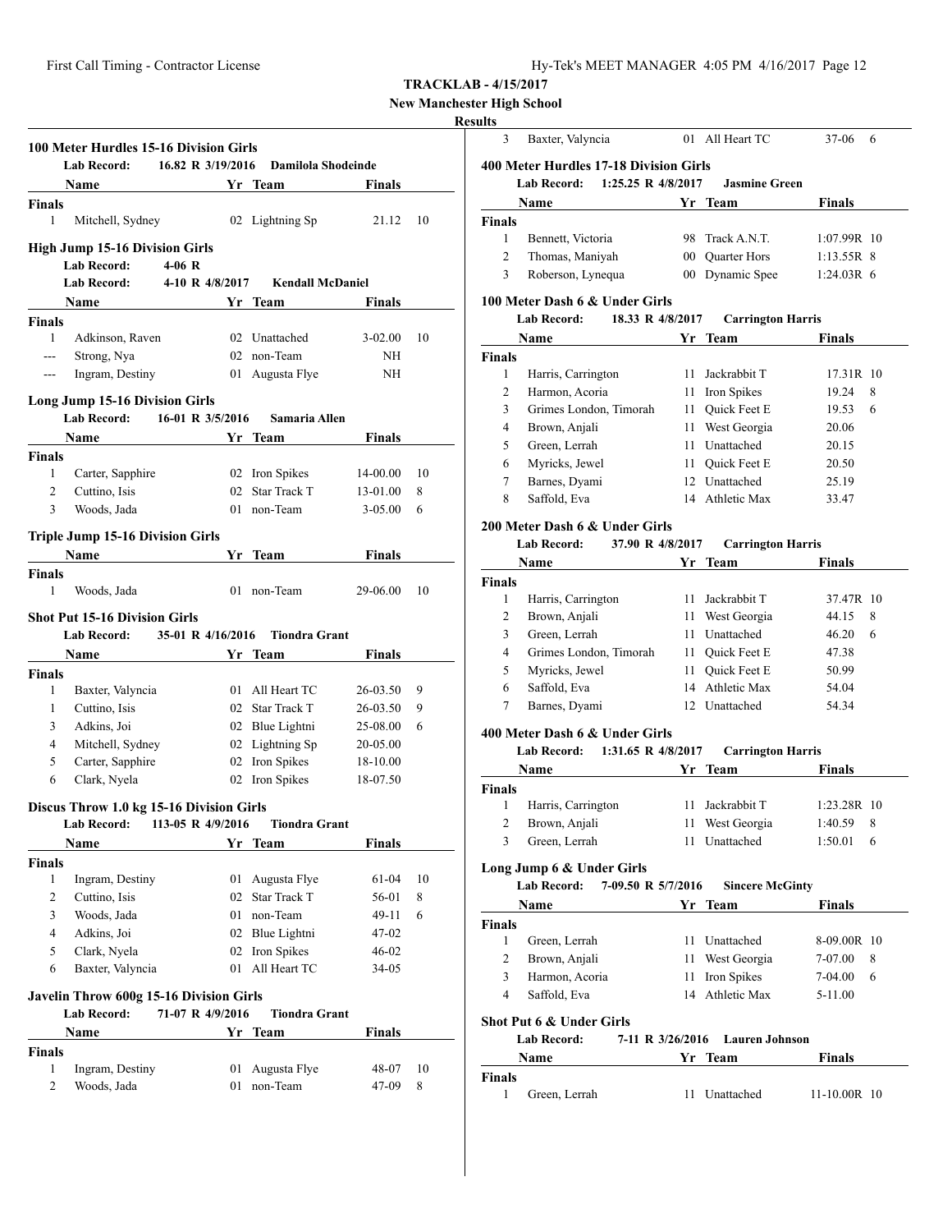**TRACKLAB - 4/15/2017**

**New Manchester High School**

**Results**

### 100 Meter Hurdles 15-16 Division Girls

Lab Record: 16.82 R 3/19/2016 Damilola Shodeinde

| | Name | Yr | Team | Finals | |
|---|---|---|---|---|---|
| **Finals** | | | | | |
| 1 | Mitchell, Sydney | 02 | Lightning Sp | 21.12 | 10 |

### High Jump 15-16 Division Girls

Lab Record: 4-06 R

Lab Record: 4-10 R 4/8/2017 Kendall McDaniel

| | Name | Yr | Team | Finals | |
|---|---|---|---|---|---|
| **Finals** | | | | | |
| 1 | Adkinson, Raven | 02 | Unattached | 3-02.00 | 10 |
| --- | Strong, Nya | 02 | non-Team | NH | |
| --- | Ingram, Destiny | 01 | Augusta Flye | NH | |

### Long Jump 15-16 Division Girls

Lab Record: 16-01 R 3/5/2016 Samaria Allen

| | Name | Yr | Team | Finals | |
|---|---|---|---|---|---|
| **Finals** | | | | | |
| 1 | Carter, Sapphire | 02 | Iron Spikes | 14-00.00 | 10 |
| 2 | Cuttino, Isis | 02 | Star Track T | 13-01.00 | 8 |
| 3 | Woods, Jada | 01 | non-Team | 3-05.00 | 6 |

### Triple Jump 15-16 Division Girls

| | Name | Yr | Team | Finals | |
|---|---|---|---|---|---|
| **Finals** | | | | | |
| 1 | Woods, Jada | 01 | non-Team | 29-06.00 | 10 |

### Shot Put 15-16 Division Girls

Lab Record: 35-01 R 4/16/2016 Tiondra Grant

| | Name | Yr | Team | Finals | |
|---|---|---|---|---|---|
| **Finals** | | | | | |
| 1 | Baxter, Valyncia | 01 | All Heart TC | 26-03.50 | 9 |
| 1 | Cuttino, Isis | 02 | Star Track T | 26-03.50 | 9 |
| 3 | Adkins, Joi | 02 | Blue Lightni | 25-08.00 | 6 |
| 4 | Mitchell, Sydney | 02 | Lightning Sp | 20-05.00 | |
| 5 | Carter, Sapphire | 02 | Iron Spikes | 18-10.00 | |
| 6 | Clark, Nyela | 02 | Iron Spikes | 18-07.50 | |

### Discus Throw 1.0 kg 15-16 Division Girls

Lab Record: 113-05 R 4/9/2016 Tiondra Grant

| | Name | Yr | Team | Finals | |
|---|---|---|---|---|---|
| **Finals** | | | | | |
| 1 | Ingram, Destiny | 01 | Augusta Flye | 61-04 | 10 |
| 2 | Cuttino, Isis | 02 | Star Track T | 56-01 | 8 |
| 3 | Woods, Jada | 01 | non-Team | 49-11 | 6 |
| 4 | Adkins, Joi | 02 | Blue Lightni | 47-02 | |
| 5 | Clark, Nyela | 02 | Iron Spikes | 46-02 | |
| 6 | Baxter, Valyncia | 01 | All Heart TC | 34-05 | |

### Javelin Throw 600g 15-16 Division Girls

Lab Record: 71-07 R 4/9/2016 Tiondra Grant

| | Name | Yr | Team | Finals | |
|---|---|---|---|---|---|
| **Finals** | | | | | |
| 1 | Ingram, Destiny | 01 | Augusta Flye | 48-07 | 10 |
| 2 | Woods, Jada | 01 | non-Team | 47-09 | 8 |
| 3 | Baxter, Valyncia | 01 | All Heart TC | 37-06 | 6 |

### 400 Meter Hurdles 17-18 Division Girls

Lab Record: 1:25.25 R 4/8/2017 Jasmine Green

| | Name | Yr | Team | Finals | |
|---|---|---|---|---|---|
| **Finals** | | | | | |
| 1 | Bennett, Victoria | 98 | Track A.N.T. | 1:07.99R | 10 |
| 2 | Thomas, Maniyah | 00 | Quarter Hors | 1:13.55R | 8 |
| 3 | Roberson, Lynequa | 00 | Dynamic Spee | 1:24.03R | 6 |

### 100 Meter Dash 6 & Under Girls

Lab Record: 18.33 R 4/8/2017 Carrington Harris

| | Name | Yr | Team | Finals | |
|---|---|---|---|---|---|
| **Finals** | | | | | |
| 1 | Harris, Carrington | 11 | Jackrabbit T | 17.31R | 10 |
| 2 | Harmon, Acoria | 11 | Iron Spikes | 19.24 | 8 |
| 3 | Grimes London, Timorah | 11 | Quick Feet E | 19.53 | 6 |
| 4 | Brown, Anjali | 11 | West Georgia | 20.06 | |
| 5 | Green, Lerrah | 11 | Unattached | 20.15 | |
| 6 | Myricks, Jewel | 11 | Quick Feet E | 20.50 | |
| 7 | Barnes, Dyami | 12 | Unattached | 25.19 | |
| 8 | Saffold, Eva | 14 | Athletic Max | 33.47 | |

### 200 Meter Dash 6 & Under Girls

Lab Record: 37.90 R 4/8/2017 Carrington Harris

| | Name | Yr | Team | Finals | |
|---|---|---|---|---|---|
| **Finals** | | | | | |
| 1 | Harris, Carrington | 11 | Jackrabbit T | 37.47R | 10 |
| 2 | Brown, Anjali | 11 | West Georgia | 44.15 | 8 |
| 3 | Green, Lerrah | 11 | Unattached | 46.20 | 6 |
| 4 | Grimes London, Timorah | 11 | Quick Feet E | 47.38 | |
| 5 | Myricks, Jewel | 11 | Quick Feet E | 50.99 | |
| 6 | Saffold, Eva | 14 | Athletic Max | 54.04 | |
| 7 | Barnes, Dyami | 12 | Unattached | 54.34 | |

### 400 Meter Dash 6 & Under Girls

Lab Record: 1:31.65 R 4/8/2017 Carrington Harris

| | Name | Yr | Team | Finals | |
|---|---|---|---|---|---|
| **Finals** | | | | | |
| 1 | Harris, Carrington | 11 | Jackrabbit T | 1:23.28R | 10 |
| 2 | Brown, Anjali | 11 | West Georgia | 1:40.59 | 8 |
| 3 | Green, Lerrah | 11 | Unattached | 1:50.01 | 6 |

### Long Jump 6 & Under Girls

Lab Record: 7-09.50 R 5/7/2016 Sincere McGinty

| | Name | Yr | Team | Finals | |
|---|---|---|---|---|---|
| **Finals** | | | | | |
| 1 | Green, Lerrah | 11 | Unattached | 8-09.00R | 10 |
| 2 | Brown, Anjali | 11 | West Georgia | 7-07.00 | 8 |
| 3 | Harmon, Acoria | 11 | Iron Spikes | 7-04.00 | 6 |
| 4 | Saffold, Eva | 14 | Athletic Max | 5-11.00 | |

### Shot Put 6 & Under Girls

Lab Record: 7-11 R 3/26/2016 Lauren Johnson

| | Name | Yr | Team | Finals | |
|---|---|---|---|---|---|
| **Finals** | | | | | |
| 1 | Green, Lerrah | 11 | Unattached | 11-10.00R | 10 |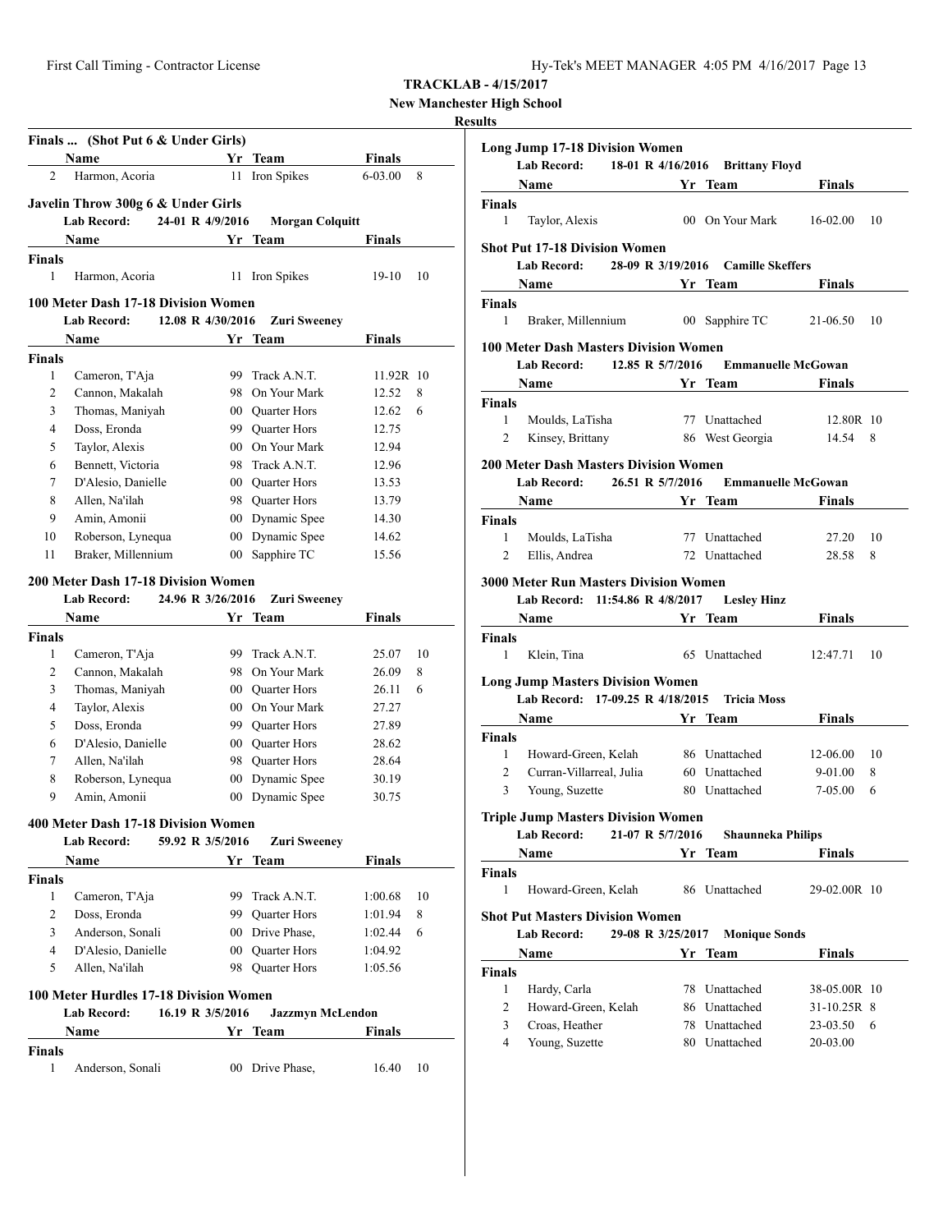**TRACKLAB - 4/15/2017**
**New Manchester High School**
**Results**

### Finals ... (Shot Put 6 & Under Girls)

| | Name | Yr | Team | Finals | |
|---|---|---|---|---|---|
| 2 | Harmon, Acoria | 11 | Iron Spikes | 6-03.00 | 8 |

### Javelin Throw 300g 6 & Under Girls

**Lab Record:** 24-01 R 4/9/2016 **Morgan Colquitt**

| | Name | Yr | Team | Finals | |
|---|---|---|---|---|---|
| **Finals** | | | | | |
| 1 | Harmon, Acoria | 11 | Iron Spikes | 19-10 | 10 |

### 100 Meter Dash 17-18 Division Women

**Lab Record:** 12.08 R 4/30/2016 **Zuri Sweeney**

| | Name | Yr | Team | Finals | |
|---|---|---|---|---|---|
| **Finals** | | | | | |
| 1 | Cameron, T'Aja | 99 | Track A.N.T. | 11.92R | 10 |
| 2 | Cannon, Makalah | 98 | On Your Mark | 12.52 | 8 |
| 3 | Thomas, Maniyah | 00 | Quarter Hors | 12.62 | 6 |
| 4 | Doss, Eronda | 99 | Quarter Hors | 12.75 | |
| 5 | Taylor, Alexis | 00 | On Your Mark | 12.94 | |
| 6 | Bennett, Victoria | 98 | Track A.N.T. | 12.96 | |
| 7 | D'Alesio, Danielle | 00 | Quarter Hors | 13.53 | |
| 8 | Allen, Na'ilah | 98 | Quarter Hors | 13.79 | |
| 9 | Amin, Amonii | 00 | Dynamic Spee | 14.30 | |
| 10 | Roberson, Lynequa | 00 | Dynamic Spee | 14.62 | |
| 11 | Braker, Millennium | 00 | Sapphire TC | 15.56 | |

### 200 Meter Dash 17-18 Division Women

**Lab Record:** 24.96 R 3/26/2016 **Zuri Sweeney**

| | Name | Yr | Team | Finals | |
|---|---|---|---|---|---|
| **Finals** | | | | | |
| 1 | Cameron, T'Aja | 99 | Track A.N.T. | 25.07 | 10 |
| 2 | Cannon, Makalah | 98 | On Your Mark | 26.09 | 8 |
| 3 | Thomas, Maniyah | 00 | Quarter Hors | 26.11 | 6 |
| 4 | Taylor, Alexis | 00 | On Your Mark | 27.27 | |
| 5 | Doss, Eronda | 99 | Quarter Hors | 27.89 | |
| 6 | D'Alesio, Danielle | 00 | Quarter Hors | 28.62 | |
| 7 | Allen, Na'ilah | 98 | Quarter Hors | 28.64 | |
| 8 | Roberson, Lynequa | 00 | Dynamic Spee | 30.19 | |
| 9 | Amin, Amonii | 00 | Dynamic Spee | 30.75 | |

### 400 Meter Dash 17-18 Division Women

**Lab Record:** 59.92 R 3/5/2016 **Zuri Sweeney**

| | Name | Yr | Team | Finals | |
|---|---|---|---|---|---|
| **Finals** | | | | | |
| 1 | Cameron, T'Aja | 99 | Track A.N.T. | 1:00.68 | 10 |
| 2 | Doss, Eronda | 99 | Quarter Hors | 1:01.94 | 8 |
| 3 | Anderson, Sonali | 00 | Drive Phase, | 1:02.44 | 6 |
| 4 | D'Alesio, Danielle | 00 | Quarter Hors | 1:04.92 | |
| 5 | Allen, Na'ilah | 98 | Quarter Hors | 1:05.56 | |

### 100 Meter Hurdles 17-18 Division Women

**Lab Record:** 16.19 R 3/5/2016 **Jazzmyn McLendon**

| | Name | Yr | Team | Finals | |
|---|---|---|---|---|---|
| **Finals** | | | | | |
| 1 | Anderson, Sonali | 00 | Drive Phase, | 16.40 | 10 |

### Long Jump 17-18 Division Women

**Lab Record:** 18-01 R 4/16/2016 **Brittany Floyd**

| | Name | Yr | Team | Finals | |
|---|---|---|---|---|---|
| **Finals** | | | | | |
| 1 | Taylor, Alexis | 00 | On Your Mark | 16-02.00 | 10 |

### Shot Put 17-18 Division Women

**Lab Record:** 28-09 R 3/19/2016 **Camille Skeffers**

| | Name | Yr | Team | Finals | |
|---|---|---|---|---|---|
| **Finals** | | | | | |
| 1 | Braker, Millennium | 00 | Sapphire TC | 21-06.50 | 10 |

### 100 Meter Dash Masters Division Women

**Lab Record:** 12.85 R 5/7/2016 **Emmanuelle McGowan**

| | Name | Yr | Team | Finals | |
|---|---|---|---|---|---|
| **Finals** | | | | | |
| 1 | Moulds, LaTisha | 77 | Unattached | 12.80R | 10 |
| 2 | Kinsey, Brittany | 86 | West Georgia | 14.54 | 8 |

### 200 Meter Dash Masters Division Women

**Lab Record:** 26.51 R 5/7/2016 **Emmanuelle McGowan**

| | Name | Yr | Team | Finals | |
|---|---|---|---|---|---|
| **Finals** | | | | | |
| 1 | Moulds, LaTisha | 77 | Unattached | 27.20 | 10 |
| 2 | Ellis, Andrea | 72 | Unattached | 28.58 | 8 |

### 3000 Meter Run Masters Division Women

**Lab Record:** 11:54.86 R 4/8/2017 **Lesley Hinz**

| | Name | Yr | Team | Finals | |
|---|---|---|---|---|---|
| **Finals** | | | | | |
| 1 | Klein, Tina | 65 | Unattached | 12:47.71 | 10 |

### Long Jump Masters Division Women

**Lab Record:** 17-09.25 R 4/18/2015 **Tricia Moss**

| | Name | Yr | Team | Finals | |
|---|---|---|---|---|---|
| **Finals** | | | | | |
| 1 | Howard-Green, Kelah | 86 | Unattached | 12-06.00 | 10 |
| 2 | Curran-Villarreal, Julia | 60 | Unattached | 9-01.00 | 8 |
| 3 | Young, Suzette | 80 | Unattached | 7-05.00 | 6 |

### Triple Jump Masters Division Women

**Lab Record:** 21-07 R 5/7/2016 **Shaunneka Philips**

| | Name | Yr | Team | Finals | |
|---|---|---|---|---|---|
| **Finals** | | | | | |
| 1 | Howard-Green, Kelah | 86 | Unattached | 29-02.00R | 10 |

### Shot Put Masters Division Women

**Lab Record:** 29-08 R 3/25/2017 **Monique Sonds**

| | Name | Yr | Team | Finals | |
|---|---|---|---|---|---|
| **Finals** | | | | | |
| 1 | Hardy, Carla | 78 | Unattached | 38-05.00R | 10 |
| 2 | Howard-Green, Kelah | 86 | Unattached | 31-10.25R | 8 |
| 3 | Croas, Heather | 78 | Unattached | 23-03.50 | 6 |
| 4 | Young, Suzette | 80 | Unattached | 20-03.00 | |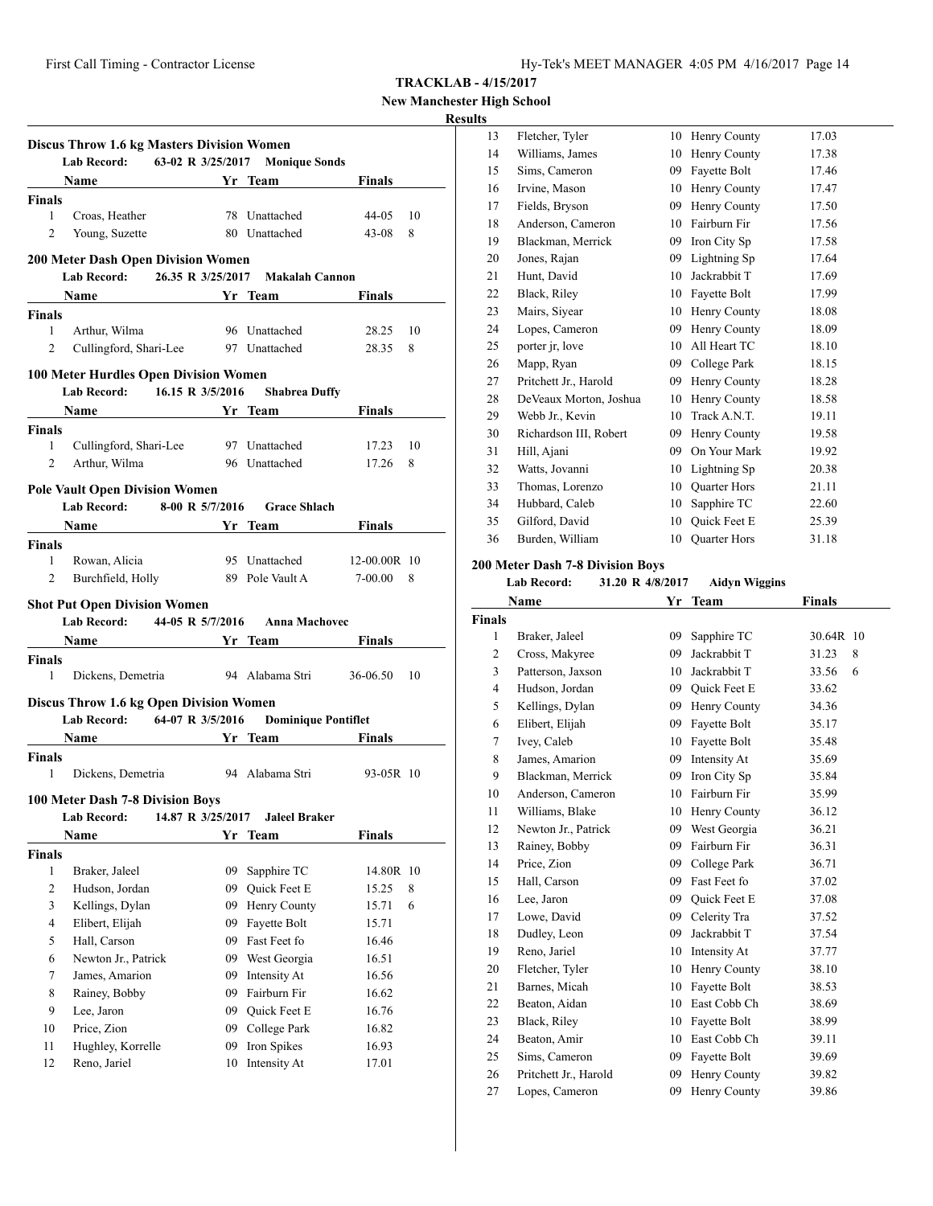**TRACKLAB - 4/15/2017**

**New Manchester High School**

**Results**

### Discus Throw 1.6 kg Masters Division Women

Lab Record: 63-02 R 3/25/2017 Monique Sonds

| | Name | Yr | Team | Finals | |
|---|---|---|---|---|---|
| **Finals** | | | | | |
| 1 | Croas, Heather | 78 | Unattached | 44-05 | 10 |
| 2 | Young, Suzette | 80 | Unattached | 43-08 | 8 |

### 200 Meter Dash Open Division Women

Lab Record: 26.35 R 3/25/2017 Makalah Cannon

| | Name | Yr | Team | Finals | |
|---|---|---|---|---|---|
| **Finals** | | | | | |
| 1 | Arthur, Wilma | 96 | Unattached | 28.25 | 10 |
| 2 | Cullingford, Shari-Lee | 97 | Unattached | 28.35 | 8 |

### 100 Meter Hurdles Open Division Women

Lab Record: 16.15 R 3/5/2016 Shabrea Duffy

| | Name | Yr | Team | Finals | |
|---|---|---|---|---|---|
| **Finals** | | | | | |
| 1 | Cullingford, Shari-Lee | 97 | Unattached | 17.23 | 10 |
| 2 | Arthur, Wilma | 96 | Unattached | 17.26 | 8 |

### Pole Vault Open Division Women

Lab Record: 8-00 R 5/7/2016 Grace Shlach

| | Name | Yr | Team | Finals | |
|---|---|---|---|---|---|
| **Finals** | | | | | |
| 1 | Rowan, Alicia | 95 | Unattached | 12-00.00R | 10 |
| 2 | Burchfield, Holly | 89 | Pole Vault A | 7-00.00 | 8 |

### Shot Put Open Division Women

Lab Record: 44-05 R 5/7/2016 Anna Machovec

| | Name | Yr | Team | Finals | |
|---|---|---|---|---|---|
| **Finals** | | | | | |
| 1 | Dickens, Demetria | 94 | Alabama Stri | 36-06.50 | 10 |

### Discus Throw 1.6 kg Open Division Women

Lab Record: 64-07 R 3/5/2016 Dominique Pontiflet

| | Name | Yr | Team | Finals | |
|---|---|---|---|---|---|
| **Finals** | | | | | |
| 1 | Dickens, Demetria | 94 | Alabama Stri | 93-05R | 10 |

### 100 Meter Dash 7-8 Division Boys

Lab Record: 14.87 R 3/25/2017 Jaleel Braker

| | Name | Yr | Team | Finals | |
|---|---|---|---|---|---|
| **Finals** | | | | | |
| 1 | Braker, Jaleel | 09 | Sapphire TC | 14.80R | 10 |
| 2 | Hudson, Jordan | 09 | Quick Feet E | 15.25 | 8 |
| 3 | Kellings, Dylan | 09 | Henry County | 15.71 | 6 |
| 4 | Elibert, Elijah | 09 | Fayette Bolt | 15.71 | |
| 5 | Hall, Carson | 09 | Fast Feet fo | 16.46 | |
| 6 | Newton Jr., Patrick | 09 | West Georgia | 16.51 | |
| 7 | James, Amarion | 09 | Intensity At | 16.56 | |
| 8 | Rainey, Bobby | 09 | Fairburn Fir | 16.62 | |
| 9 | Lee, Jaron | 09 | Quick Feet E | 16.76 | |
| 10 | Price, Zion | 09 | College Park | 16.82 | |
| 11 | Hughley, Korrelle | 09 | Iron Spikes | 16.93 | |
| 12 | Reno, Jariel | 10 | Intensity At | 17.01 | |
| 13 | Fletcher, Tyler | 10 | Henry County | 17.03 | |
| 14 | Williams, James | 10 | Henry County | 17.38 | |
| 15 | Sims, Cameron | 09 | Fayette Bolt | 17.46 | |
| 16 | Irvine, Mason | 10 | Henry County | 17.47 | |
| 17 | Fields, Bryson | 09 | Henry County | 17.50 | |
| 18 | Anderson, Cameron | 10 | Fairburn Fir | 17.56 | |
| 19 | Blackman, Merrick | 09 | Iron City Sp | 17.58 | |
| 20 | Jones, Rajan | 09 | Lightning Sp | 17.64 | |
| 21 | Hunt, David | 10 | Jackrabbit T | 17.69 | |
| 22 | Black, Riley | 10 | Fayette Bolt | 17.99 | |
| 23 | Mairs, Siyear | 10 | Henry County | 18.08 | |
| 24 | Lopes, Cameron | 09 | Henry County | 18.09 | |
| 25 | porter jr, love | 10 | All Heart TC | 18.10 | |
| 26 | Mapp, Ryan | 09 | College Park | 18.15 | |
| 27 | Pritchett Jr., Harold | 09 | Henry County | 18.28 | |
| 28 | DeVeaux Morton, Joshua | 10 | Henry County | 18.58 | |
| 29 | Webb Jr., Kevin | 10 | Track A.N.T. | 19.11 | |
| 30 | Richardson III, Robert | 09 | Henry County | 19.58 | |
| 31 | Hill, Ajani | 09 | On Your Mark | 19.92 | |
| 32 | Watts, Jovanni | 10 | Lightning Sp | 20.38 | |
| 33 | Thomas, Lorenzo | 10 | Quarter Hors | 21.11 | |
| 34 | Hubbard, Caleb | 10 | Sapphire TC | 22.60 | |
| 35 | Gilford, David | 10 | Quick Feet E | 25.39 | |
| 36 | Burden, William | 10 | Quarter Hors | 31.18 | |

### 200 Meter Dash 7-8 Division Boys

Lab Record: 31.20 R 4/8/2017 Aidyn Wiggins

| | Name | Yr | Team | Finals | |
|---|---|---|---|---|---|
| **Finals** | | | | | |
| 1 | Braker, Jaleel | 09 | Sapphire TC | 30.64R | 10 |
| 2 | Cross, Makyree | 09 | Jackrabbit T | 31.23 | 8 |
| 3 | Patterson, Jaxson | 10 | Jackrabbit T | 33.56 | 6 |
| 4 | Hudson, Jordan | 09 | Quick Feet E | 33.62 | |
| 5 | Kellings, Dylan | 09 | Henry County | 34.36 | |
| 6 | Elibert, Elijah | 09 | Fayette Bolt | 35.17 | |
| 7 | Ivey, Caleb | 10 | Fayette Bolt | 35.48 | |
| 8 | James, Amarion | 09 | Intensity At | 35.69 | |
| 9 | Blackman, Merrick | 09 | Iron City Sp | 35.84 | |
| 10 | Anderson, Cameron | 10 | Fairburn Fir | 35.99 | |
| 11 | Williams, Blake | 10 | Henry County | 36.12 | |
| 12 | Newton Jr., Patrick | 09 | West Georgia | 36.21 | |
| 13 | Rainey, Bobby | 09 | Fairburn Fir | 36.31 | |
| 14 | Price, Zion | 09 | College Park | 36.71 | |
| 15 | Hall, Carson | 09 | Fast Feet fo | 37.02 | |
| 16 | Lee, Jaron | 09 | Quick Feet E | 37.08 | |
| 17 | Lowe, David | 09 | Celerity Tra | 37.52 | |
| 18 | Dudley, Leon | 09 | Jackrabbit T | 37.54 | |
| 19 | Reno, Jariel | 10 | Intensity At | 37.77 | |
| 20 | Fletcher, Tyler | 10 | Henry County | 38.10 | |
| 21 | Barnes, Micah | 10 | Fayette Bolt | 38.53 | |
| 22 | Beaton, Aidan | 10 | East Cobb Ch | 38.69 | |
| 23 | Black, Riley | 10 | Fayette Bolt | 38.99 | |
| 24 | Beaton, Amir | 10 | East Cobb Ch | 39.11 | |
| 25 | Sims, Cameron | 09 | Fayette Bolt | 39.69 | |
| 26 | Pritchett Jr., Harold | 09 | Henry County | 39.82 | |
| 27 | Lopes, Cameron | 09 | Henry County | 39.86 | |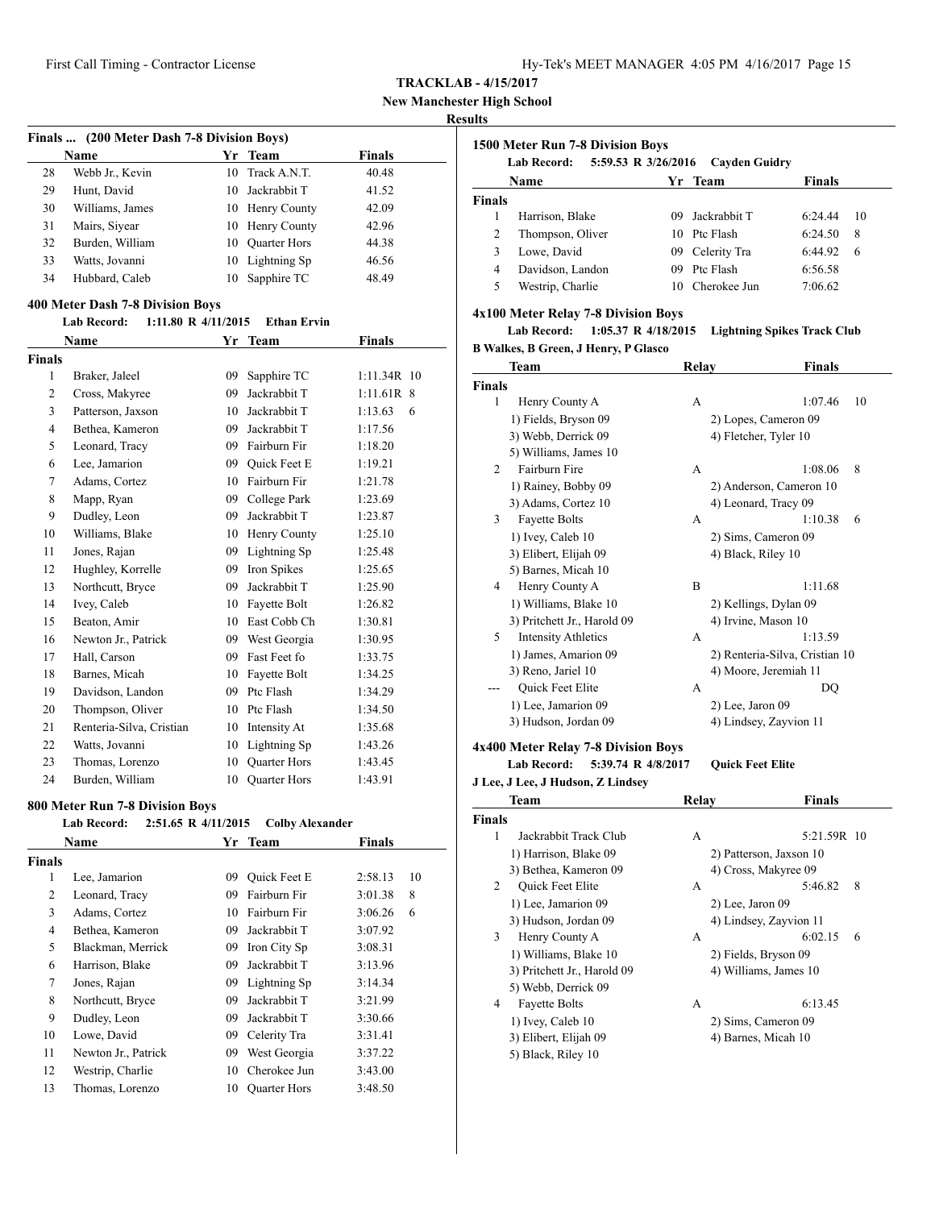**TRACKLAB - 4/15/2017**

**New Manchester High School**

**Results**

### Finals ... (200 Meter Dash 7-8 Division Boys)

| | Name | Yr | Team | Finals |
|---|---|---|---|---|
| 28 | Webb Jr., Kevin | 10 | Track A.N.T. | 40.48 |
| 29 | Hunt, David | 10 | Jackrabbit T | 41.52 |
| 30 | Williams, James | 10 | Henry County | 42.09 |
| 31 | Mairs, Siyear | 10 | Henry County | 42.96 |
| 32 | Burden, William | 10 | Quarter Hors | 44.38 |
| 33 | Watts, Jovanni | 10 | Lightning Sp | 46.56 |
| 34 | Hubbard, Caleb | 10 | Sapphire TC | 48.49 |

### 400 Meter Dash 7-8 Division Boys

**Lab Record: 1:11.80 R 4/11/2015 Ethan Ervin**

| | Name | Yr | Team | Finals | |
|---|---|---|---|---|---|
| **Finals** | | | | | |
| 1 | Braker, Jaleel | 09 | Sapphire TC | 1:11.34R | 10 |
| 2 | Cross, Makyree | 09 | Jackrabbit T | 1:11.61R | 8 |
| 3 | Patterson, Jaxson | 10 | Jackrabbit T | 1:13.63 | 6 |
| 4 | Bethea, Kameron | 09 | Jackrabbit T | 1:17.56 | |
| 5 | Leonard, Tracy | 09 | Fairburn Fir | 1:18.20 | |
| 6 | Lee, Jamarion | 09 | Quick Feet E | 1:19.21 | |
| 7 | Adams, Cortez | 10 | Fairburn Fir | 1:21.78 | |
| 8 | Mapp, Ryan | 09 | College Park | 1:23.69 | |
| 9 | Dudley, Leon | 09 | Jackrabbit T | 1:23.87 | |
| 10 | Williams, Blake | 10 | Henry County | 1:25.10 | |
| 11 | Jones, Rajan | 09 | Lightning Sp | 1:25.48 | |
| 12 | Hughley, Korrelle | 09 | Iron Spikes | 1:25.65 | |
| 13 | Northcutt, Bryce | 09 | Jackrabbit T | 1:25.90 | |
| 14 | Ivey, Caleb | 10 | Fayette Bolt | 1:26.82 | |
| 15 | Beaton, Amir | 10 | East Cobb Ch | 1:30.81 | |
| 16 | Newton Jr., Patrick | 09 | West Georgia | 1:30.95 | |
| 17 | Hall, Carson | 09 | Fast Feet fo | 1:33.75 | |
| 18 | Barnes, Micah | 10 | Fayette Bolt | 1:34.25 | |
| 19 | Davidson, Landon | 09 | Ptc Flash | 1:34.29 | |
| 20 | Thompson, Oliver | 10 | Ptc Flash | 1:34.50 | |
| 21 | Renteria-Silva, Cristian | 10 | Intensity At | 1:35.68 | |
| 22 | Watts, Jovanni | 10 | Lightning Sp | 1:43.26 | |
| 23 | Thomas, Lorenzo | 10 | Quarter Hors | 1:43.45 | |
| 24 | Burden, William | 10 | Quarter Hors | 1:43.91 | |

### 800 Meter Run 7-8 Division Boys

**Lab Record: 2:51.65 R 4/11/2015 Colby Alexander**

| | Name | Yr | Team | Finals | |
|---|---|---|---|---|---|
| **Finals** | | | | | |
| 1 | Lee, Jamarion | 09 | Quick Feet E | 2:58.13 | 10 |
| 2 | Leonard, Tracy | 09 | Fairburn Fir | 3:01.38 | 8 |
| 3 | Adams, Cortez | 10 | Fairburn Fir | 3:06.26 | 6 |
| 4 | Bethea, Kameron | 09 | Jackrabbit T | 3:07.92 | |
| 5 | Blackman, Merrick | 09 | Iron City Sp | 3:08.31 | |
| 6 | Harrison, Blake | 09 | Jackrabbit T | 3:13.96 | |
| 7 | Jones, Rajan | 09 | Lightning Sp | 3:14.34 | |
| 8 | Northcutt, Bryce | 09 | Jackrabbit T | 3:21.99 | |
| 9 | Dudley, Leon | 09 | Jackrabbit T | 3:30.66 | |
| 10 | Lowe, David | 09 | Celerity Tra | 3:31.41 | |
| 11 | Newton Jr., Patrick | 09 | West Georgia | 3:37.22 | |
| 12 | Westrip, Charlie | 10 | Cherokee Jun | 3:43.00 | |
| 13 | Thomas, Lorenzo | 10 | Quarter Hors | 3:48.50 | |

### 1500 Meter Run 7-8 Division Boys

**Lab Record: 5:59.53 R 3/26/2016 Cayden Guidry**

| | Name | Yr | Team | Finals | |
|---|---|---|---|---|---|
| **Finals** | | | | | |
| 1 | Harrison, Blake | 09 | Jackrabbit T | 6:24.44 | 10 |
| 2 | Thompson, Oliver | 10 | Ptc Flash | 6:24.50 | 8 |
| 3 | Lowe, David | 09 | Celerity Tra | 6:44.92 | 6 |
| 4 | Davidson, Landon | 09 | Ptc Flash | 6:56.58 | |
| 5 | Westrip, Charlie | 10 | Cherokee Jun | 7:06.62 | |

### 4x100 Meter Relay 7-8 Division Boys

**Lab Record: 1:05.37 R 4/18/2015 Lightning Spikes Track Club**

**B Walkes, B Green, J Henry, P Glasco**

| | Team | Relay | Finals | |
|---|---|---|---|---|
| **Finals** | | | | |
| 1 | Henry County A | A | 1:07.46 | 10 |
| | 1) Fields, Bryson 09 | 2) Lopes, Cameron 09 | | |
| | 3) Webb, Derrick 09 | 4) Fletcher, Tyler 10 | | |
| | 5) Williams, James 10 | | | |
| 2 | Fairburn Fire | A | 1:08.06 | 8 |
| | 1) Rainey, Bobby 09 | 2) Anderson, Cameron 10 | | |
| | 3) Adams, Cortez 10 | 4) Leonard, Tracy 09 | | |
| 3 | Fayette Bolts | A | 1:10.38 | 6 |
| | 1) Ivey, Caleb 10 | 2) Sims, Cameron 09 | | |
| | 3) Elibert, Elijah 09 | 4) Black, Riley 10 | | |
| | 5) Barnes, Micah 10 | | | |
| 4 | Henry County A | B | 1:11.68 | |
| | 1) Williams, Blake 10 | 2) Kellings, Dylan 09 | | |
| | 3) Pritchett Jr., Harold 09 | 4) Irvine, Mason 10 | | |
| 5 | Intensity Athletics | A | 1:13.59 | |
| | 1) James, Amarion 09 | 2) Renteria-Silva, Cristian 10 | | |
| | 3) Reno, Jariel 10 | 4) Moore, Jeremiah 11 | | |
| --- | Quick Feet Elite | A | DQ | |
| | 1) Lee, Jamarion 09 | 2) Lee, Jaron 09 | | |
| | 3) Hudson, Jordan 09 | 4) Lindsey, Zayvion 11 | | |

### 4x400 Meter Relay 7-8 Division Boys

**Lab Record: 5:39.74 R 4/8/2017 Quick Feet Elite**

**J Lee, J Lee, J Hudson, Z Lindsey**

| | Team | Relay | Finals | |
|---|---|---|---|---|
| **Finals** | | | | |
| 1 | Jackrabbit Track Club | A | 5:21.59R | 10 |
| | 1) Harrison, Blake 09 | 2) Patterson, Jaxson 10 | | |
| | 3) Bethea, Kameron 09 | 4) Cross, Makyree 09 | | |
| 2 | Quick Feet Elite | A | 5:46.82 | 8 |
| | 1) Lee, Jamarion 09 | 2) Lee, Jaron 09 | | |
| | 3) Hudson, Jordan 09 | 4) Lindsey, Zayvion 11 | | |
| 3 | Henry County A | A | 6:02.15 | 6 |
| | 1) Williams, Blake 10 | 2) Fields, Bryson 09 | | |
| | 3) Pritchett Jr., Harold 09 | 4) Williams, James 10 | | |
| | 5) Webb, Derrick 09 | | | |
| 4 | Fayette Bolts | A | 6:13.45 | |
| | 1) Ivey, Caleb 10 | 2) Sims, Cameron 09 | | |
| | 3) Elibert, Elijah 09 | 4) Barnes, Micah 10 | | |
| | 5) Black, Riley 10 | | | |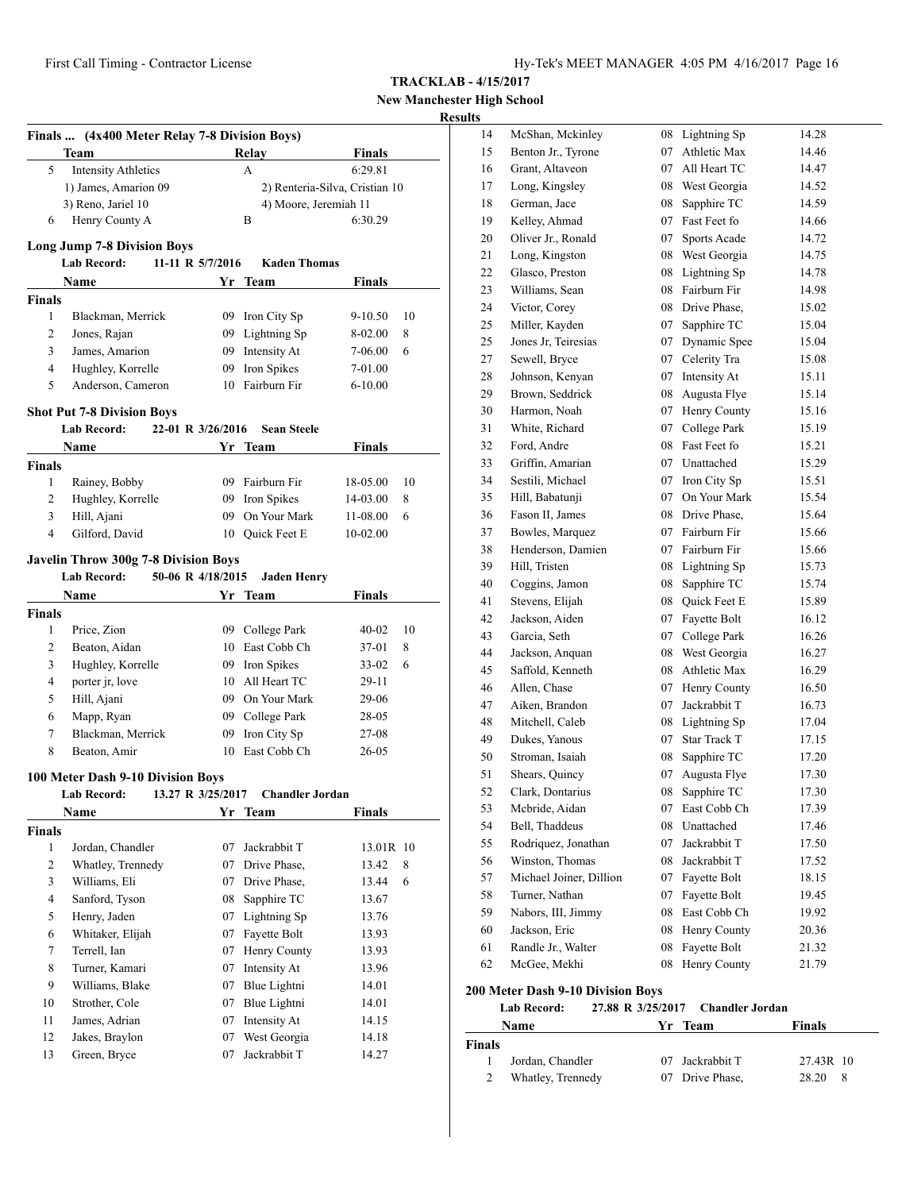**TRACKLAB - 4/15/2017**

**New Manchester High School**

**Results**

### Finals ... (4x400 Meter Relay 7-8 Division Boys)

| | Team | Relay | Finals |
|---|---|---|---|
| 5 | Intensity Athletics | A | 6:29.81 |
| | 1) James, Amarion 09 | 2) Renteria-Silva, Cristian 10 | |
| | 3) Reno, Jariel 10 | 4) Moore, Jeremiah 11 | |
| 6 | Henry County A | B | 6:30.29 |

### Long Jump 7-8 Division Boys

Lab Record: 11-11 R 5/7/2016 Kaden Thomas

| | Name | Yr | Team | Finals | |
|---|---|---|---|---|---|
| **Finals** | | | | | |
| 1 | Blackman, Merrick | 09 | Iron City Sp | 9-10.50 | 10 |
| 2 | Jones, Rajan | 09 | Lightning Sp | 8-02.00 | 8 |
| 3 | James, Amarion | 09 | Intensity At | 7-06.00 | 6 |
| 4 | Hughley, Korrelle | 09 | Iron Spikes | 7-01.00 | |
| 5 | Anderson, Cameron | 10 | Fairburn Fir | 6-10.00 | |

### Shot Put 7-8 Division Boys

Lab Record: 22-01 R 3/26/2016 Sean Steele

| | Name | Yr | Team | Finals | |
|---|---|---|---|---|---|
| **Finals** | | | | | |
| 1 | Rainey, Bobby | 09 | Fairburn Fir | 18-05.00 | 10 |
| 2 | Hughley, Korrelle | 09 | Iron Spikes | 14-03.00 | 8 |
| 3 | Hill, Ajani | 09 | On Your Mark | 11-08.00 | 6 |
| 4 | Gilford, David | 10 | Quick Feet E | 10-02.00 | |

### Javelin Throw 300g 7-8 Division Boys

Lab Record: 50-06 R 4/18/2015 Jaden Henry

| | Name | Yr | Team | Finals | |
|---|---|---|---|---|---|
| **Finals** | | | | | |
| 1 | Price, Zion | 09 | College Park | 40-02 | 10 |
| 2 | Beaton, Aidan | 10 | East Cobb Ch | 37-01 | 8 |
| 3 | Hughley, Korrelle | 09 | Iron Spikes | 33-02 | 6 |
| 4 | porter jr, love | 10 | All Heart TC | 29-11 | |
| 5 | Hill, Ajani | 09 | On Your Mark | 29-06 | |
| 6 | Mapp, Ryan | 09 | College Park | 28-05 | |
| 7 | Blackman, Merrick | 09 | Iron City Sp | 27-08 | |
| 8 | Beaton, Amir | 10 | East Cobb Ch | 26-05 | |

### 100 Meter Dash 9-10 Division Boys

Lab Record: 13.27 R 3/25/2017 Chandler Jordan

| | Name | Yr | Team | Finals | |
|---|---|---|---|---|---|
| **Finals** | | | | | |
| 1 | Jordan, Chandler | 07 | Jackrabbit T | 13.01R | 10 |
| 2 | Whatley, Trennedy | 07 | Drive Phase, | 13.42 | 8 |
| 3 | Williams, Eli | 07 | Drive Phase, | 13.44 | 6 |
| 4 | Sanford, Tyson | 08 | Sapphire TC | 13.67 | |
| 5 | Henry, Jaden | 07 | Lightning Sp | 13.76 | |
| 6 | Whitaker, Elijah | 07 | Fayette Bolt | 13.93 | |
| 7 | Terrell, Ian | 07 | Henry County | 13.93 | |
| 8 | Turner, Kamari | 07 | Intensity At | 13.96 | |
| 9 | Williams, Blake | 07 | Blue Lightni | 14.01 | |
| 10 | Strother, Cole | 07 | Blue Lightni | 14.01 | |
| 11 | James, Adrian | 07 | Intensity At | 14.15 | |
| 12 | Jakes, Braylon | 07 | West Georgia | 14.18 | |
| 13 | Green, Bryce | 07 | Jackrabbit T | 14.27 | |
| 14 | McShan, Mckinley | 08 | Lightning Sp | 14.28 | |
| 15 | Benton Jr., Tyrone | 07 | Athletic Max | 14.46 | |
| 16 | Grant, Altaveon | 07 | All Heart TC | 14.47 | |
| 17 | Long, Kingsley | 08 | West Georgia | 14.52 | |
| 18 | German, Jace | 08 | Sapphire TC | 14.59 | |
| 19 | Kelley, Ahmad | 07 | Fast Feet fo | 14.66 | |
| 20 | Oliver Jr., Ronald | 07 | Sports Acade | 14.72 | |
| 21 | Long, Kingston | 08 | West Georgia | 14.75 | |
| 22 | Glasco, Preston | 08 | Lightning Sp | 14.78 | |
| 23 | Williams, Sean | 08 | Fairburn Fir | 14.98 | |
| 24 | Victor, Corey | 08 | Drive Phase, | 15.02 | |
| 25 | Miller, Kayden | 07 | Sapphire TC | 15.04 | |
| 25 | Jones Jr, Teiresias | 07 | Dynamic Spee | 15.04 | |
| 27 | Sewell, Bryce | 07 | Celerity Tra | 15.08 | |
| 28 | Johnson, Kenyan | 07 | Intensity At | 15.11 | |
| 29 | Brown, Seddrick | 08 | Augusta Flye | 15.14 | |
| 30 | Harmon, Noah | 07 | Henry County | 15.16 | |
| 31 | White, Richard | 07 | College Park | 15.19 | |
| 32 | Ford, Andre | 08 | Fast Feet fo | 15.21 | |
| 33 | Griffin, Amarian | 07 | Unattached | 15.29 | |
| 34 | Sestili, Michael | 07 | Iron City Sp | 15.51 | |
| 35 | Hill, Babatunji | 07 | On Your Mark | 15.54 | |
| 36 | Fason II, James | 08 | Drive Phase, | 15.64 | |
| 37 | Bowles, Marquez | 07 | Fairburn Fir | 15.66 | |
| 38 | Henderson, Damien | 07 | Fairburn Fir | 15.66 | |
| 39 | Hill, Tristen | 08 | Lightning Sp | 15.73 | |
| 40 | Coggins, Jamon | 08 | Sapphire TC | 15.74 | |
| 41 | Stevens, Elijah | 08 | Quick Feet E | 15.89 | |
| 42 | Jackson, Aiden | 07 | Fayette Bolt | 16.12 | |
| 43 | Garcia, Seth | 07 | College Park | 16.26 | |
| 44 | Jackson, Anquan | 08 | West Georgia | 16.27 | |
| 45 | Saffold, Kenneth | 08 | Athletic Max | 16.29 | |
| 46 | Allen, Chase | 07 | Henry County | 16.50 | |
| 47 | Aiken, Brandon | 07 | Jackrabbit T | 16.73 | |
| 48 | Mitchell, Caleb | 08 | Lightning Sp | 17.04 | |
| 49 | Dukes, Yanous | 07 | Star Track T | 17.15 | |
| 50 | Stroman, Isaiah | 08 | Sapphire TC | 17.20 | |
| 51 | Shears, Quincy | 07 | Augusta Flye | 17.30 | |
| 52 | Clark, Dontarius | 08 | Sapphire TC | 17.30 | |
| 53 | Mcbride, Aidan | 07 | East Cobb Ch | 17.39 | |
| 54 | Bell, Thaddeus | 08 | Unattached | 17.46 | |
| 55 | Rodriquez, Jonathan | 07 | Jackrabbit T | 17.50 | |
| 56 | Winston, Thomas | 08 | Jackrabbit T | 17.52 | |
| 57 | Michael Joiner, Dillion | 07 | Fayette Bolt | 18.15 | |
| 58 | Turner, Nathan | 07 | Fayette Bolt | 19.45 | |
| 59 | Nabors, III, Jimmy | 08 | East Cobb Ch | 19.92 | |
| 60 | Jackson, Eric | 08 | Henry County | 20.36 | |
| 61 | Randle Jr., Walter | 08 | Fayette Bolt | 21.32 | |
| 62 | McGee, Mekhi | 08 | Henry County | 21.79 | |

### 200 Meter Dash 9-10 Division Boys

Lab Record: 27.88 R 3/25/2017 Chandler Jordan

| | Name | Yr | Team | Finals | |
|---|---|---|---|---|---|
| **Finals** | | | | | |
| 1 | Jordan, Chandler | 07 | Jackrabbit T | 27.43R | 10 |
| 2 | Whatley, Trennedy | 07 | Drive Phase, | 28.20 | 8 |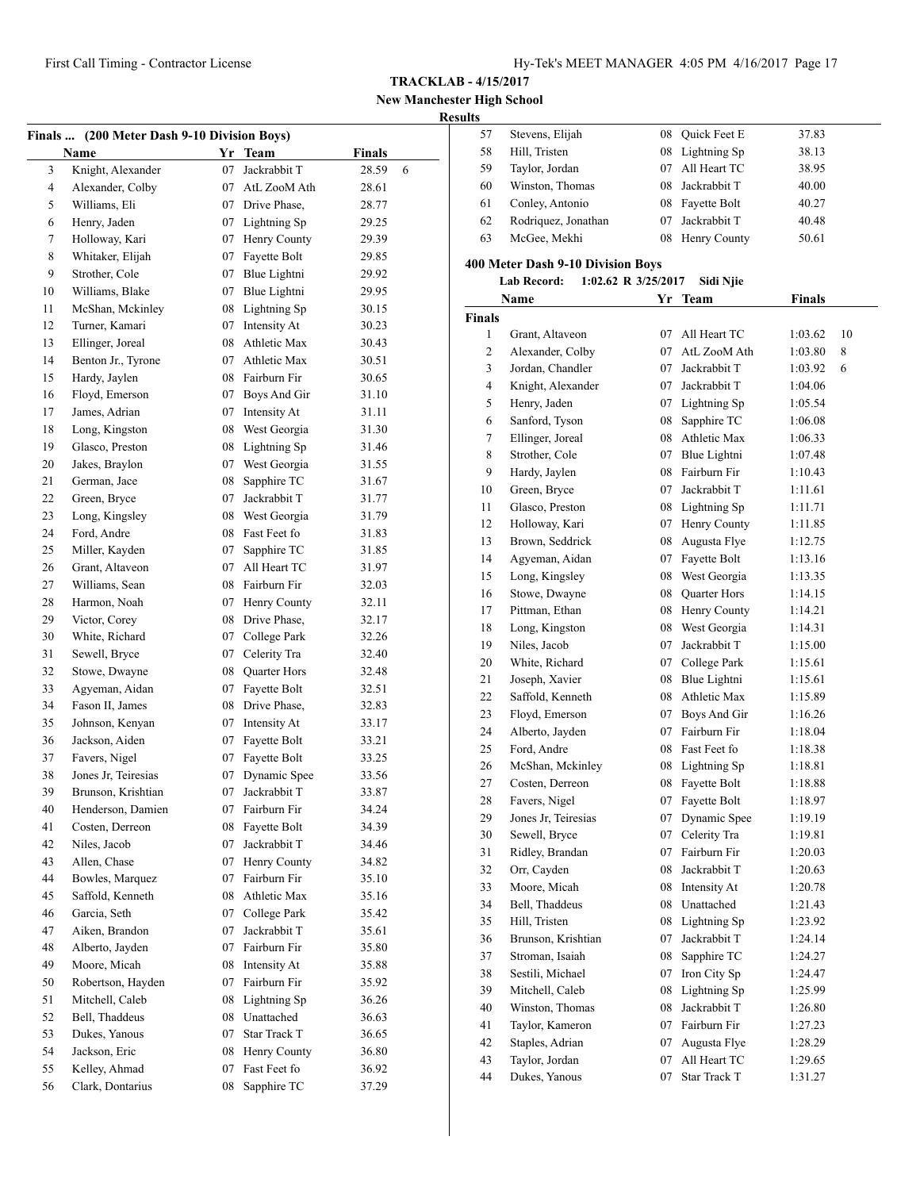**TRACKLAB - 4/15/2017**

**New Manchester High School**

**Results**

## Finals ... (200 Meter Dash 9-10 Division Boys)

| | Name | Yr | Team | Finals | |
|---|---|---|---|---|---|
| 3 | Knight, Alexander | 07 | Jackrabbit T | 28.59 | 6 |
| 4 | Alexander, Colby | 07 | AtL ZooM Ath | 28.61 | |
| 5 | Williams, Eli | 07 | Drive Phase, | 28.77 | |
| 6 | Henry, Jaden | 07 | Lightning Sp | 29.25 | |
| 7 | Holloway, Kari | 07 | Henry County | 29.39 | |
| 8 | Whitaker, Elijah | 07 | Fayette Bolt | 29.85 | |
| 9 | Strother, Cole | 07 | Blue Lightni | 29.92 | |
| 10 | Williams, Blake | 07 | Blue Lightni | 29.95 | |
| 11 | McShan, Mckinley | 08 | Lightning Sp | 30.15 | |
| 12 | Turner, Kamari | 07 | Intensity At | 30.23 | |
| 13 | Ellinger, Joreal | 08 | Athletic Max | 30.43 | |
| 14 | Benton Jr., Tyrone | 07 | Athletic Max | 30.51 | |
| 15 | Hardy, Jaylen | 08 | Fairburn Fir | 30.65 | |
| 16 | Floyd, Emerson | 07 | Boys And Gir | 31.10 | |
| 17 | James, Adrian | 07 | Intensity At | 31.11 | |
| 18 | Long, Kingston | 08 | West Georgia | 31.30 | |
| 19 | Glasco, Preston | 08 | Lightning Sp | 31.46 | |
| 20 | Jakes, Braylon | 07 | West Georgia | 31.55 | |
| 21 | German, Jace | 08 | Sapphire TC | 31.67 | |
| 22 | Green, Bryce | 07 | Jackrabbit T | 31.77 | |
| 23 | Long, Kingsley | 08 | West Georgia | 31.79 | |
| 24 | Ford, Andre | 08 | Fast Feet fo | 31.83 | |
| 25 | Miller, Kayden | 07 | Sapphire TC | 31.85 | |
| 26 | Grant, Altaveon | 07 | All Heart TC | 31.97 | |
| 27 | Williams, Sean | 08 | Fairburn Fir | 32.03 | |
| 28 | Harmon, Noah | 07 | Henry County | 32.11 | |
| 29 | Victor, Corey | 08 | Drive Phase, | 32.17 | |
| 30 | White, Richard | 07 | College Park | 32.26 | |
| 31 | Sewell, Bryce | 07 | Celerity Tra | 32.40 | |
| 32 | Stowe, Dwayne | 08 | Quarter Hors | 32.48 | |
| 33 | Agyeman, Aidan | 07 | Fayette Bolt | 32.51 | |
| 34 | Fason II, James | 08 | Drive Phase, | 32.83 | |
| 35 | Johnson, Kenyan | 07 | Intensity At | 33.17 | |
| 36 | Jackson, Aiden | 07 | Fayette Bolt | 33.21 | |
| 37 | Favers, Nigel | 07 | Fayette Bolt | 33.25 | |
| 38 | Jones Jr, Teiresias | 07 | Dynamic Spee | 33.56 | |
| 39 | Brunson, Krishtian | 07 | Jackrabbit T | 33.87 | |
| 40 | Henderson, Damien | 07 | Fairburn Fir | 34.24 | |
| 41 | Costen, Derreon | 08 | Fayette Bolt | 34.39 | |
| 42 | Niles, Jacob | 07 | Jackrabbit T | 34.46 | |
| 43 | Allen, Chase | 07 | Henry County | 34.82 | |
| 44 | Bowles, Marquez | 07 | Fairburn Fir | 35.10 | |
| 45 | Saffold, Kenneth | 08 | Athletic Max | 35.16 | |
| 46 | Garcia, Seth | 07 | College Park | 35.42 | |
| 47 | Aiken, Brandon | 07 | Jackrabbit T | 35.61 | |
| 48 | Alberto, Jayden | 07 | Fairburn Fir | 35.80 | |
| 49 | Moore, Micah | 08 | Intensity At | 35.88 | |
| 50 | Robertson, Hayden | 07 | Fairburn Fir | 35.92 | |
| 51 | Mitchell, Caleb | 08 | Lightning Sp | 36.26 | |
| 52 | Bell, Thaddeus | 08 | Unattached | 36.63 | |
| 53 | Dukes, Yanous | 07 | Star Track T | 36.65 | |
| 54 | Jackson, Eric | 08 | Henry County | 36.80 | |
| 55 | Kelley, Ahmad | 07 | Fast Feet fo | 36.92 | |
| 56 | Clark, Dontarius | 08 | Sapphire TC | 37.29 | |
| 57 | Stevens, Elijah | 08 | Quick Feet E | 37.83 | |
| 58 | Hill, Tristen | 08 | Lightning Sp | 38.13 | |
| 59 | Taylor, Jordan | 07 | All Heart TC | 38.95 | |
| 60 | Winston, Thomas | 08 | Jackrabbit T | 40.00 | |
| 61 | Conley, Antonio | 08 | Fayette Bolt | 40.27 | |
| 62 | Rodriquez, Jonathan | 07 | Jackrabbit T | 40.48 | |
| 63 | McGee, Mekhi | 08 | Henry County | 50.61 | |

## 400 Meter Dash 9-10 Division Boys

**Lab Record: 1:02.62 R 3/25/2017 Sidi Njie**

| | Name | Yr | Team | Finals | |
|---|---|---|---|---|---|
| **Finals** | | | | | |
| 1 | Grant, Altaveon | 07 | All Heart TC | 1:03.62 | 10 |
| 2 | Alexander, Colby | 07 | AtL ZooM Ath | 1:03.80 | 8 |
| 3 | Jordan, Chandler | 07 | Jackrabbit T | 1:03.92 | 6 |
| 4 | Knight, Alexander | 07 | Jackrabbit T | 1:04.06 | |
| 5 | Henry, Jaden | 07 | Lightning Sp | 1:05.54 | |
| 6 | Sanford, Tyson | 08 | Sapphire TC | 1:06.08 | |
| 7 | Ellinger, Joreal | 08 | Athletic Max | 1:06.33 | |
| 8 | Strother, Cole | 07 | Blue Lightni | 1:07.48 | |
| 9 | Hardy, Jaylen | 08 | Fairburn Fir | 1:10.43 | |
| 10 | Green, Bryce | 07 | Jackrabbit T | 1:11.61 | |
| 11 | Glasco, Preston | 08 | Lightning Sp | 1:11.71 | |
| 12 | Holloway, Kari | 07 | Henry County | 1:11.85 | |
| 13 | Brown, Seddrick | 08 | Augusta Flye | 1:12.75 | |
| 14 | Agyeman, Aidan | 07 | Fayette Bolt | 1:13.16 | |
| 15 | Long, Kingsley | 08 | West Georgia | 1:13.35 | |
| 16 | Stowe, Dwayne | 08 | Quarter Hors | 1:14.15 | |
| 17 | Pittman, Ethan | 08 | Henry County | 1:14.21 | |
| 18 | Long, Kingston | 08 | West Georgia | 1:14.31 | |
| 19 | Niles, Jacob | 07 | Jackrabbit T | 1:15.00 | |
| 20 | White, Richard | 07 | College Park | 1:15.61 | |
| 21 | Joseph, Xavier | 08 | Blue Lightni | 1:15.61 | |
| 22 | Saffold, Kenneth | 08 | Athletic Max | 1:15.89 | |
| 23 | Floyd, Emerson | 07 | Boys And Gir | 1:16.26 | |
| 24 | Alberto, Jayden | 07 | Fairburn Fir | 1:18.04 | |
| 25 | Ford, Andre | 08 | Fast Feet fo | 1:18.38 | |
| 26 | McShan, Mckinley | 08 | Lightning Sp | 1:18.81 | |
| 27 | Costen, Derreon | 08 | Fayette Bolt | 1:18.88 | |
| 28 | Favers, Nigel | 07 | Fayette Bolt | 1:18.97 | |
| 29 | Jones Jr, Teiresias | 07 | Dynamic Spee | 1:19.19 | |
| 30 | Sewell, Bryce | 07 | Celerity Tra | 1:19.81 | |
| 31 | Ridley, Brandan | 07 | Fairburn Fir | 1:20.03 | |
| 32 | Orr, Cayden | 08 | Jackrabbit T | 1:20.63 | |
| 33 | Moore, Micah | 08 | Intensity At | 1:20.78 | |
| 34 | Bell, Thaddeus | 08 | Unattached | 1:21.43 | |
| 35 | Hill, Tristen | 08 | Lightning Sp | 1:23.92 | |
| 36 | Brunson, Krishtian | 07 | Jackrabbit T | 1:24.14 | |
| 37 | Stroman, Isaiah | 08 | Sapphire TC | 1:24.27 | |
| 38 | Sestili, Michael | 07 | Iron City Sp | 1:24.47 | |
| 39 | Mitchell, Caleb | 08 | Lightning Sp | 1:25.99 | |
| 40 | Winston, Thomas | 08 | Jackrabbit T | 1:26.80 | |
| 41 | Taylor, Kameron | 07 | Fairburn Fir | 1:27.23 | |
| 42 | Staples, Adrian | 07 | Augusta Flye | 1:28.29 | |
| 43 | Taylor, Jordan | 07 | All Heart TC | 1:29.65 | |
| 44 | Dukes, Yanous | 07 | Star Track T | 1:31.27 | |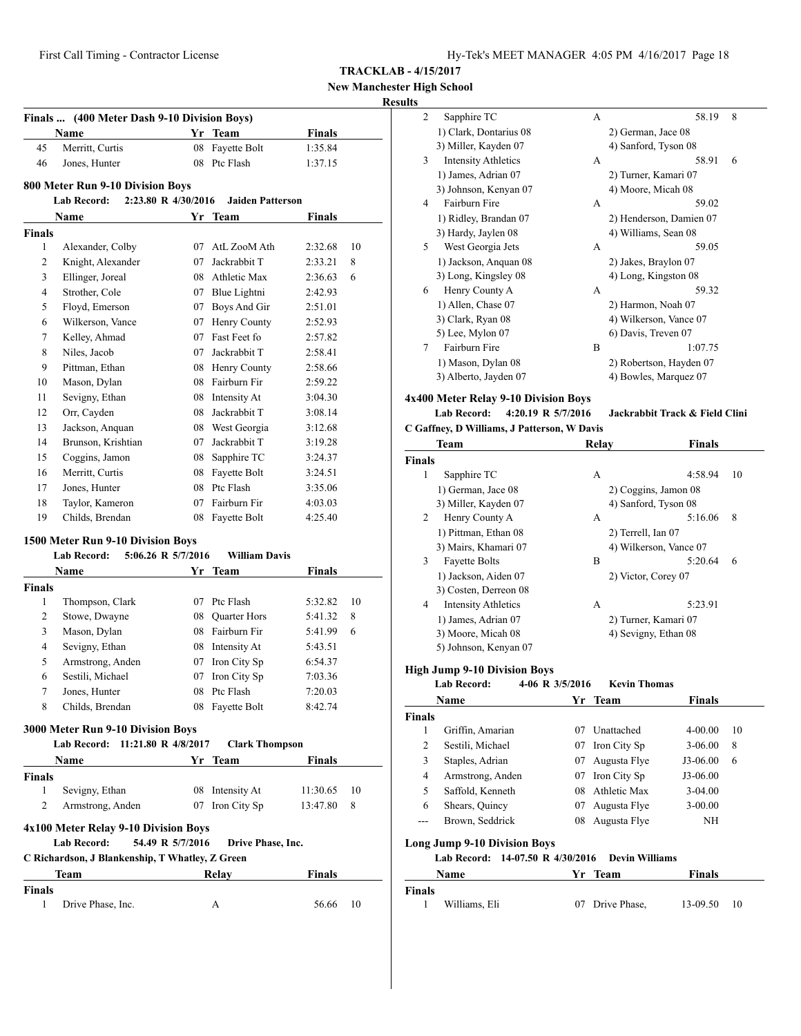**TRACKLAB - 4/15/2017**
**New Manchester High School**
**Results**

### Finals ... (400 Meter Dash 9-10 Division Boys)

| | Name | Yr | Team | Finals |
|---|---|---|---|---|
| 45 | Merritt, Curtis | 08 | Fayette Bolt | 1:35.84 |
| 46 | Jones, Hunter | 08 | Ptc Flash | 1:37.15 |

### 800 Meter Run 9-10 Division Boys

**Lab Record:** 2:23.80 R 4/30/2016 **Jaiden Patterson**

| | Name | Yr | Team | Finals | |
|---|---|---|---|---|---|
| **Finals** | | | | | |
| 1 | Alexander, Colby | 07 | AtL ZooM Ath | 2:32.68 | 10 |
| 2 | Knight, Alexander | 07 | Jackrabbit T | 2:33.21 | 8 |
| 3 | Ellinger, Joreal | 08 | Athletic Max | 2:36.63 | 6 |
| 4 | Strother, Cole | 07 | Blue Lightni | 2:42.93 | |
| 5 | Floyd, Emerson | 07 | Boys And Gir | 2:51.01 | |
| 6 | Wilkerson, Vance | 07 | Henry County | 2:52.93 | |
| 7 | Kelley, Ahmad | 07 | Fast Feet fo | 2:57.82 | |
| 8 | Niles, Jacob | 07 | Jackrabbit T | 2:58.41 | |
| 9 | Pittman, Ethan | 08 | Henry County | 2:58.66 | |
| 10 | Mason, Dylan | 08 | Fairburn Fir | 2:59.22 | |
| 11 | Sevigny, Ethan | 08 | Intensity At | 3:04.30 | |
| 12 | Orr, Cayden | 08 | Jackrabbit T | 3:08.14 | |
| 13 | Jackson, Anquan | 08 | West Georgia | 3:12.68 | |
| 14 | Brunson, Krishtian | 07 | Jackrabbit T | 3:19.28 | |
| 15 | Coggins, Jamon | 08 | Sapphire TC | 3:24.37 | |
| 16 | Merritt, Curtis | 08 | Fayette Bolt | 3:24.51 | |
| 17 | Jones, Hunter | 08 | Ptc Flash | 3:35.06 | |
| 18 | Taylor, Kameron | 07 | Fairburn Fir | 4:03.03 | |
| 19 | Childs, Brendan | 08 | Fayette Bolt | 4:25.40 | |

### 1500 Meter Run 9-10 Division Boys

**Lab Record:** 5:06.26 R 5/7/2016 **William Davis**

| | Name | Yr | Team | Finals | |
|---|---|---|---|---|---|
| **Finals** | | | | | |
| 1 | Thompson, Clark | 07 | Ptc Flash | 5:32.82 | 10 |
| 2 | Stowe, Dwayne | 08 | Quarter Hors | 5:41.32 | 8 |
| 3 | Mason, Dylan | 08 | Fairburn Fir | 5:41.99 | 6 |
| 4 | Sevigny, Ethan | 08 | Intensity At | 5:43.51 | |
| 5 | Armstrong, Anden | 07 | Iron City Sp | 6:54.37 | |
| 6 | Sestili, Michael | 07 | Iron City Sp | 7:03.36 | |
| 7 | Jones, Hunter | 08 | Ptc Flash | 7:20.03 | |
| 8 | Childs, Brendan | 08 | Fayette Bolt | 8:42.74 | |

### 3000 Meter Run 9-10 Division Boys

**Lab Record:** 11:21.80 R 4/8/2017 **Clark Thompson**

| | Name | Yr | Team | Finals | |
|---|---|---|---|---|---|
| **Finals** | | | | | |
| 1 | Sevigny, Ethan | 08 | Intensity At | 11:30.65 | 10 |
| 2 | Armstrong, Anden | 07 | Iron City Sp | 13:47.80 | 8 |

### 4x100 Meter Relay 9-10 Division Boys

**Lab Record:** 54.49 R 5/7/2016 **Drive Phase, Inc.**
**C Richardson, J Blankenship, T Whatley, Z Green**

| | Team | Relay | Finals | |
|---|---|---|---|---|
| **Finals** | | | | |
| 1 | Drive Phase, Inc. | A | 56.66 | 10 |
| 2 | Sapphire TC | A | 58.19 | 8 |
| | 1) Clark, Dontarius 08 | 2) German, Jace 08 | | |
| | 3) Miller, Kayden 07 | 4) Sanford, Tyson 08 | | |
| 3 | Intensity Athletics | A | 58.91 | 6 |
| | 1) James, Adrian 07 | 2) Turner, Kamari 07 | | |
| | 3) Johnson, Kenyan 07 | 4) Moore, Micah 08 | | |
| 4 | Fairburn Fire | A | 59.02 | |
| | 1) Ridley, Brandan 07 | 2) Henderson, Damien 07 | | |
| | 3) Hardy, Jaylen 08 | 4) Williams, Sean 08 | | |
| 5 | West Georgia Jets | A | 59.05 | |
| | 1) Jackson, Anquan 08 | 2) Jakes, Braylon 07 | | |
| | 3) Long, Kingsley 08 | 4) Long, Kingston 08 | | |
| 6 | Henry County A | A | 59.32 | |
| | 1) Allen, Chase 07 | 2) Harmon, Noah 07 | | |
| | 3) Clark, Ryan 08 | 4) Wilkerson, Vance 07 | | |
| | 5) Lee, Mylon 07 | 6) Davis, Treven 07 | | |
| 7 | Fairburn Fire | B | 1:07.75 | |
| | 1) Mason, Dylan 08 | 2) Robertson, Hayden 07 | | |
| | 3) Alberto, Jayden 07 | 4) Bowles, Marquez 07 | | |

### 4x400 Meter Relay 9-10 Division Boys

**Lab Record:** 4:20.19 R 5/7/2016 **Jackrabbit Track & Field Clini**
**C Gaffney, D Williams, J Patterson, W Davis**

| | Team | Relay | Finals | |
|---|---|---|---|---|
| **Finals** | | | | |
| 1 | Sapphire TC | A | 4:58.94 | 10 |
| | 1) German, Jace 08 | 2) Coggins, Jamon 08 | | |
| | 3) Miller, Kayden 07 | 4) Sanford, Tyson 08 | | |
| 2 | Henry County A | A | 5:16.06 | 8 |
| | 1) Pittman, Ethan 08 | 2) Terrell, Ian 07 | | |
| | 3) Mairs, Khamari 07 | 4) Wilkerson, Vance 07 | | |
| 3 | Fayette Bolts | B | 5:20.64 | 6 |
| | 1) Jackson, Aiden 07 | 2) Victor, Corey 07 | | |
| | 3) Costen, Derreon 08 | | | |
| 4 | Intensity Athletics | A | 5:23.91 | |
| | 1) James, Adrian 07 | 2) Turner, Kamari 07 | | |
| | 3) Moore, Micah 08 | 4) Sevigny, Ethan 08 | | |
| | 5) Johnson, Kenyan 07 | | | |

### High Jump 9-10 Division Boys

**Lab Record:** 4-06 R 3/5/2016 **Kevin Thomas**

| | Name | Yr | Team | Finals | |
|---|---|---|---|---|---|
| **Finals** | | | | | |
| 1 | Griffin, Amarian | 07 | Unattached | 4-00.00 | 10 |
| 2 | Sestili, Michael | 07 | Iron City Sp | 3-06.00 | 8 |
| 3 | Staples, Adrian | 07 | Augusta Flye | J3-06.00 | 6 |
| 4 | Armstrong, Anden | 07 | Iron City Sp | J3-06.00 | |
| 5 | Saffold, Kenneth | 08 | Athletic Max | 3-04.00 | |
| 6 | Shears, Quincy | 07 | Augusta Flye | 3-00.00 | |
| --- | Brown, Seddrick | 08 | Augusta Flye | NH | |

### Long Jump 9-10 Division Boys

**Lab Record:** 14-07.50 R 4/30/2016 **Devin Williams**

| | Name | Yr | Team | Finals | |
|---|---|---|---|---|---|
| **Finals** | | | | | |
| 1 | Williams, Eli | 07 | Drive Phase, | 13-09.50 | 10 |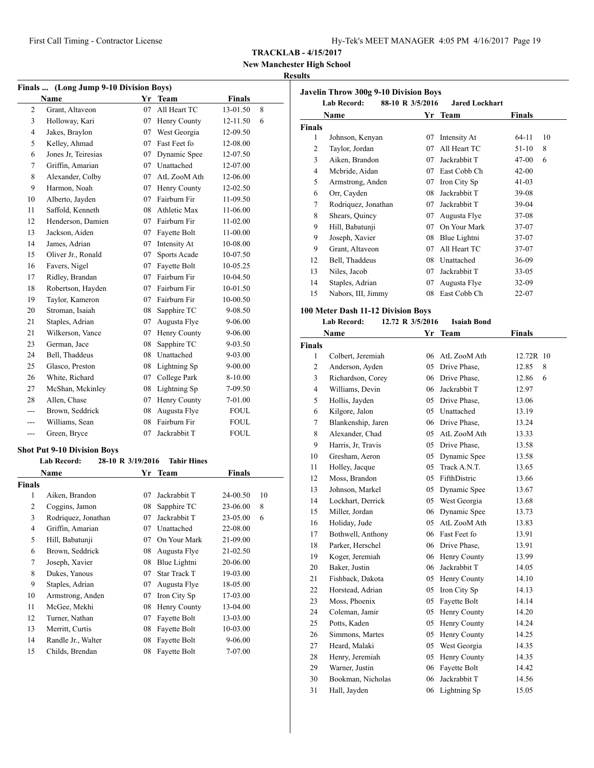**TRACKLAB - 4/15/2017**

**New Manchester High School**

**Results**

### Finals ... (Long Jump 9-10 Division Boys)

| | Name | Yr | Team | Finals | |
|---|---|---|---|---|---|
| 2 | Grant, Altaveon | 07 | All Heart TC | 13-01.50 | 8 |
| 3 | Holloway, Kari | 07 | Henry County | 12-11.50 | 6 |
| 4 | Jakes, Braylon | 07 | West Georgia | 12-09.50 | |
| 5 | Kelley, Ahmad | 07 | Fast Feet fo | 12-08.00 | |
| 6 | Jones Jr, Teiresias | 07 | Dynamic Spee | 12-07.50 | |
| 7 | Griffin, Amarian | 07 | Unattached | 12-07.00 | |
| 8 | Alexander, Colby | 07 | AtL ZooM Ath | 12-06.00 | |
| 9 | Harmon, Noah | 07 | Henry County | 12-02.50 | |
| 10 | Alberto, Jayden | 07 | Fairburn Fir | 11-09.50 | |
| 11 | Saffold, Kenneth | 08 | Athletic Max | 11-06.00 | |
| 12 | Henderson, Damien | 07 | Fairburn Fir | 11-02.00 | |
| 13 | Jackson, Aiden | 07 | Fayette Bolt | 11-00.00 | |
| 14 | James, Adrian | 07 | Intensity At | 10-08.00 | |
| 15 | Oliver Jr., Ronald | 07 | Sports Acade | 10-07.50 | |
| 16 | Favers, Nigel | 07 | Fayette Bolt | 10-05.25 | |
| 17 | Ridley, Brandan | 07 | Fairburn Fir | 10-04.50 | |
| 18 | Robertson, Hayden | 07 | Fairburn Fir | 10-01.50 | |
| 19 | Taylor, Kameron | 07 | Fairburn Fir | 10-00.50 | |
| 20 | Stroman, Isaiah | 08 | Sapphire TC | 9-08.50 | |
| 21 | Staples, Adrian | 07 | Augusta Flye | 9-06.00 | |
| 21 | Wilkerson, Vance | 07 | Henry County | 9-06.00 | |
| 23 | German, Jace | 08 | Sapphire TC | 9-03.50 | |
| 24 | Bell, Thaddeus | 08 | Unattached | 9-03.00 | |
| 25 | Glasco, Preston | 08 | Lightning Sp | 9-00.00 | |
| 26 | White, Richard | 07 | College Park | 8-10.00 | |
| 27 | McShan, Mckinley | 08 | Lightning Sp | 7-09.50 | |
| 28 | Allen, Chase | 07 | Henry County | 7-01.00 | |
| --- | Brown, Seddrick | 08 | Augusta Flye | FOUL | |
| --- | Williams, Sean | 08 | Fairburn Fir | FOUL | |
| --- | Green, Bryce | 07 | Jackrabbit T | FOUL | |

### Shot Put 9-10 Division Boys

**Lab Record:** 28-10 R 3/19/2016 **Tahir Hines**

| | Name | Yr | Team | Finals | |
|---|---|---|---|---|---|
| **Finals** | | | | | |
| 1 | Aiken, Brandon | 07 | Jackrabbit T | 24-00.50 | 10 |
| 2 | Coggins, Jamon | 08 | Sapphire TC | 23-06.00 | 8 |
| 3 | Rodriquez, Jonathan | 07 | Jackrabbit T | 23-05.00 | 6 |
| 4 | Griffin, Amarian | 07 | Unattached | 22-08.00 | |
| 5 | Hill, Babatunji | 07 | On Your Mark | 21-09.00 | |
| 6 | Brown, Seddrick | 08 | Augusta Flye | 21-02.50 | |
| 7 | Joseph, Xavier | 08 | Blue Lightni | 20-06.00 | |
| 8 | Dukes, Yanous | 07 | Star Track T | 19-03.00 | |
| 9 | Staples, Adrian | 07 | Augusta Flye | 18-05.00 | |
| 10 | Armstrong, Anden | 07 | Iron City Sp | 17-03.00 | |
| 11 | McGee, Mekhi | 08 | Henry County | 13-04.00 | |
| 12 | Turner, Nathan | 07 | Fayette Bolt | 13-03.00 | |
| 13 | Merritt, Curtis | 08 | Fayette Bolt | 10-03.00 | |
| 14 | Randle Jr., Walter | 08 | Fayette Bolt | 9-06.00 | |
| 15 | Childs, Brendan | 08 | Fayette Bolt | 7-07.00 | |

### Javelin Throw 300g 9-10 Division Boys

**Lab Record:** 88-10 R 3/5/2016 **Jared Lockhart**

| | Name | Yr | Team | Finals | |
|---|---|---|---|---|---|
| **Finals** | | | | | |
| 1 | Johnson, Kenyan | 07 | Intensity At | 64-11 | 10 |
| 2 | Taylor, Jordan | 07 | All Heart TC | 51-10 | 8 |
| 3 | Aiken, Brandon | 07 | Jackrabbit T | 47-00 | 6 |
| 4 | Mcbride, Aidan | 07 | East Cobb Ch | 42-00 | |
| 5 | Armstrong, Anden | 07 | Iron City Sp | 41-03 | |
| 6 | Orr, Cayden | 08 | Jackrabbit T | 39-08 | |
| 7 | Rodriquez, Jonathan | 07 | Jackrabbit T | 39-04 | |
| 8 | Shears, Quincy | 07 | Augusta Flye | 37-08 | |
| 9 | Hill, Babatunji | 07 | On Your Mark | 37-07 | |
| 9 | Joseph, Xavier | 08 | Blue Lightni | 37-07 | |
| 9 | Grant, Altaveon | 07 | All Heart TC | 37-07 | |
| 12 | Bell, Thaddeus | 08 | Unattached | 36-09 | |
| 13 | Niles, Jacob | 07 | Jackrabbit T | 33-05 | |
| 14 | Staples, Adrian | 07 | Augusta Flye | 32-09 | |
| 15 | Nabors, III, Jimmy | 08 | East Cobb Ch | 22-07 | |

### 100 Meter Dash 11-12 Division Boys

**Lab Record:** 12.72 R 3/5/2016 **Isaiah Bond**

| | Name | Yr | Team | Finals | |
|---|---|---|---|---|---|
| **Finals** | | | | | |
| 1 | Colbert, Jeremiah | 06 | AtL ZooM Ath | 12.72R | 10 |
| 2 | Anderson, Ayden | 05 | Drive Phase, | 12.85 | 8 |
| 3 | Richardson, Corey | 06 | Drive Phase, | 12.86 | 6 |
| 4 | Williams, Devin | 06 | Jackrabbit T | 12.97 | |
| 5 | Hollis, Jayden | 05 | Drive Phase, | 13.06 | |
| 6 | Kilgore, Jalon | 05 | Unattached | 13.19 | |
| 7 | Blankenship, Jaren | 06 | Drive Phase, | 13.24 | |
| 8 | Alexander, Chad | 05 | AtL ZooM Ath | 13.33 | |
| 9 | Harris, Jr, Travis | 05 | Drive Phase, | 13.58 | |
| 10 | Gresham, Aeron | 05 | Dynamic Spee | 13.58 | |
| 11 | Holley, Jacque | 05 | Track A.N.T. | 13.65 | |
| 12 | Moss, Brandon | 05 | FifthDistric | 13.66 | |
| 13 | Johnson, Markel | 05 | Dynamic Spee | 13.67 | |
| 14 | Lockhart, Derrick | 05 | West Georgia | 13.68 | |
| 15 | Miller, Jordan | 06 | Dynamic Spee | 13.73 | |
| 16 | Holiday, Jude | 05 | AtL ZooM Ath | 13.83 | |
| 17 | Bothwell, Anthony | 06 | Fast Feet fo | 13.91 | |
| 18 | Parker, Herschel | 06 | Drive Phase, | 13.91 | |
| 19 | Koger, Jeremiah | 06 | Henry County | 13.99 | |
| 20 | Baker, Justin | 06 | Jackrabbit T | 14.05 | |
| 21 | Fishback, Dakota | 05 | Henry County | 14.10 | |
| 22 | Horstead, Adrian | 05 | Iron City Sp | 14.13 | |
| 23 | Moss, Phoenix | 05 | Fayette Bolt | 14.14 | |
| 24 | Coleman, Jamir | 05 | Henry County | 14.20 | |
| 25 | Potts, Kaden | 05 | Henry County | 14.24 | |
| 26 | Simmons, Martes | 05 | Henry County | 14.25 | |
| 27 | Heard, Malaki | 05 | West Georgia | 14.35 | |
| 28 | Henry, Jeremiah | 05 | Henry County | 14.35 | |
| 29 | Warner, Justin | 06 | Fayette Bolt | 14.42 | |
| 30 | Bookman, Nicholas | 06 | Jackrabbit T | 14.56 | |
| 31 | Hall, Jayden | 06 | Lightning Sp | 15.05 | |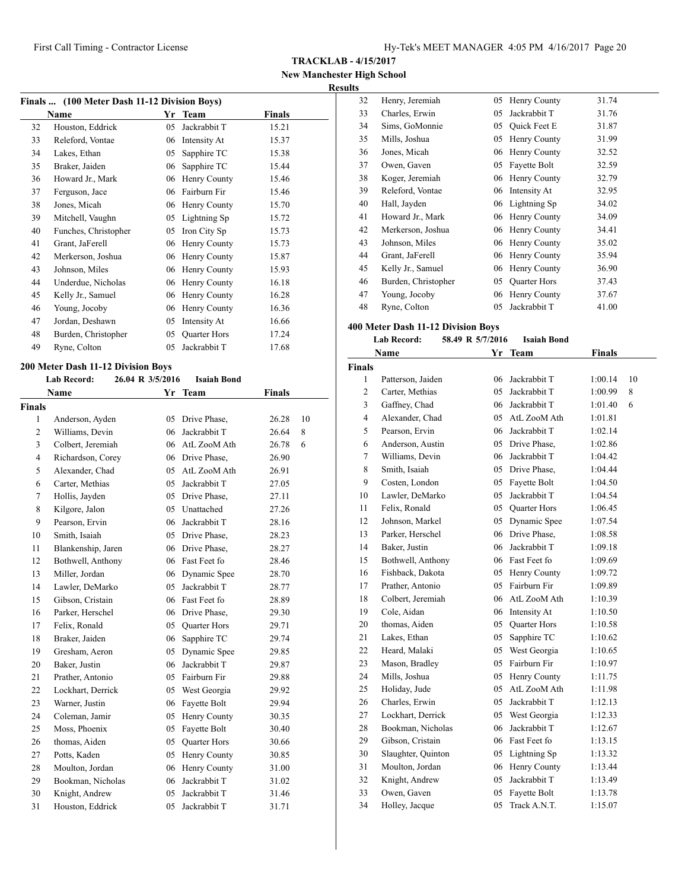**TRACKLAB - 4/15/2017**
**New Manchester High School**
**Results**

### Finals ... (100 Meter Dash 11-12 Division Boys)

| | Name | Yr | Team | Finals | |
|---|---|---|---|---|---|
| 32 | Houston, Eddrick | 05 | Jackrabbit T | 15.21 | |
| 33 | Releford, Vontae | 06 | Intensity At | 15.37 | |
| 34 | Lakes, Ethan | 05 | Sapphire TC | 15.38 | |
| 35 | Braker, Jaiden | 06 | Sapphire TC | 15.44 | |
| 36 | Howard Jr., Mark | 06 | Henry County | 15.46 | |
| 37 | Ferguson, Jace | 06 | Fairburn Fir | 15.46 | |
| 38 | Jones, Micah | 06 | Henry County | 15.70 | |
| 39 | Mitchell, Vaughn | 05 | Lightning Sp | 15.72 | |
| 40 | Funches, Christopher | 05 | Iron City Sp | 15.73 | |
| 41 | Grant, JaFerell | 06 | Henry County | 15.73 | |
| 42 | Merkerson, Joshua | 06 | Henry County | 15.87 | |
| 43 | Johnson, Miles | 06 | Henry County | 15.93 | |
| 44 | Underdue, Nicholas | 06 | Henry County | 16.18 | |
| 45 | Kelly Jr., Samuel | 06 | Henry County | 16.28 | |
| 46 | Young, Jocoby | 06 | Henry County | 16.36 | |
| 47 | Jordan, Deshawn | 05 | Intensity At | 16.66 | |
| 48 | Burden, Christopher | 05 | Quarter Hors | 17.24 | |
| 49 | Ryne, Colton | 05 | Jackrabbit T | 17.68 | |

### 200 Meter Dash 11-12 Division Boys

**Lab Record:** 26.04 R 3/5/2016 **Isaiah Bond**

| | Name | Yr | Team | Finals | |
|---|---|---|---|---|---|
| **Finals** | | | | | |
| 1 | Anderson, Ayden | 05 | Drive Phase, | 26.28 | 10 |
| 2 | Williams, Devin | 06 | Jackrabbit T | 26.64 | 8 |
| 3 | Colbert, Jeremiah | 06 | AtL ZooM Ath | 26.78 | 6 |
| 4 | Richardson, Corey | 06 | Drive Phase, | 26.90 | |
| 5 | Alexander, Chad | 05 | AtL ZooM Ath | 26.91 | |
| 6 | Carter, Methias | 05 | Jackrabbit T | 27.05 | |
| 7 | Hollis, Jayden | 05 | Drive Phase, | 27.11 | |
| 8 | Kilgore, Jalon | 05 | Unattached | 27.26 | |
| 9 | Pearson, Ervin | 06 | Jackrabbit T | 28.16 | |
| 10 | Smith, Isaiah | 05 | Drive Phase, | 28.23 | |
| 11 | Blankenship, Jaren | 06 | Drive Phase, | 28.27 | |
| 12 | Bothwell, Anthony | 06 | Fast Feet fo | 28.46 | |
| 13 | Miller, Jordan | 06 | Dynamic Spee | 28.70 | |
| 14 | Lawler, DeMarko | 05 | Jackrabbit T | 28.77 | |
| 15 | Gibson, Cristain | 06 | Fast Feet fo | 28.89 | |
| 16 | Parker, Herschel | 06 | Drive Phase, | 29.30 | |
| 17 | Felix, Ronald | 05 | Quarter Hors | 29.71 | |
| 18 | Braker, Jaiden | 06 | Sapphire TC | 29.74 | |
| 19 | Gresham, Aeron | 05 | Dynamic Spee | 29.85 | |
| 20 | Baker, Justin | 06 | Jackrabbit T | 29.87 | |
| 21 | Prather, Antonio | 05 | Fairburn Fir | 29.88 | |
| 22 | Lockhart, Derrick | 05 | West Georgia | 29.92 | |
| 23 | Warner, Justin | 06 | Fayette Bolt | 29.94 | |
| 24 | Coleman, Jamir | 05 | Henry County | 30.35 | |
| 25 | Moss, Phoenix | 05 | Fayette Bolt | 30.40 | |
| 26 | thomas, Aiden | 05 | Quarter Hors | 30.66 | |
| 27 | Potts, Kaden | 05 | Henry County | 30.85 | |
| 28 | Moulton, Jordan | 06 | Henry County | 31.00 | |
| 29 | Bookman, Nicholas | 06 | Jackrabbit T | 31.02 | |
| 30 | Knight, Andrew | 05 | Jackrabbit T | 31.46 | |
| 31 | Houston, Eddrick | 05 | Jackrabbit T | 31.71 | |
| 32 | Henry, Jeremiah | 05 | Henry County | 31.74 | |
| 33 | Charles, Erwin | 05 | Jackrabbit T | 31.76 | |
| 34 | Sims, GoMonnie | 05 | Quick Feet E | 31.87 | |
| 35 | Mills, Joshua | 05 | Henry County | 31.99 | |
| 36 | Jones, Micah | 06 | Henry County | 32.52 | |
| 37 | Owen, Gaven | 05 | Fayette Bolt | 32.59 | |
| 38 | Koger, Jeremiah | 06 | Henry County | 32.79 | |
| 39 | Releford, Vontae | 06 | Intensity At | 32.95 | |
| 40 | Hall, Jayden | 06 | Lightning Sp | 34.02 | |
| 41 | Howard Jr., Mark | 06 | Henry County | 34.09 | |
| 42 | Merkerson, Joshua | 06 | Henry County | 34.41 | |
| 43 | Johnson, Miles | 06 | Henry County | 35.02 | |
| 44 | Grant, JaFerell | 06 | Henry County | 35.94 | |
| 45 | Kelly Jr., Samuel | 06 | Henry County | 36.90 | |
| 46 | Burden, Christopher | 05 | Quarter Hors | 37.43 | |
| 47 | Young, Jocoby | 06 | Henry County | 37.67 | |
| 48 | Ryne, Colton | 05 | Jackrabbit T | 41.00 | |

### 400 Meter Dash 11-12 Division Boys

**Lab Record:** 58.49 R 5/7/2016 **Isaiah Bond**

| | Name | Yr | Team | Finals | |
|---|---|---|---|---|---|
| **Finals** | | | | | |
| 1 | Patterson, Jaiden | 06 | Jackrabbit T | 1:00.14 | 10 |
| 2 | Carter, Methias | 05 | Jackrabbit T | 1:00.99 | 8 |
| 3 | Gaffney, Chad | 06 | Jackrabbit T | 1:01.40 | 6 |
| 4 | Alexander, Chad | 05 | AtL ZooM Ath | 1:01.81 | |
| 5 | Pearson, Ervin | 06 | Jackrabbit T | 1:02.14 | |
| 6 | Anderson, Austin | 05 | Drive Phase, | 1:02.86 | |
| 7 | Williams, Devin | 06 | Jackrabbit T | 1:04.42 | |
| 8 | Smith, Isaiah | 05 | Drive Phase, | 1:04.44 | |
| 9 | Costen, London | 05 | Fayette Bolt | 1:04.50 | |
| 10 | Lawler, DeMarko | 05 | Jackrabbit T | 1:04.54 | |
| 11 | Felix, Ronald | 05 | Quarter Hors | 1:06.45 | |
| 12 | Johnson, Markel | 05 | Dynamic Spee | 1:07.54 | |
| 13 | Parker, Herschel | 06 | Drive Phase, | 1:08.58 | |
| 14 | Baker, Justin | 06 | Jackrabbit T | 1:09.18 | |
| 15 | Bothwell, Anthony | 06 | Fast Feet fo | 1:09.69 | |
| 16 | Fishback, Dakota | 05 | Henry County | 1:09.72 | |
| 17 | Prather, Antonio | 05 | Fairburn Fir | 1:09.89 | |
| 18 | Colbert, Jeremiah | 06 | AtL ZooM Ath | 1:10.39 | |
| 19 | Cole, Aidan | 06 | Intensity At | 1:10.50 | |
| 20 | thomas, Aiden | 05 | Quarter Hors | 1:10.58 | |
| 21 | Lakes, Ethan | 05 | Sapphire TC | 1:10.62 | |
| 22 | Heard, Malaki | 05 | West Georgia | 1:10.65 | |
| 23 | Mason, Bradley | 05 | Fairburn Fir | 1:10.97 | |
| 24 | Mills, Joshua | 05 | Henry County | 1:11.75 | |
| 25 | Holiday, Jude | 05 | AtL ZooM Ath | 1:11.98 | |
| 26 | Charles, Erwin | 05 | Jackrabbit T | 1:12.13 | |
| 27 | Lockhart, Derrick | 05 | West Georgia | 1:12.33 | |
| 28 | Bookman, Nicholas | 06 | Jackrabbit T | 1:12.67 | |
| 29 | Gibson, Cristain | 06 | Fast Feet fo | 1:13.15 | |
| 30 | Slaughter, Quinton | 05 | Lightning Sp | 1:13.32 | |
| 31 | Moulton, Jordan | 06 | Henry County | 1:13.44 | |
| 32 | Knight, Andrew | 05 | Jackrabbit T | 1:13.49 | |
| 33 | Owen, Gaven | 05 | Fayette Bolt | 1:13.78 | |
| 34 | Holley, Jacque | 05 | Track A.N.T. | 1:15.07 | |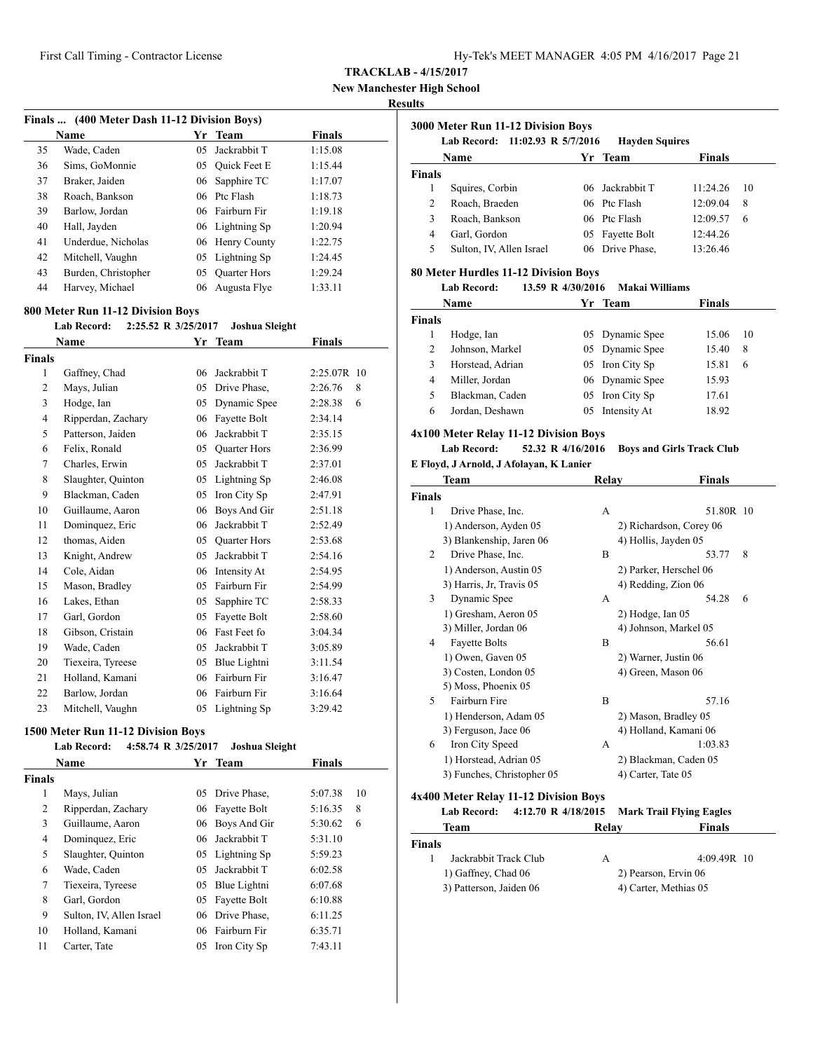**TRACKLAB - 4/15/2017**

**New Manchester High School**

**Results**

### Finals ... (400 Meter Dash 11-12 Division Boys)

| | Name | Yr | Team | Finals |
|---|---|---|---|---|
| 35 | Wade, Caden | 05 | Jackrabbit T | 1:15.08 |
| 36 | Sims, GoMonnie | 05 | Quick Feet E | 1:15.44 |
| 37 | Braker, Jaiden | 06 | Sapphire TC | 1:17.07 |
| 38 | Roach, Bankson | 06 | Ptc Flash | 1:18.73 |
| 39 | Barlow, Jordan | 06 | Fairburn Fir | 1:19.18 |
| 40 | Hall, Jayden | 06 | Lightning Sp | 1:20.94 |
| 41 | Underdue, Nicholas | 06 | Henry County | 1:22.75 |
| 42 | Mitchell, Vaughn | 05 | Lightning Sp | 1:24.45 |
| 43 | Burden, Christopher | 05 | Quarter Hors | 1:29.24 |
| 44 | Harvey, Michael | 06 | Augusta Flye | 1:33.11 |

### 800 Meter Run 11-12 Division Boys

**Lab Record: 2:25.52 R 3/25/2017 Joshua Sleight**

| | Name | Yr | Team | Finals | |
|---|---|---|---|---|---|
| **Finals** | | | | | |
| 1 | Gaffney, Chad | 06 | Jackrabbit T | 2:25.07R | 10 |
| 2 | Mays, Julian | 05 | Drive Phase, | 2:26.76 | 8 |
| 3 | Hodge, Ian | 05 | Dynamic Spee | 2:28.38 | 6 |
| 4 | Ripperdan, Zachary | 06 | Fayette Bolt | 2:34.14 | |
| 5 | Patterson, Jaiden | 06 | Jackrabbit T | 2:35.15 | |
| 6 | Felix, Ronald | 05 | Quarter Hors | 2:36.99 | |
| 7 | Charles, Erwin | 05 | Jackrabbit T | 2:37.01 | |
| 8 | Slaughter, Quinton | 05 | Lightning Sp | 2:46.08 | |
| 9 | Blackman, Caden | 05 | Iron City Sp | 2:47.91 | |
| 10 | Guillaume, Aaron | 06 | Boys And Gir | 2:51.18 | |
| 11 | Dominquez, Eric | 06 | Jackrabbit T | 2:52.49 | |
| 12 | thomas, Aiden | 05 | Quarter Hors | 2:53.68 | |
| 13 | Knight, Andrew | 05 | Jackrabbit T | 2:54.16 | |
| 14 | Cole, Aidan | 06 | Intensity At | 2:54.95 | |
| 15 | Mason, Bradley | 05 | Fairburn Fir | 2:54.99 | |
| 16 | Lakes, Ethan | 05 | Sapphire TC | 2:58.33 | |
| 17 | Garl, Gordon | 05 | Fayette Bolt | 2:58.60 | |
| 18 | Gibson, Cristain | 06 | Fast Feet fo | 3:04.34 | |
| 19 | Wade, Caden | 05 | Jackrabbit T | 3:05.89 | |
| 20 | Tiexeira, Tyreese | 05 | Blue Lightni | 3:11.54 | |
| 21 | Holland, Kamani | 06 | Fairburn Fir | 3:16.47 | |
| 22 | Barlow, Jordan | 06 | Fairburn Fir | 3:16.64 | |
| 23 | Mitchell, Vaughn | 05 | Lightning Sp | 3:29.42 | |

### 1500 Meter Run 11-12 Division Boys

**Lab Record: 4:58.74 R 3/25/2017 Joshua Sleight**

| | Name | Yr | Team | Finals | |
|---|---|---|---|---|---|
| **Finals** | | | | | |
| 1 | Mays, Julian | 05 | Drive Phase, | 5:07.38 | 10 |
| 2 | Ripperdan, Zachary | 06 | Fayette Bolt | 5:16.35 | 8 |
| 3 | Guillaume, Aaron | 06 | Boys And Gir | 5:30.62 | 6 |
| 4 | Dominquez, Eric | 06 | Jackrabbit T | 5:31.10 | |
| 5 | Slaughter, Quinton | 05 | Lightning Sp | 5:59.23 | |
| 6 | Wade, Caden | 05 | Jackrabbit T | 6:02.58 | |
| 7 | Tiexeira, Tyreese | 05 | Blue Lightni | 6:07.68 | |
| 8 | Garl, Gordon | 05 | Fayette Bolt | 6:10.88 | |
| 9 | Sulton, IV, Allen Israel | 06 | Drive Phase, | 6:11.25 | |
| 10 | Holland, Kamani | 06 | Fairburn Fir | 6:35.71 | |
| 11 | Carter, Tate | 05 | Iron City Sp | 7:43.11 | |

### 3000 Meter Run 11-12 Division Boys

**Lab Record: 11:02.93 R 5/7/2016 Hayden Squires**

| | Name | Yr | Team | Finals | |
|---|---|---|---|---|---|
| **Finals** | | | | | |
| 1 | Squires, Corbin | 06 | Jackrabbit T | 11:24.26 | 10 |
| 2 | Roach, Braeden | 06 | Ptc Flash | 12:09.04 | 8 |
| 3 | Roach, Bankson | 06 | Ptc Flash | 12:09.57 | 6 |
| 4 | Garl, Gordon | 05 | Fayette Bolt | 12:44.26 | |
| 5 | Sulton, IV, Allen Israel | 06 | Drive Phase, | 13:26.46 | |

### 80 Meter Hurdles 11-12 Division Boys

**Lab Record: 13.59 R 4/30/2016 Makai Williams**

| | Name | Yr | Team | Finals | |
|---|---|---|---|---|---|
| **Finals** | | | | | |
| 1 | Hodge, Ian | 05 | Dynamic Spee | 15.06 | 10 |
| 2 | Johnson, Markel | 05 | Dynamic Spee | 15.40 | 8 |
| 3 | Horstead, Adrian | 05 | Iron City Sp | 15.81 | 6 |
| 4 | Miller, Jordan | 06 | Dynamic Spee | 15.93 | |
| 5 | Blackman, Caden | 05 | Iron City Sp | 17.61 | |
| 6 | Jordan, Deshawn | 05 | Intensity At | 18.92 | |

### 4x100 Meter Relay 11-12 Division Boys

**Lab Record: 52.32 R 4/16/2016 Boys and Girls Track Club**

**E Floyd, J Arnold, J Afolayan, K Lanier**

| | Team | Relay | Finals | |
|---|---|---|---|---|
| **Finals** | | | | |
| 1 | Drive Phase, Inc. | A | 51.80R | 10 |
| | 1) Anderson, Ayden 05 | 2) Richardson, Corey 06 | | |
| | 3) Blankenship, Jaren 06 | 4) Hollis, Jayden 05 | | |
| 2 | Drive Phase, Inc. | B | 53.77 | 8 |
| | 1) Anderson, Austin 05 | 2) Parker, Herschel 06 | | |
| | 3) Harris, Jr, Travis 05 | 4) Redding, Zion 06 | | |
| 3 | Dynamic Spee | A | 54.28 | 6 |
| | 1) Gresham, Aeron 05 | 2) Hodge, Ian 05 | | |
| | 3) Miller, Jordan 06 | 4) Johnson, Markel 05 | | |
| 4 | Fayette Bolts | B | 56.61 | |
| | 1) Owen, Gaven 05 | 2) Warner, Justin 06 | | |
| | 3) Costen, London 05 | 4) Green, Mason 06 | | |
| | 5) Moss, Phoenix 05 | | | |
| 5 | Fairburn Fire | B | 57.16 | |
| | 1) Henderson, Adam 05 | 2) Mason, Bradley 05 | | |
| | 3) Ferguson, Jace 06 | 4) Holland, Kamani 06 | | |
| 6 | Iron City Speed | A | 1:03.83 | |
| | 1) Horstead, Adrian 05 | 2) Blackman, Caden 05 | | |
| | 3) Funches, Christopher 05 | 4) Carter, Tate 05 | | |

### 4x400 Meter Relay 11-12 Division Boys

**Lab Record: 4:12.70 R 4/18/2015 Mark Trail Flying Eagles**

| | Team | Relay | Finals | |
|---|---|---|---|---|
| **Finals** | | | | |
| 1 | Jackrabbit Track Club | A | 4:09.49R | 10 |
| | 1) Gaffney, Chad 06 | 2) Pearson, Ervin 06 | | |
| | 3) Patterson, Jaiden 06 | 4) Carter, Methias 05 | | |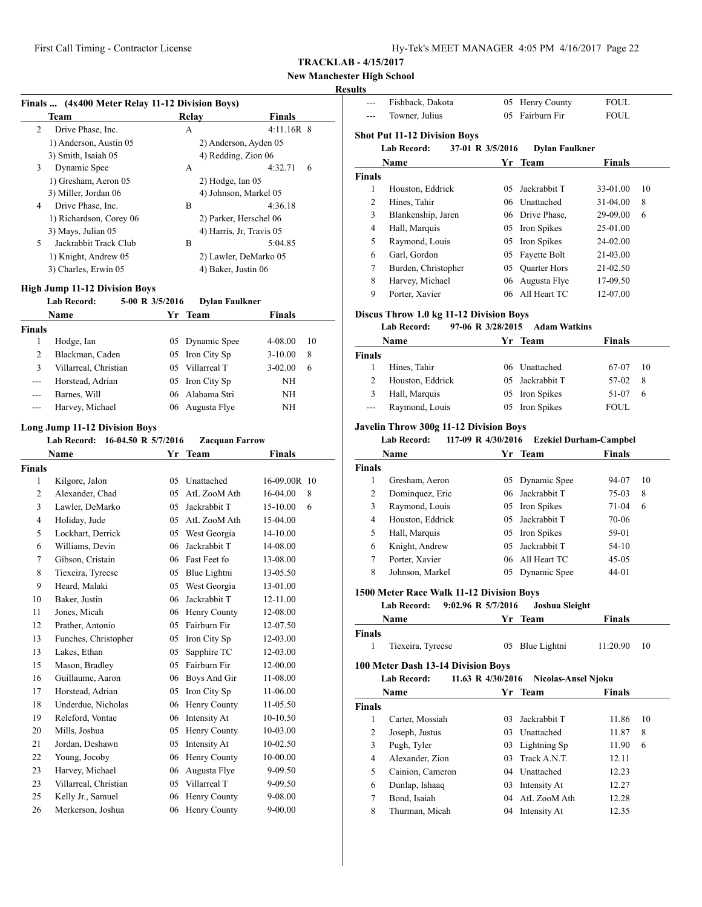**TRACKLAB - 4/15/2017**

**New Manchester High School**

**Results**

### Finals ... (4x400 Meter Relay 11-12 Division Boys)

| | Team | Relay | Finals | |
|---|---|---|---|---|
| 2 | Drive Phase, Inc. | A | 4:11.16R | 8 |
| | 1) Anderson, Austin 05 | 2) Anderson, Ayden 05 | | |
| | 3) Smith, Isaiah 05 | 4) Redding, Zion 06 | | |
| 3 | Dynamic Spee | A | 4:32.71 | 6 |
| | 1) Gresham, Aeron 05 | 2) Hodge, Ian 05 | | |
| | 3) Miller, Jordan 06 | 4) Johnson, Markel 05 | | |
| 4 | Drive Phase, Inc. | B | 4:36.18 | |
| | 1) Richardson, Corey 06 | 2) Parker, Herschel 06 | | |
| | 3) Mays, Julian 05 | 4) Harris, Jr, Travis 05 | | |
| 5 | Jackrabbit Track Club | B | 5:04.85 | |
| | 1) Knight, Andrew 05 | 2) Lawler, DeMarko 05 | | |
| | 3) Charles, Erwin 05 | 4) Baker, Justin 06 | | |

### High Jump 11-12 Division Boys

**Lab Record:** 5-00 R 3/5/2016 **Dylan Faulkner**

| | Name | Yr | Team | Finals | |
|---|---|---|---|---|---|
| **Finals** | | | | | |
| 1 | Hodge, Ian | 05 | Dynamic Spee | 4-08.00 | 10 |
| 2 | Blackman, Caden | 05 | Iron City Sp | 3-10.00 | 8 |
| 3 | Villarreal, Christian | 05 | Villarreal T | 3-02.00 | 6 |
| --- | Horstead, Adrian | 05 | Iron City Sp | NH | |
| --- | Barnes, Will | 06 | Alabama Stri | NH | |
| --- | Harvey, Michael | 06 | Augusta Flye | NH | |

### Long Jump 11-12 Division Boys

**Lab Record:** 16-04.50 R 5/7/2016 **Zacquan Farrow**

| | Name | Yr | Team | Finals | |
|---|---|---|---|---|---|
| **Finals** | | | | | |
| 1 | Kilgore, Jalon | 05 | Unattached | 16-09.00R | 10 |
| 2 | Alexander, Chad | 05 | AtL ZooM Ath | 16-04.00 | 8 |
| 3 | Lawler, DeMarko | 05 | Jackrabbit T | 15-10.00 | 6 |
| 4 | Holiday, Jude | 05 | AtL ZooM Ath | 15-04.00 | |
| 5 | Lockhart, Derrick | 05 | West Georgia | 14-10.00 | |
| 6 | Williams, Devin | 06 | Jackrabbit T | 14-08.00 | |
| 7 | Gibson, Cristain | 06 | Fast Feet fo | 13-08.00 | |
| 8 | Tiexeira, Tyreese | 05 | Blue Lightni | 13-05.50 | |
| 9 | Heard, Malaki | 05 | West Georgia | 13-01.00 | |
| 10 | Baker, Justin | 06 | Jackrabbit T | 12-11.00 | |
| 11 | Jones, Micah | 06 | Henry County | 12-08.00 | |
| 12 | Prather, Antonio | 05 | Fairburn Fir | 12-07.50 | |
| 13 | Funches, Christopher | 05 | Iron City Sp | 12-03.00 | |
| 13 | Lakes, Ethan | 05 | Sapphire TC | 12-03.00 | |
| 15 | Mason, Bradley | 05 | Fairburn Fir | 12-00.00 | |
| 16 | Guillaume, Aaron | 06 | Boys And Gir | 11-08.00 | |
| 17 | Horstead, Adrian | 05 | Iron City Sp | 11-06.00 | |
| 18 | Underdue, Nicholas | 06 | Henry County | 11-05.50 | |
| 19 | Releford, Vontae | 06 | Intensity At | 10-10.50 | |
| 20 | Mills, Joshua | 05 | Henry County | 10-03.00 | |
| 21 | Jordan, Deshawn | 05 | Intensity At | 10-02.50 | |
| 22 | Young, Jocoby | 06 | Henry County | 10-00.00 | |
| 23 | Harvey, Michael | 06 | Augusta Flye | 9-09.50 | |
| 23 | Villarreal, Christian | 05 | Villarreal T | 9-09.50 | |
| 25 | Kelly Jr., Samuel | 06 | Henry County | 9-08.00 | |
| 26 | Merkerson, Joshua | 06 | Henry County | 9-00.00 | |
| --- | Fishback, Dakota | 05 | Henry County | FOUL | |
| --- | Towner, Julius | 05 | Fairburn Fir | FOUL | |

### Shot Put 11-12 Division Boys

**Lab Record:** 37-01 R 3/5/2016 **Dylan Faulkner**

| | Name | Yr | Team | Finals | |
|---|---|---|---|---|---|
| **Finals** | | | | | |
| 1 | Houston, Eddrick | 05 | Jackrabbit T | 33-01.00 | 10 |
| 2 | Hines, Tahir | 06 | Unattached | 31-04.00 | 8 |
| 3 | Blankenship, Jaren | 06 | Drive Phase, | 29-09.00 | 6 |
| 4 | Hall, Marquis | 05 | Iron Spikes | 25-01.00 | |
| 5 | Raymond, Louis | 05 | Iron Spikes | 24-02.00 | |
| 6 | Garl, Gordon | 05 | Fayette Bolt | 21-03.00 | |
| 7 | Burden, Christopher | 05 | Quarter Hors | 21-02.50 | |
| 8 | Harvey, Michael | 06 | Augusta Flye | 17-09.50 | |
| 9 | Porter, Xavier | 06 | All Heart TC | 12-07.00 | |

### Discus Throw 1.0 kg 11-12 Division Boys

**Lab Record:** 97-06 R 3/28/2015 **Adam Watkins**

| | Name | Yr | Team | Finals | |
|---|---|---|---|---|---|
| **Finals** | | | | | |
| 1 | Hines, Tahir | 06 | Unattached | 67-07 | 10 |
| 2 | Houston, Eddrick | 05 | Jackrabbit T | 57-02 | 8 |
| 3 | Hall, Marquis | 05 | Iron Spikes | 51-07 | 6 |
| --- | Raymond, Louis | 05 | Iron Spikes | FOUL | |

### Javelin Throw 300g 11-12 Division Boys

**Lab Record:** 117-09 R 4/30/2016 **Ezekiel Durham-Campbel**

| | Name | Yr | Team | Finals | |
|---|---|---|---|---|---|
| **Finals** | | | | | |
| 1 | Gresham, Aeron | 05 | Dynamic Spee | 94-07 | 10 |
| 2 | Dominquez, Eric | 06 | Jackrabbit T | 75-03 | 8 |
| 3 | Raymond, Louis | 05 | Iron Spikes | 71-04 | 6 |
| 4 | Houston, Eddrick | 05 | Jackrabbit T | 70-06 | |
| 5 | Hall, Marquis | 05 | Iron Spikes | 59-01 | |
| 6 | Knight, Andrew | 05 | Jackrabbit T | 54-10 | |
| 7 | Porter, Xavier | 06 | All Heart TC | 45-05 | |
| 8 | Johnson, Markel | 05 | Dynamic Spee | 44-01 | |

### 1500 Meter Race Walk 11-12 Division Boys

**Lab Record:** 9:02.96 R 5/7/2016 **Joshua Sleight**

| | Name | Yr | Team | Finals | |
|---|---|---|---|---|---|
| **Finals** | | | | | |
| 1 | Tiexeira, Tyreese | 05 | Blue Lightni | 11:20.90 | 10 |

### 100 Meter Dash 13-14 Division Boys

**Lab Record:** 11.63 R 4/30/2016 **Nicolas-Ansel Njoku**

| | Name | Yr | Team | Finals | |
|---|---|---|---|---|---|
| **Finals** | | | | | |
| 1 | Carter, Mossiah | 03 | Jackrabbit T | 11.86 | 10 |
| 2 | Joseph, Justus | 03 | Unattached | 11.87 | 8 |
| 3 | Pugh, Tyler | 03 | Lightning Sp | 11.90 | 6 |
| 4 | Alexander, Zion | 03 | Track A.N.T. | 12.11 | |
| 5 | Cainion, Cameron | 04 | Unattached | 12.23 | |
| 6 | Dunlap, Isaaq | 03 | Intensity At | 12.27 | |
| 7 | Bond, Isaiah | 04 | AtL ZooM Ath | 12.28 | |
| 8 | Thurman, Micah | 04 | Intensity At | 12.35 | |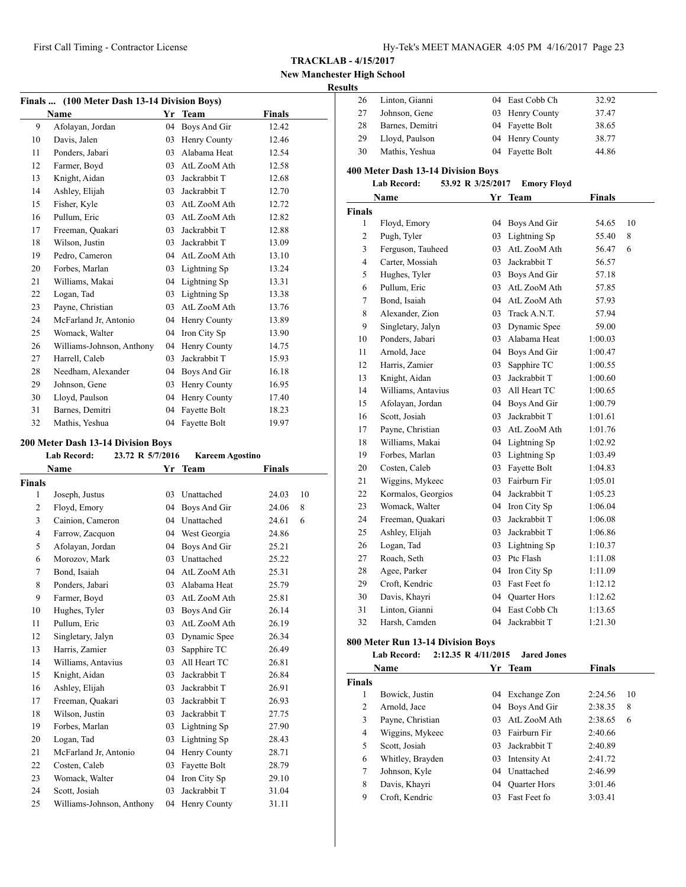**TRACKLAB - 4/15/2017**

**New Manchester High School**

**Results**

### Finals ... (100 Meter Dash 13-14 Division Boys)

| | Name | Yr | Team | Finals |
|---|---|---|---|---|
| 9 | Afolayan, Jordan | 04 | Boys And Gir | 12.42 |
| 10 | Davis, Jalen | 03 | Henry County | 12.46 |
| 11 | Ponders, Jabari | 03 | Alabama Heat | 12.54 |
| 12 | Farmer, Boyd | 03 | AtL ZooM Ath | 12.58 |
| 13 | Knight, Aidan | 03 | Jackrabbit T | 12.68 |
| 14 | Ashley, Elijah | 03 | Jackrabbit T | 12.70 |
| 15 | Fisher, Kyle | 03 | AtL ZooM Ath | 12.72 |
| 16 | Pullum, Eric | 03 | AtL ZooM Ath | 12.82 |
| 17 | Freeman, Quakari | 03 | Jackrabbit T | 12.88 |
| 18 | Wilson, Justin | 03 | Jackrabbit T | 13.09 |
| 19 | Pedro, Cameron | 04 | AtL ZooM Ath | 13.10 |
| 20 | Forbes, Marlan | 03 | Lightning Sp | 13.24 |
| 21 | Williams, Makai | 04 | Lightning Sp | 13.31 |
| 22 | Logan, Tad | 03 | Lightning Sp | 13.38 |
| 23 | Payne, Christian | 03 | AtL ZooM Ath | 13.76 |
| 24 | McFarland Jr, Antonio | 04 | Henry County | 13.89 |
| 25 | Womack, Walter | 04 | Iron City Sp | 13.90 |
| 26 | Williams-Johnson, Anthony | 04 | Henry County | 14.75 |
| 27 | Harrell, Caleb | 03 | Jackrabbit T | 15.93 |
| 28 | Needham, Alexander | 04 | Boys And Gir | 16.18 |
| 29 | Johnson, Gene | 03 | Henry County | 16.95 |
| 30 | Lloyd, Paulson | 04 | Henry County | 17.40 |
| 31 | Barnes, Demitri | 04 | Fayette Bolt | 18.23 |
| 32 | Mathis, Yeshua | 04 | Fayette Bolt | 19.97 |

### 200 Meter Dash 13-14 Division Boys

**Lab Record:** 23.72 R 5/7/2016 **Kareem Agostino**

| | Name | Yr | Team | Finals | |
|---|---|---|---|---|---|
| **Finals** | | | | | |
| 1 | Joseph, Justus | 03 | Unattached | 24.03 | 10 |
| 2 | Floyd, Emory | 04 | Boys And Gir | 24.06 | 8 |
| 3 | Cainion, Cameron | 04 | Unattached | 24.61 | 6 |
| 4 | Farrow, Zacquon | 04 | West Georgia | 24.86 | |
| 5 | Afolayan, Jordan | 04 | Boys And Gir | 25.21 | |
| 6 | Morozov, Mark | 03 | Unattached | 25.22 | |
| 7 | Bond, Isaiah | 04 | AtL ZooM Ath | 25.31 | |
| 8 | Ponders, Jabari | 03 | Alabama Heat | 25.79 | |
| 9 | Farmer, Boyd | 03 | AtL ZooM Ath | 25.81 | |
| 10 | Hughes, Tyler | 03 | Boys And Gir | 26.14 | |
| 11 | Pullum, Eric | 03 | AtL ZooM Ath | 26.19 | |
| 12 | Singletary, Jalyn | 03 | Dynamic Spee | 26.34 | |
| 13 | Harris, Zamier | 03 | Sapphire TC | 26.49 | |
| 14 | Williams, Antavius | 03 | All Heart TC | 26.81 | |
| 15 | Knight, Aidan | 03 | Jackrabbit T | 26.84 | |
| 16 | Ashley, Elijah | 03 | Jackrabbit T | 26.91 | |
| 17 | Freeman, Quakari | 03 | Jackrabbit T | 26.93 | |
| 18 | Wilson, Justin | 03 | Jackrabbit T | 27.75 | |
| 19 | Forbes, Marlan | 03 | Lightning Sp | 27.90 | |
| 20 | Logan, Tad | 03 | Lightning Sp | 28.43 | |
| 21 | McFarland Jr, Antonio | 04 | Henry County | 28.71 | |
| 22 | Costen, Caleb | 03 | Fayette Bolt | 28.79 | |
| 23 | Womack, Walter | 04 | Iron City Sp | 29.10 | |
| 24 | Scott, Josiah | 03 | Jackrabbit T | 31.04 | |
| 25 | Williams-Johnson, Anthony | 04 | Henry County | 31.11 | |
| 26 | Linton, Gianni | 04 | East Cobb Ch | 32.92 | |
| 27 | Johnson, Gene | 03 | Henry County | 37.47 | |
| 28 | Barnes, Demitri | 04 | Fayette Bolt | 38.65 | |
| 29 | Lloyd, Paulson | 04 | Henry County | 38.77 | |
| 30 | Mathis, Yeshua | 04 | Fayette Bolt | 44.86 | |

### 400 Meter Dash 13-14 Division Boys

**Lab Record:** 53.92 R 3/25/2017 **Emory Floyd**

| | Name | Yr | Team | Finals | |
|---|---|---|---|---|---|
| **Finals** | | | | | |
| 1 | Floyd, Emory | 04 | Boys And Gir | 54.65 | 10 |
| 2 | Pugh, Tyler | 03 | Lightning Sp | 55.40 | 8 |
| 3 | Ferguson, Tauheed | 03 | AtL ZooM Ath | 56.47 | 6 |
| 4 | Carter, Mossiah | 03 | Jackrabbit T | 56.57 | |
| 5 | Hughes, Tyler | 03 | Boys And Gir | 57.18 | |
| 6 | Pullum, Eric | 03 | AtL ZooM Ath | 57.85 | |
| 7 | Bond, Isaiah | 04 | AtL ZooM Ath | 57.93 | |
| 8 | Alexander, Zion | 03 | Track A.N.T. | 57.94 | |
| 9 | Singletary, Jalyn | 03 | Dynamic Spee | 59.00 | |
| 10 | Ponders, Jabari | 03 | Alabama Heat | 1:00.03 | |
| 11 | Arnold, Jace | 04 | Boys And Gir | 1:00.47 | |
| 12 | Harris, Zamier | 03 | Sapphire TC | 1:00.55 | |
| 13 | Knight, Aidan | 03 | Jackrabbit T | 1:00.60 | |
| 14 | Williams, Antavius | 03 | All Heart TC | 1:00.65 | |
| 15 | Afolayan, Jordan | 04 | Boys And Gir | 1:00.79 | |
| 16 | Scott, Josiah | 03 | Jackrabbit T | 1:01.61 | |
| 17 | Payne, Christian | 03 | AtL ZooM Ath | 1:01.76 | |
| 18 | Williams, Makai | 04 | Lightning Sp | 1:02.92 | |
| 19 | Forbes, Marlan | 03 | Lightning Sp | 1:03.49 | |
| 20 | Costen, Caleb | 03 | Fayette Bolt | 1:04.83 | |
| 21 | Wiggins, Mykeec | 03 | Fairburn Fir | 1:05.01 | |
| 22 | Kormalos, Georgios | 04 | Jackrabbit T | 1:05.23 | |
| 23 | Womack, Walter | 04 | Iron City Sp | 1:06.04 | |
| 24 | Freeman, Quakari | 03 | Jackrabbit T | 1:06.08 | |
| 25 | Ashley, Elijah | 03 | Jackrabbit T | 1:06.86 | |
| 26 | Logan, Tad | 03 | Lightning Sp | 1:10.37 | |
| 27 | Roach, Seth | 03 | Ptc Flash | 1:11.08 | |
| 28 | Agee, Parker | 04 | Iron City Sp | 1:11.09 | |
| 29 | Croft, Kendric | 03 | Fast Feet fo | 1:12.12 | |
| 30 | Davis, Khayri | 04 | Quarter Hors | 1:12.62 | |
| 31 | Linton, Gianni | 04 | East Cobb Ch | 1:13.65 | |
| 32 | Harsh, Camden | 04 | Jackrabbit T | 1:21.30 | |

### 800 Meter Run 13-14 Division Boys

**Lab Record:** 2:12.35 R 4/11/2015 **Jared Jones**

| | Name | Yr | Team | Finals | |
|---|---|---|---|---|---|
| **Finals** | | | | | |
| 1 | Bowick, Justin | 04 | Exchange Zon | 2:24.56 | 10 |
| 2 | Arnold, Jace | 04 | Boys And Gir | 2:38.35 | 8 |
| 3 | Payne, Christian | 03 | AtL ZooM Ath | 2:38.65 | 6 |
| 4 | Wiggins, Mykeec | 03 | Fairburn Fir | 2:40.66 | |
| 5 | Scott, Josiah | 03 | Jackrabbit T | 2:40.89 | |
| 6 | Whitley, Brayden | 03 | Intensity At | 2:41.72 | |
| 7 | Johnson, Kyle | 04 | Unattached | 2:46.99 | |
| 8 | Davis, Khayri | 04 | Quarter Hors | 3:01.46 | |
| 9 | Croft, Kendric | 03 | Fast Feet fo | 3:03.41 | |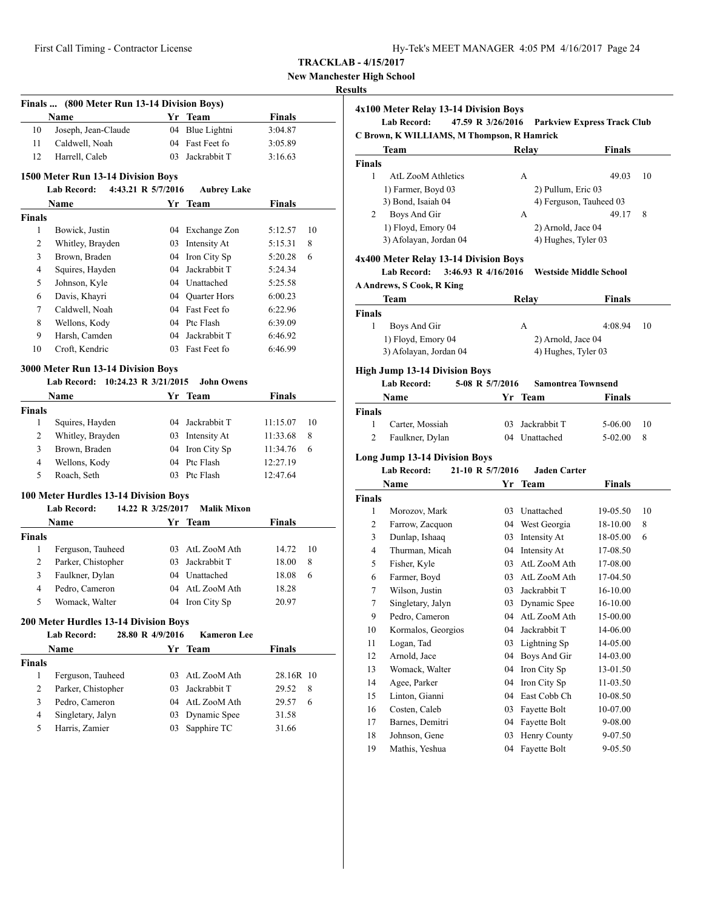**TRACKLAB - 4/15/2017**

**New Manchester High School**

**Results**

### Finals ... (800 Meter Run 13-14 Division Boys)

| | Name | Yr | Team | Finals |
|---|---|---|---|---|
| 10 | Joseph, Jean-Claude | 04 | Blue Lightni | 3:04.87 |
| 11 | Caldwell, Noah | 04 | Fast Feet fo | 3:05.89 |
| 12 | Harrell, Caleb | 03 | Jackrabbit T | 3:16.63 |

### 1500 Meter Run 13-14 Division Boys

**Lab Record:** 4:43.21 R 5/7/2016 **Aubrey Lake**

| | Name | Yr | Team | Finals | |
|---|---|---|---|---|---|
| **Finals** | | | | | |
| 1 | Bowick, Justin | 04 | Exchange Zon | 5:12.57 | 10 |
| 2 | Whitley, Brayden | 03 | Intensity At | 5:15.31 | 8 |
| 3 | Brown, Braden | 04 | Iron City Sp | 5:20.28 | 6 |
| 4 | Squires, Hayden | 04 | Jackrabbit T | 5:24.34 | |
| 5 | Johnson, Kyle | 04 | Unattached | 5:25.58 | |
| 6 | Davis, Khayri | 04 | Quarter Hors | 6:00.23 | |
| 7 | Caldwell, Noah | 04 | Fast Feet fo | 6:22.96 | |
| 8 | Wellons, Kody | 04 | Ptc Flash | 6:39.09 | |
| 9 | Harsh, Camden | 04 | Jackrabbit T | 6:46.92 | |
| 10 | Croft, Kendric | 03 | Fast Feet fo | 6:46.99 | |

### 3000 Meter Run 13-14 Division Boys

**Lab Record:** 10:24.23 R 3/21/2015 **John Owens**

| | Name | Yr | Team | Finals | |
|---|---|---|---|---|---|
| **Finals** | | | | | |
| 1 | Squires, Hayden | 04 | Jackrabbit T | 11:15.07 | 10 |
| 2 | Whitley, Brayden | 03 | Intensity At | 11:33.68 | 8 |
| 3 | Brown, Braden | 04 | Iron City Sp | 11:34.76 | 6 |
| 4 | Wellons, Kody | 04 | Ptc Flash | 12:27.19 | |
| 5 | Roach, Seth | 03 | Ptc Flash | 12:47.64 | |

### 100 Meter Hurdles 13-14 Division Boys

**Lab Record:** 14.22 R 3/25/2017 **Malik Mixon**

| | Name | Yr | Team | Finals | |
|---|---|---|---|---|---|
| **Finals** | | | | | |
| 1 | Ferguson, Tauheed | 03 | AtL ZooM Ath | 14.72 | 10 |
| 2 | Parker, Chistopher | 03 | Jackrabbit T | 18.00 | 8 |
| 3 | Faulkner, Dylan | 04 | Unattached | 18.08 | 6 |
| 4 | Pedro, Cameron | 04 | AtL ZooM Ath | 18.28 | |
| 5 | Womack, Walter | 04 | Iron City Sp | 20.97 | |

### 200 Meter Hurdles 13-14 Division Boys

**Lab Record:** 28.80 R 4/9/2016 **Kameron Lee**

| | Name | Yr | Team | Finals | |
|---|---|---|---|---|---|
| **Finals** | | | | | |
| 1 | Ferguson, Tauheed | 03 | AtL ZooM Ath | 28.16R | 10 |
| 2 | Parker, Chistopher | 03 | Jackrabbit T | 29.52 | 8 |
| 3 | Pedro, Cameron | 04 | AtL ZooM Ath | 29.57 | 6 |
| 4 | Singletary, Jalyn | 03 | Dynamic Spee | 31.58 | |
| 5 | Harris, Zamier | 03 | Sapphire TC | 31.66 | |

### 4x100 Meter Relay 13-14 Division Boys

**Lab Record:** 47.59 R 3/26/2016 **Parkview Express Track Club**

**C Brown, K WILLIAMS, M Thompson, R Hamrick**

| | Team | Relay | Finals | |
|---|---|---|---|---|
| **Finals** | | | | |
| 1 | AtL ZooM Athletics | A | 49.03 | 10 |
| | 1) Farmer, Boyd 03 | 2) Pullum, Eric 03 | | |
| | 3) Bond, Isaiah 04 | 4) Ferguson, Tauheed 03 | | |
| 2 | Boys And Gir | A | 49.17 | 8 |
| | 1) Floyd, Emory 04 | 2) Arnold, Jace 04 | | |
| | 3) Afolayan, Jordan 04 | 4) Hughes, Tyler 03 | | |

### 4x400 Meter Relay 13-14 Division Boys

**Lab Record:** 3:46.93 R 4/16/2016 **Westside Middle School**

**A Andrews, S Cook, R King**

| | Team | Relay | Finals | |
|---|---|---|---|---|
| **Finals** | | | | |
| 1 | Boys And Gir | A | 4:08.94 | 10 |
| | 1) Floyd, Emory 04 | 2) Arnold, Jace 04 | | |
| | 3) Afolayan, Jordan 04 | 4) Hughes, Tyler 03 | | |

### High Jump 13-14 Division Boys

**Lab Record:** 5-08 R 5/7/2016 **Samontrea Townsend**

| | Name | Yr | Team | Finals | |
|---|---|---|---|---|---|
| **Finals** | | | | | |
| 1 | Carter, Mossiah | 03 | Jackrabbit T | 5-06.00 | 10 |
| 2 | Faulkner, Dylan | 04 | Unattached | 5-02.00 | 8 |

### Long Jump 13-14 Division Boys

**Lab Record:** 21-10 R 5/7/2016 **Jaden Carter**

| | Name | Yr | Team | Finals | |
|---|---|---|---|---|---|
| **Finals** | | | | | |
| 1 | Morozov, Mark | 03 | Unattached | 19-05.50 | 10 |
| 2 | Farrow, Zacquon | 04 | West Georgia | 18-10.00 | 8 |
| 3 | Dunlap, Ishaaq | 03 | Intensity At | 18-05.00 | 6 |
| 4 | Thurman, Micah | 04 | Intensity At | 17-08.50 | |
| 5 | Fisher, Kyle | 03 | AtL ZooM Ath | 17-08.00 | |
| 6 | Farmer, Boyd | 03 | AtL ZooM Ath | 17-04.50 | |
| 7 | Wilson, Justin | 03 | Jackrabbit T | 16-10.00 | |
| 7 | Singletary, Jalyn | 03 | Dynamic Spee | 16-10.00 | |
| 9 | Pedro, Cameron | 04 | AtL ZooM Ath | 15-00.00 | |
| 10 | Kormalos, Georgios | 04 | Jackrabbit T | 14-06.00 | |
| 11 | Logan, Tad | 03 | Lightning Sp | 14-05.00 | |
| 12 | Arnold, Jace | 04 | Boys And Gir | 14-03.00 | |
| 13 | Womack, Walter | 04 | Iron City Sp | 13-01.50 | |
| 14 | Agee, Parker | 04 | Iron City Sp | 11-03.50 | |
| 15 | Linton, Gianni | 04 | East Cobb Ch | 10-08.50 | |
| 16 | Costen, Caleb | 03 | Fayette Bolt | 10-07.00 | |
| 17 | Barnes, Demitri | 04 | Fayette Bolt | 9-08.00 | |
| 18 | Johnson, Gene | 03 | Henry County | 9-07.50 | |
| 19 | Mathis, Yeshua | 04 | Fayette Bolt | 9-05.50 | |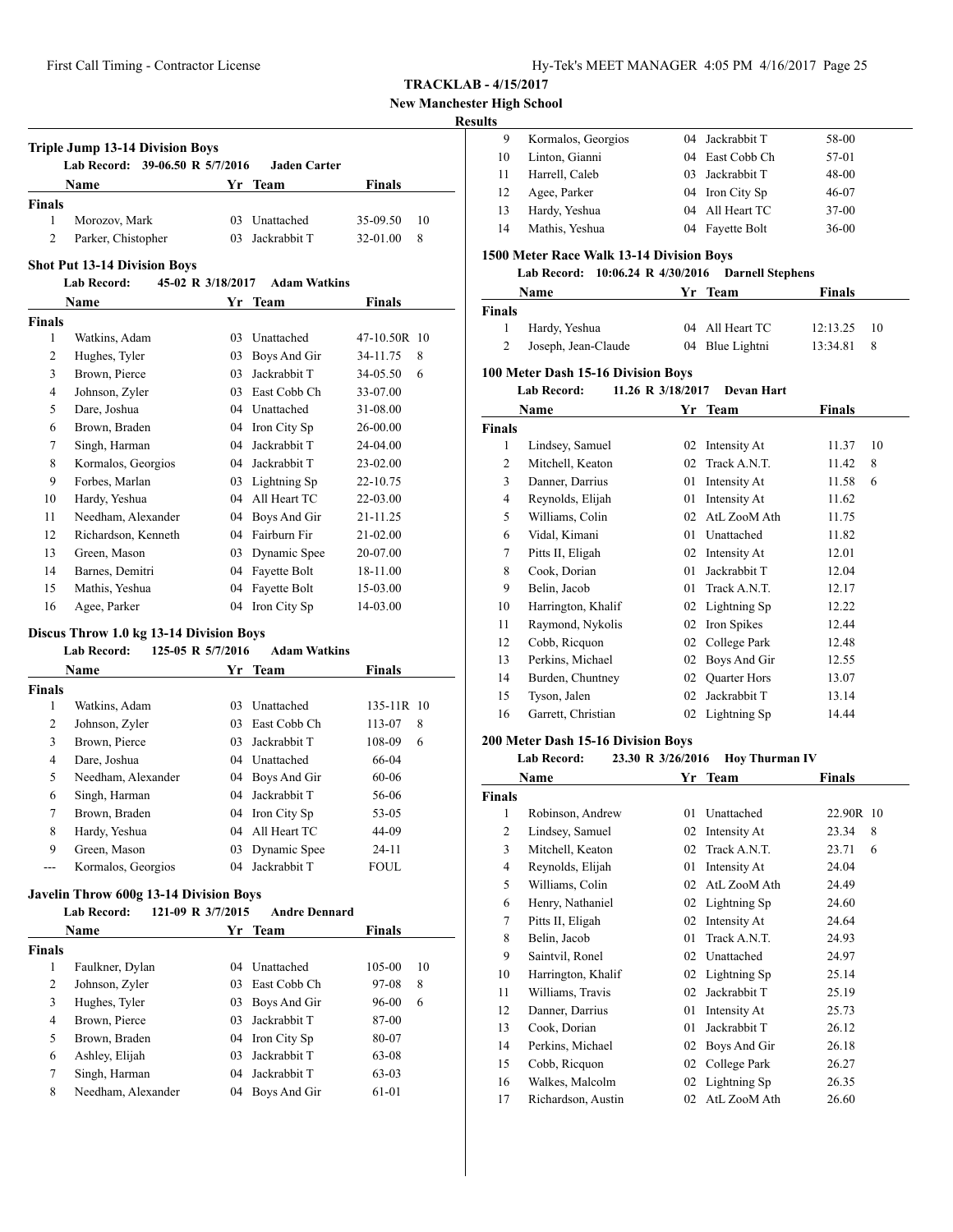**TRACKLAB - 4/15/2017**
**New Manchester High School**
**Results**

### Triple Jump 13-14 Division Boys

Lab Record: 39-06.50 R 5/7/2016 Jaden Carter

| | Name | Yr | Team | Finals | |
|---|---|---|---|---|---|
| **Finals** | | | | | |
| 1 | Morozov, Mark | 03 | Unattached | 35-09.50 | 10 |
| 2 | Parker, Chistopher | 03 | Jackrabbit T | 32-01.00 | 8 |

### Shot Put 13-14 Division Boys

Lab Record: 45-02 R 3/18/2017 Adam Watkins

| | Name | Yr | Team | Finals | |
|---|---|---|---|---|---|
| **Finals** | | | | | |
| 1 | Watkins, Adam | 03 | Unattached | 47-10.50R | 10 |
| 2 | Hughes, Tyler | 03 | Boys And Gir | 34-11.75 | 8 |
| 3 | Brown, Pierce | 03 | Jackrabbit T | 34-05.50 | 6 |
| 4 | Johnson, Zyler | 03 | East Cobb Ch | 33-07.00 | |
| 5 | Dare, Joshua | 04 | Unattached | 31-08.00 | |
| 6 | Brown, Braden | 04 | Iron City Sp | 26-00.00 | |
| 7 | Singh, Harman | 04 | Jackrabbit T | 24-04.00 | |
| 8 | Kormalos, Georgios | 04 | Jackrabbit T | 23-02.00 | |
| 9 | Forbes, Marlan | 03 | Lightning Sp | 22-10.75 | |
| 10 | Hardy, Yeshua | 04 | All Heart TC | 22-03.00 | |
| 11 | Needham, Alexander | 04 | Boys And Gir | 21-11.25 | |
| 12 | Richardson, Kenneth | 04 | Fairburn Fir | 21-02.00 | |
| 13 | Green, Mason | 03 | Dynamic Spee | 20-07.00 | |
| 14 | Barnes, Demitri | 04 | Fayette Bolt | 18-11.00 | |
| 15 | Mathis, Yeshua | 04 | Fayette Bolt | 15-03.00 | |
| 16 | Agee, Parker | 04 | Iron City Sp | 14-03.00 | |

### Discus Throw 1.0 kg 13-14 Division Boys

Lab Record: 125-05 R 5/7/2016 Adam Watkins

| | Name | Yr | Team | Finals | |
|---|---|---|---|---|---|
| **Finals** | | | | | |
| 1 | Watkins, Adam | 03 | Unattached | 135-11R | 10 |
| 2 | Johnson, Zyler | 03 | East Cobb Ch | 113-07 | 8 |
| 3 | Brown, Pierce | 03 | Jackrabbit T | 108-09 | 6 |
| 4 | Dare, Joshua | 04 | Unattached | 66-04 | |
| 5 | Needham, Alexander | 04 | Boys And Gir | 60-06 | |
| 6 | Singh, Harman | 04 | Jackrabbit T | 56-06 | |
| 7 | Brown, Braden | 04 | Iron City Sp | 53-05 | |
| 8 | Hardy, Yeshua | 04 | All Heart TC | 44-09 | |
| 9 | Green, Mason | 03 | Dynamic Spee | 24-11 | |
| --- | Kormalos, Georgios | 04 | Jackrabbit T | FOUL | |

### Javelin Throw 600g 13-14 Division Boys

Lab Record: 121-09 R 3/7/2015 Andre Dennard

| | Name | Yr | Team | Finals | |
|---|---|---|---|---|---|
| **Finals** | | | | | |
| 1 | Faulkner, Dylan | 04 | Unattached | 105-00 | 10 |
| 2 | Johnson, Zyler | 03 | East Cobb Ch | 97-08 | 8 |
| 3 | Hughes, Tyler | 03 | Boys And Gir | 96-00 | 6 |
| 4 | Brown, Pierce | 03 | Jackrabbit T | 87-00 | |
| 5 | Brown, Braden | 04 | Iron City Sp | 80-07 | |
| 6 | Ashley, Elijah | 03 | Jackrabbit T | 63-08 | |
| 7 | Singh, Harman | 04 | Jackrabbit T | 63-03 | |
| 8 | Needham, Alexander | 04 | Boys And Gir | 61-01 | |
| 9 | Kormalos, Georgios | 04 | Jackrabbit T | 58-00 | |
| 10 | Linton, Gianni | 04 | East Cobb Ch | 57-01 | |
| 11 | Harrell, Caleb | 03 | Jackrabbit T | 48-00 | |
| 12 | Agee, Parker | 04 | Iron City Sp | 46-07 | |
| 13 | Hardy, Yeshua | 04 | All Heart TC | 37-00 | |
| 14 | Mathis, Yeshua | 04 | Fayette Bolt | 36-00 | |

### 1500 Meter Race Walk 13-14 Division Boys

Lab Record: 10:06.24 R 4/30/2016 Darnell Stephens

| | Name | Yr | Team | Finals | |
|---|---|---|---|---|---|
| **Finals** | | | | | |
| 1 | Hardy, Yeshua | 04 | All Heart TC | 12:13.25 | 10 |
| 2 | Joseph, Jean-Claude | 04 | Blue Lightni | 13:34.81 | 8 |

### 100 Meter Dash 15-16 Division Boys

Lab Record: 11.26 R 3/18/2017 Devan Hart

| | Name | Yr | Team | Finals | |
|---|---|---|---|---|---|
| **Finals** | | | | | |
| 1 | Lindsey, Samuel | 02 | Intensity At | 11.37 | 10 |
| 2 | Mitchell, Keaton | 02 | Track A.N.T. | 11.42 | 8 |
| 3 | Danner, Darrius | 01 | Intensity At | 11.58 | 6 |
| 4 | Reynolds, Elijah | 01 | Intensity At | 11.62 | |
| 5 | Williams, Colin | 02 | AtL ZooM Ath | 11.75 | |
| 6 | Vidal, Kimani | 01 | Unattached | 11.82 | |
| 7 | Pitts II, Eligah | 02 | Intensity At | 12.01 | |
| 8 | Cook, Dorian | 01 | Jackrabbit T | 12.04 | |
| 9 | Belin, Jacob | 01 | Track A.N.T. | 12.17 | |
| 10 | Harrington, Khalif | 02 | Lightning Sp | 12.22 | |
| 11 | Raymond, Nykolis | 02 | Iron Spikes | 12.44 | |
| 12 | Cobb, Ricquon | 02 | College Park | 12.48 | |
| 13 | Perkins, Michael | 02 | Boys And Gir | 12.55 | |
| 14 | Burden, Chuntney | 02 | Quarter Hors | 13.07 | |
| 15 | Tyson, Jalen | 02 | Jackrabbit T | 13.14 | |
| 16 | Garrett, Christian | 02 | Lightning Sp | 14.44 | |

### 200 Meter Dash 15-16 Division Boys

Lab Record: 23.30 R 3/26/2016 Hoy Thurman IV

| | Name | Yr | Team | Finals | |
|---|---|---|---|---|---|
| **Finals** | | | | | |
| 1 | Robinson, Andrew | 01 | Unattached | 22.90R | 10 |
| 2 | Lindsey, Samuel | 02 | Intensity At | 23.34 | 8 |
| 3 | Mitchell, Keaton | 02 | Track A.N.T. | 23.71 | 6 |
| 4 | Reynolds, Elijah | 01 | Intensity At | 24.04 | |
| 5 | Williams, Colin | 02 | AtL ZooM Ath | 24.49 | |
| 6 | Henry, Nathaniel | 02 | Lightning Sp | 24.60 | |
| 7 | Pitts II, Eligah | 02 | Intensity At | 24.64 | |
| 8 | Belin, Jacob | 01 | Track A.N.T. | 24.93 | |
| 9 | Saintvil, Ronel | 02 | Unattached | 24.97 | |
| 10 | Harrington, Khalif | 02 | Lightning Sp | 25.14 | |
| 11 | Williams, Travis | 02 | Jackrabbit T | 25.19 | |
| 12 | Danner, Darrius | 01 | Intensity At | 25.73 | |
| 13 | Cook, Dorian | 01 | Jackrabbit T | 26.12 | |
| 14 | Perkins, Michael | 02 | Boys And Gir | 26.18 | |
| 15 | Cobb, Ricquon | 02 | College Park | 26.27 | |
| 16 | Walkes, Malcolm | 02 | Lightning Sp | 26.35 | |
| 17 | Richardson, Austin | 02 | AtL ZooM Ath | 26.60 | |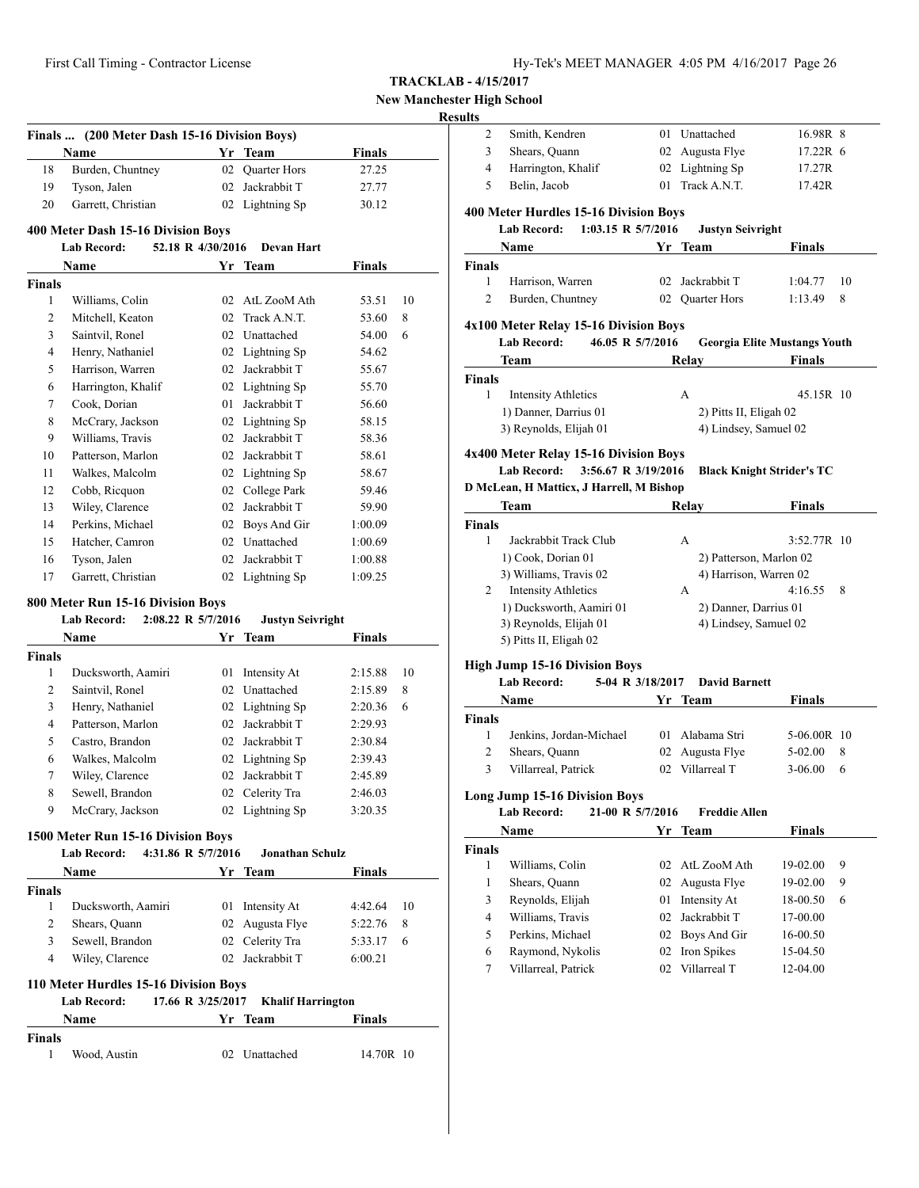**TRACKLAB - 4/15/2017**

**New Manchester High School**

**Results**

### Finals ... (200 Meter Dash 15-16 Division Boys)

| | Name | Yr | Team | Finals | |
|---|---|---|---|---|---|
| 18 | Burden, Chuntney | 02 | Quarter Hors | 27.25 | |
| 19 | Tyson, Jalen | 02 | Jackrabbit T | 27.77 | |
| 20 | Garrett, Christian | 02 | Lightning Sp | 30.12 | |

### 400 Meter Dash 15-16 Division Boys

**Lab Record:** 52.18 R 4/30/2016 **Devan Hart**

| | Name | Yr | Team | Finals | |
|---|---|---|---|---|---|
| **Finals** | | | | | |
| 1 | Williams, Colin | 02 | AtL ZooM Ath | 53.51 | 10 |
| 2 | Mitchell, Keaton | 02 | Track A.N.T. | 53.60 | 8 |
| 3 | Saintvil, Ronel | 02 | Unattached | 54.00 | 6 |
| 4 | Henry, Nathaniel | 02 | Lightning Sp | 54.62 | |
| 5 | Harrison, Warren | 02 | Jackrabbit T | 55.67 | |
| 6 | Harrington, Khalif | 02 | Lightning Sp | 55.70 | |
| 7 | Cook, Dorian | 01 | Jackrabbit T | 56.60 | |
| 8 | McCrary, Jackson | 02 | Lightning Sp | 58.15 | |
| 9 | Williams, Travis | 02 | Jackrabbit T | 58.36 | |
| 10 | Patterson, Marlon | 02 | Jackrabbit T | 58.61 | |
| 11 | Walkes, Malcolm | 02 | Lightning Sp | 58.67 | |
| 12 | Cobb, Ricquon | 02 | College Park | 59.46 | |
| 13 | Wiley, Clarence | 02 | Jackrabbit T | 59.90 | |
| 14 | Perkins, Michael | 02 | Boys And Gir | 1:00.09 | |
| 15 | Hatcher, Camron | 02 | Unattached | 1:00.69 | |
| 16 | Tyson, Jalen | 02 | Jackrabbit T | 1:00.88 | |
| 17 | Garrett, Christian | 02 | Lightning Sp | 1:09.25 | |

### 800 Meter Run 15-16 Division Boys

**Lab Record:** 2:08.22 R 5/7/2016 **Justyn Seivright**

| | Name | Yr | Team | Finals | |
|---|---|---|---|---|---|
| **Finals** | | | | | |
| 1 | Ducksworth, Aamiri | 01 | Intensity At | 2:15.88 | 10 |
| 2 | Saintvil, Ronel | 02 | Unattached | 2:15.89 | 8 |
| 3 | Henry, Nathaniel | 02 | Lightning Sp | 2:20.36 | 6 |
| 4 | Patterson, Marlon | 02 | Jackrabbit T | 2:29.93 | |
| 5 | Castro, Brandon | 02 | Jackrabbit T | 2:30.84 | |
| 6 | Walkes, Malcolm | 02 | Lightning Sp | 2:39.43 | |
| 7 | Wiley, Clarence | 02 | Jackrabbit T | 2:45.89 | |
| 8 | Sewell, Brandon | 02 | Celerity Tra | 2:46.03 | |
| 9 | McCrary, Jackson | 02 | Lightning Sp | 3:20.35 | |

### 1500 Meter Run 15-16 Division Boys

**Lab Record:** 4:31.86 R 5/7/2016 **Jonathan Schulz**

| | Name | Yr | Team | Finals | |
|---|---|---|---|---|---|
| **Finals** | | | | | |
| 1 | Ducksworth, Aamiri | 01 | Intensity At | 4:42.64 | 10 |
| 2 | Shears, Quann | 02 | Augusta Flye | 5:22.76 | 8 |
| 3 | Sewell, Brandon | 02 | Celerity Tra | 5:33.17 | 6 |
| 4 | Wiley, Clarence | 02 | Jackrabbit T | 6:00.21 | |

### 110 Meter Hurdles 15-16 Division Boys

**Lab Record:** 17.66 R 3/25/2017 **Khalif Harrington**

| | Name | Yr | Team | Finals | |
|---|---|---|---|---|---|
| **Finals** | | | | | |
| 1 | Wood, Austin | 02 | Unattached | 14.70R | 10 |
| 2 | Smith, Kendren | 01 | Unattached | 16.98R | 8 |
| 3 | Shears, Quann | 02 | Augusta Flye | 17.22R | 6 |
| 4 | Harrington, Khalif | 02 | Lightning Sp | 17.27R | |
| 5 | Belin, Jacob | 01 | Track A.N.T. | 17.42R | |

### 400 Meter Hurdles 15-16 Division Boys

**Lab Record:** 1:03.15 R 5/7/2016 **Justyn Seivright**

| | Name | Yr | Team | Finals | |
|---|---|---|---|---|---|
| **Finals** | | | | | |
| 1 | Harrison, Warren | 02 | Jackrabbit T | 1:04.77 | 10 |
| 2 | Burden, Chuntney | 02 | Quarter Hors | 1:13.49 | 8 |

### 4x100 Meter Relay 15-16 Division Boys

**Lab Record:** 46.05 R 5/7/2016 **Georgia Elite Mustangs Youth**

| | Team | Relay | Finals | |
|---|---|---|---|---|
| **Finals** | | | | |
| 1 | Intensity Athletics | A | 45.15R | 10 |

1) Danner, Darrius 01 2) Pitts II, Eligah 02 3) Reynolds, Elijah 01 4) Lindsey, Samuel 02

### 4x400 Meter Relay 15-16 Division Boys

**Lab Record:** 3:56.67 R 3/19/2016 **Black Knight Strider's TC**

**D McLean, H Matticx, J Harrell, M Bishop**

| | Team | Relay | Finals | |
|---|---|---|---|---|
| **Finals** | | | | |
| 1 | Jackrabbit Track Club | A | 3:52.77R | 10 |
| | 1) Cook, Dorian 01; 2) Patterson, Marlon 02; 3) Williams, Travis 02; 4) Harrison, Warren 02 | | | |
| 2 | Intensity Athletics | A | 4:16.55 | 8 |
| | 1) Ducksworth, Aamiri 01; 2) Danner, Darrius 01; 3) Reynolds, Elijah 01; 4) Lindsey, Samuel 02; 5) Pitts II, Eligah 02 | | | |

### High Jump 15-16 Division Boys

**Lab Record:** 5-04 R 3/18/2017 **David Barnett**

| | Name | Yr | Team | Finals | |
|---|---|---|---|---|---|
| **Finals** | | | | | |
| 1 | Jenkins, Jordan-Michael | 01 | Alabama Stri | 5-06.00R | 10 |
| 2 | Shears, Quann | 02 | Augusta Flye | 5-02.00 | 8 |
| 3 | Villarreal, Patrick | 02 | Villarreal T | 3-06.00 | 6 |

### Long Jump 15-16 Division Boys

**Lab Record:** 21-00 R 5/7/2016 **Freddie Allen**

| | Name | Yr | Team | Finals | |
|---|---|---|---|---|---|
| **Finals** | | | | | |
| 1 | Williams, Colin | 02 | AtL ZooM Ath | 19-02.00 | 9 |
| 1 | Shears, Quann | 02 | Augusta Flye | 19-02.00 | 9 |
| 3 | Reynolds, Elijah | 01 | Intensity At | 18-00.50 | 6 |
| 4 | Williams, Travis | 02 | Jackrabbit T | 17-00.00 | |
| 5 | Perkins, Michael | 02 | Boys And Gir | 16-00.50 | |
| 6 | Raymond, Nykolis | 02 | Iron Spikes | 15-04.50 | |
| 7 | Villarreal, Patrick | 02 | Villarreal T | 12-04.00 | |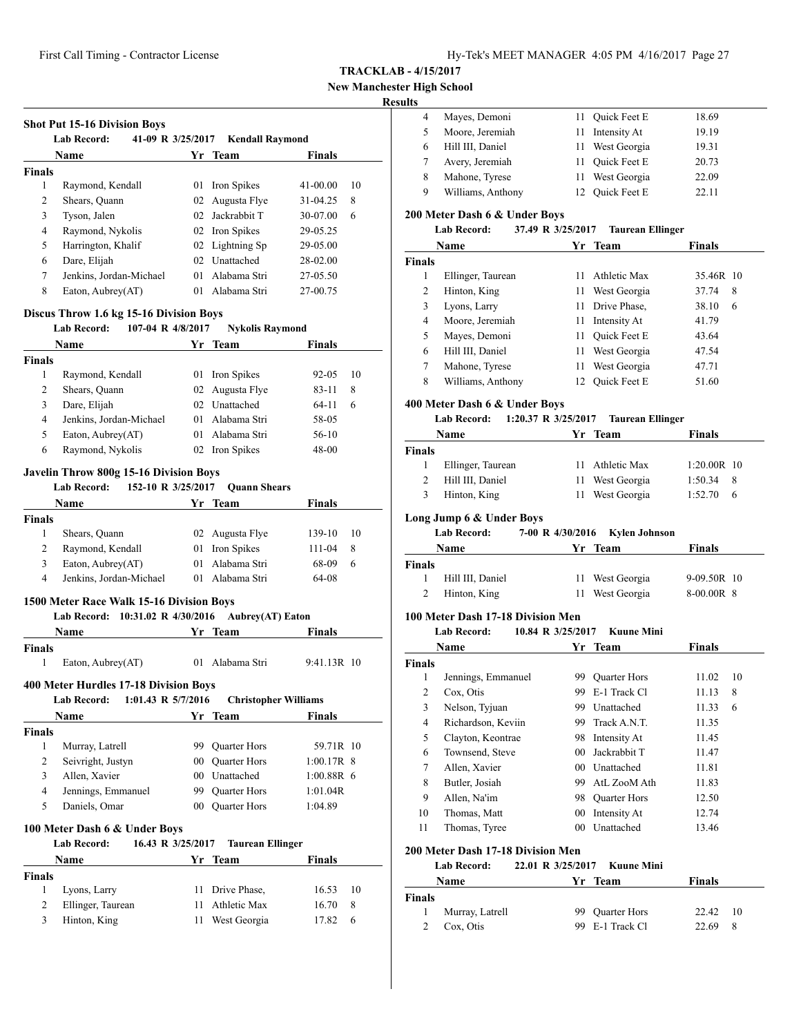**TRACKLAB - 4/15/2017**

**New Manchester High School**

**Results**

### Shot Put 15-16 Division Boys

**Lab Record:** 41-09 R 3/25/2017 **Kendall Raymond**

| | Name | Yr | Team | Finals | |
|---|---|---|---|---|---|
| **Finals** | | | | | |
| 1 | Raymond, Kendall | 01 | Iron Spikes | 41-00.00 | 10 |
| 2 | Shears, Quann | 02 | Augusta Flye | 31-04.25 | 8 |
| 3 | Tyson, Jalen | 02 | Jackrabbit T | 30-07.00 | 6 |
| 4 | Raymond, Nykolis | 02 | Iron Spikes | 29-05.25 | |
| 5 | Harrington, Khalif | 02 | Lightning Sp | 29-05.00 | |
| 6 | Dare, Elijah | 02 | Unattached | 28-02.00 | |
| 7 | Jenkins, Jordan-Michael | 01 | Alabama Stri | 27-05.50 | |
| 8 | Eaton, Aubrey(AT) | 01 | Alabama Stri | 27-00.75 | |

### Discus Throw 1.6 kg 15-16 Division Boys

**Lab Record:** 107-04 R 4/8/2017 **Nykolis Raymond**

| | Name | Yr | Team | Finals | |
|---|---|---|---|---|---|
| **Finals** | | | | | |
| 1 | Raymond, Kendall | 01 | Iron Spikes | 92-05 | 10 |
| 2 | Shears, Quann | 02 | Augusta Flye | 83-11 | 8 |
| 3 | Dare, Elijah | 02 | Unattached | 64-11 | 6 |
| 4 | Jenkins, Jordan-Michael | 01 | Alabama Stri | 58-05 | |
| 5 | Eaton, Aubrey(AT) | 01 | Alabama Stri | 56-10 | |
| 6 | Raymond, Nykolis | 02 | Iron Spikes | 48-00 | |

### Javelin Throw 800g 15-16 Division Boys

**Lab Record:** 152-10 R 3/25/2017 **Quann Shears**

| | Name | Yr | Team | Finals | |
|---|---|---|---|---|---|
| **Finals** | | | | | |
| 1 | Shears, Quann | 02 | Augusta Flye | 139-10 | 10 |
| 2 | Raymond, Kendall | 01 | Iron Spikes | 111-04 | 8 |
| 3 | Eaton, Aubrey(AT) | 01 | Alabama Stri | 68-09 | 6 |
| 4 | Jenkins, Jordan-Michael | 01 | Alabama Stri | 64-08 | |

### 1500 Meter Race Walk 15-16 Division Boys

**Lab Record:** 10:31.02 R 4/30/2016 **Aubrey(AT) Eaton**

| | Name | Yr | Team | Finals | |
|---|---|---|---|---|---|
| **Finals** | | | | | |
| 1 | Eaton, Aubrey(AT) | 01 | Alabama Stri | 9:41.13R | 10 |

### 400 Meter Hurdles 17-18 Division Boys

**Lab Record:** 1:01.43 R 5/7/2016 **Christopher Williams**

| | Name | Yr | Team | Finals | |
|---|---|---|---|---|---|
| **Finals** | | | | | |
| 1 | Murray, Latrell | 99 | Quarter Hors | 59.71R | 10 |
| 2 | Seivright, Justyn | 00 | Quarter Hors | 1:00.17R | 8 |
| 3 | Allen, Xavier | 00 | Unattached | 1:00.88R | 6 |
| 4 | Jennings, Emmanuel | 99 | Quarter Hors | 1:01.04R | |
| 5 | Daniels, Omar | 00 | Quarter Hors | 1:04.89 | |

### 100 Meter Dash 6 & Under Boys

**Lab Record:** 16.43 R 3/25/2017 **Taurean Ellinger**

| | Name | Yr | Team | Finals | |
|---|---|---|---|---|---|
| **Finals** | | | | | |
| 1 | Lyons, Larry | 11 | Drive Phase, | 16.53 | 10 |
| 2 | Ellinger, Taurean | 11 | Athletic Max | 16.70 | 8 |
| 3 | Hinton, King | 11 | West Georgia | 17.82 | 6 |
| 4 | Mayes, Demoni | 11 | Quick Feet E | 18.69 | |
| 5 | Moore, Jeremiah | 11 | Intensity At | 19.19 | |
| 6 | Hill III, Daniel | 11 | West Georgia | 19.31 | |
| 7 | Avery, Jeremiah | 11 | Quick Feet E | 20.73 | |
| 8 | Mahone, Tyrese | 11 | West Georgia | 22.09 | |
| 9 | Williams, Anthony | 12 | Quick Feet E | 22.11 | |

### 200 Meter Dash 6 & Under Boys

**Lab Record:** 37.49 R 3/25/2017 **Taurean Ellinger**

| | Name | Yr | Team | Finals | |
|---|---|---|---|---|---|
| **Finals** | | | | | |
| 1 | Ellinger, Taurean | 11 | Athletic Max | 35.46R | 10 |
| 2 | Hinton, King | 11 | West Georgia | 37.74 | 8 |
| 3 | Lyons, Larry | 11 | Drive Phase, | 38.10 | 6 |
| 4 | Moore, Jeremiah | 11 | Intensity At | 41.79 | |
| 5 | Mayes, Demoni | 11 | Quick Feet E | 43.64 | |
| 6 | Hill III, Daniel | 11 | West Georgia | 47.54 | |
| 7 | Mahone, Tyrese | 11 | West Georgia | 47.71 | |
| 8 | Williams, Anthony | 12 | Quick Feet E | 51.60 | |

### 400 Meter Dash 6 & Under Boys

**Lab Record:** 1:20.37 R 3/25/2017 **Taurean Ellinger**

| | Name | Yr | Team | Finals | |
|---|---|---|---|---|---|
| **Finals** | | | | | |
| 1 | Ellinger, Taurean | 11 | Athletic Max | 1:20.00R | 10 |
| 2 | Hill III, Daniel | 11 | West Georgia | 1:50.34 | 8 |
| 3 | Hinton, King | 11 | West Georgia | 1:52.70 | 6 |

### Long Jump 6 & Under Boys

**Lab Record:** 7-00 R 4/30/2016 **Kylen Johnson**

| | Name | Yr | Team | Finals | |
|---|---|---|---|---|---|
| **Finals** | | | | | |
| 1 | Hill III, Daniel | 11 | West Georgia | 9-09.50R | 10 |
| 2 | Hinton, King | 11 | West Georgia | 8-00.00R | 8 |

### 100 Meter Dash 17-18 Division Men

**Lab Record:** 10.84 R 3/25/2017 **Kuune Mini**

| | Name | Yr | Team | Finals | |
|---|---|---|---|---|---|
| **Finals** | | | | | |
| 1 | Jennings, Emmanuel | 99 | Quarter Hors | 11.02 | 10 |
| 2 | Cox, Otis | 99 | E-1 Track Cl | 11.13 | 8 |
| 3 | Nelson, Tyjuan | 99 | Unattached | 11.33 | 6 |
| 4 | Richardson, Keviin | 99 | Track A.N.T. | 11.35 | |
| 5 | Clayton, Keontrae | 98 | Intensity At | 11.45 | |
| 6 | Townsend, Steve | 00 | Jackrabbit T | 11.47 | |
| 7 | Allen, Xavier | 00 | Unattached | 11.81 | |
| 8 | Butler, Josiah | 99 | AtL ZooM Ath | 11.83 | |
| 9 | Allen, Na'im | 98 | Quarter Hors | 12.50 | |
| 10 | Thomas, Matt | 00 | Intensity At | 12.74 | |
| 11 | Thomas, Tyree | 00 | Unattached | 13.46 | |

### 200 Meter Dash 17-18 Division Men

**Lab Record:** 22.01 R 3/25/2017 **Kuune Mini**

| | Name | Yr | Team | Finals | |
|---|---|---|---|---|---|
| **Finals** | | | | | |
| 1 | Murray, Latrell | 99 | Quarter Hors | 22.42 | 10 |
| 2 | Cox, Otis | 99 | E-1 Track Cl | 22.69 | 8 |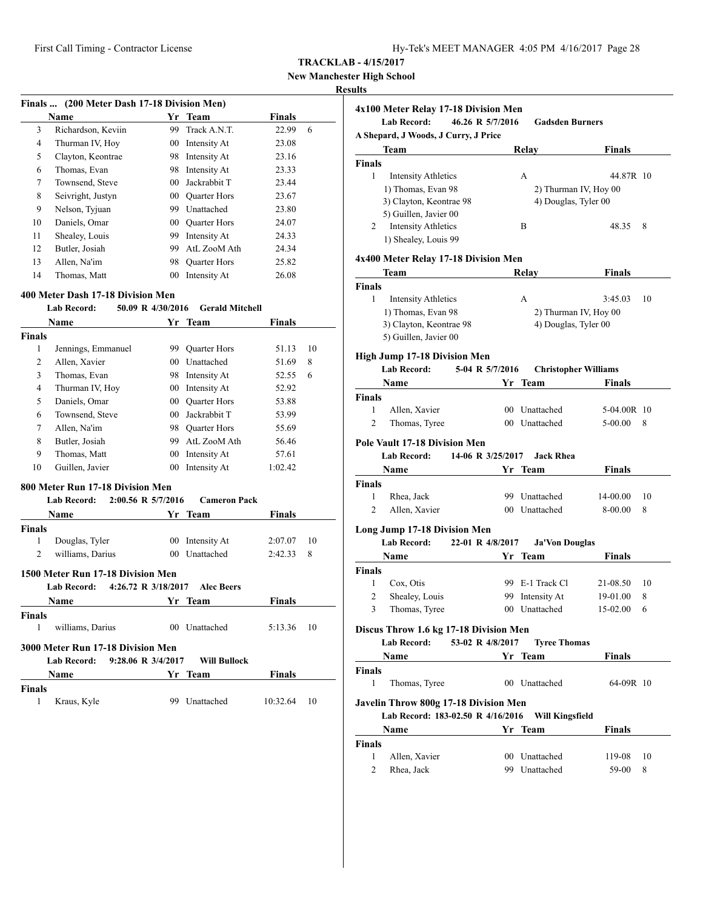**TRACKLAB - 4/15/2017**
**New Manchester High School**
**Results**

### Finals ... (200 Meter Dash 17-18 Division Men)

| | Name | Yr | Team | Finals | |
|---|---|---|---|---|---|
| 3 | Richardson, Keviin | 99 | Track A.N.T. | 22.99 | 6 |
| 4 | Thurman IV, Hoy | 00 | Intensity At | 23.08 | |
| 5 | Clayton, Keontrae | 98 | Intensity At | 23.16 | |
| 6 | Thomas, Evan | 98 | Intensity At | 23.33 | |
| 7 | Townsend, Steve | 00 | Jackrabbit T | 23.44 | |
| 8 | Seivright, Justyn | 00 | Quarter Hors | 23.67 | |
| 9 | Nelson, Tyjuan | 99 | Unattached | 23.80 | |
| 10 | Daniels, Omar | 00 | Quarter Hors | 24.07 | |
| 11 | Shealey, Louis | 99 | Intensity At | 24.33 | |
| 12 | Butler, Josiah | 99 | AtL ZooM Ath | 24.34 | |
| 13 | Allen, Na'im | 98 | Quarter Hors | 25.82 | |
| 14 | Thomas, Matt | 00 | Intensity At | 26.08 | |

### 400 Meter Dash 17-18 Division Men

**Lab Record:** 50.09 R 4/30/2016 **Gerald Mitchell**

| | Name | Yr | Team | Finals | |
|---|---|---|---|---|---|
| **Finals** | | | | | |
| 1 | Jennings, Emmanuel | 99 | Quarter Hors | 51.13 | 10 |
| 2 | Allen, Xavier | 00 | Unattached | 51.69 | 8 |
| 3 | Thomas, Evan | 98 | Intensity At | 52.55 | 6 |
| 4 | Thurman IV, Hoy | 00 | Intensity At | 52.92 | |
| 5 | Daniels, Omar | 00 | Quarter Hors | 53.88 | |
| 6 | Townsend, Steve | 00 | Jackrabbit T | 53.99 | |
| 7 | Allen, Na'im | 98 | Quarter Hors | 55.69 | |
| 8 | Butler, Josiah | 99 | AtL ZooM Ath | 56.46 | |
| 9 | Thomas, Matt | 00 | Intensity At | 57.61 | |
| 10 | Guillen, Javier | 00 | Intensity At | 1:02.42 | |

### 800 Meter Run 17-18 Division Men

**Lab Record:** 2:00.56 R 5/7/2016 **Cameron Pack**

| | Name | Yr | Team | Finals | |
|---|---|---|---|---|---|
| **Finals** | | | | | |
| 1 | Douglas, Tyler | 00 | Intensity At | 2:07.07 | 10 |
| 2 | williams, Darius | 00 | Unattached | 2:42.33 | 8 |

### 1500 Meter Run 17-18 Division Men

**Lab Record:** 4:26.72 R 3/18/2017 **Alec Beers**

| | Name | Yr | Team | Finals | |
|---|---|---|---|---|---|
| **Finals** | | | | | |
| 1 | williams, Darius | 00 | Unattached | 5:13.36 | 10 |

### 3000 Meter Run 17-18 Division Men

**Lab Record:** 9:28.06 R 3/4/2017 **Will Bullock**

| | Name | Yr | Team | Finals | |
|---|---|---|---|---|---|
| **Finals** | | | | | |
| 1 | Kraus, Kyle | 99 | Unattached | 10:32.64 | 10 |

### 4x100 Meter Relay 17-18 Division Men

**Lab Record:** 46.26 R 5/7/2016 **Gadsden Burners**
**A Shepard, J Woods, J Curry, J Price**

| | Team | Relay | Finals | |
|---|---|---|---|---|
| **Finals** | | | | |
| 1 | Intensity Athletics | A | 44.87R | 10 |
| | 1) Thomas, Evan 98 | 2) Thurman IV, Hoy 00 | | |
| | 3) Clayton, Keontrae 98 | 4) Douglas, Tyler 00 | | |
| | 5) Guillen, Javier 00 | | | |
| 2 | Intensity Athletics | B | 48.35 | 8 |
| | 1) Shealey, Louis 99 | | | |

### 4x400 Meter Relay 17-18 Division Men

| | Team | Relay | Finals | |
|---|---|---|---|---|
| **Finals** | | | | |
| 1 | Intensity Athletics | A | 3:45.03 | 10 |
| | 1) Thomas, Evan 98 | 2) Thurman IV, Hoy 00 | | |
| | 3) Clayton, Keontrae 98 | 4) Douglas, Tyler 00 | | |
| | 5) Guillen, Javier 00 | | | |

### High Jump 17-18 Division Men

**Lab Record:** 5-04 R 5/7/2016 **Christopher Williams**

| | Name | Yr | Team | Finals | |
|---|---|---|---|---|---|
| **Finals** | | | | | |
| 1 | Allen, Xavier | 00 | Unattached | 5-04.00R | 10 |
| 2 | Thomas, Tyree | 00 | Unattached | 5-00.00 | 8 |

### Pole Vault 17-18 Division Men

**Lab Record:** 14-06 R 3/25/2017 **Jack Rhea**

| | Name | Yr | Team | Finals | |
|---|---|---|---|---|---|
| **Finals** | | | | | |
| 1 | Rhea, Jack | 99 | Unattached | 14-00.00 | 10 |
| 2 | Allen, Xavier | 00 | Unattached | 8-00.00 | 8 |

### Long Jump 17-18 Division Men

**Lab Record:** 22-01 R 4/8/2017 **Ja'Von Douglas**

| | Name | Yr | Team | Finals | |
|---|---|---|---|---|---|
| **Finals** | | | | | |
| 1 | Cox, Otis | 99 | E-1 Track Cl | 21-08.50 | 10 |
| 2 | Shealey, Louis | 99 | Intensity At | 19-01.00 | 8 |
| 3 | Thomas, Tyree | 00 | Unattached | 15-02.00 | 6 |

### Discus Throw 1.6 kg 17-18 Division Men

**Lab Record:** 53-02 R 4/8/2017 **Tyree Thomas**

| | Name | Yr | Team | Finals | |
|---|---|---|---|---|---|
| **Finals** | | | | | |
| 1 | Thomas, Tyree | 00 | Unattached | 64-09R | 10 |

### Javelin Throw 800g 17-18 Division Men

**Lab Record:** 183-02.50 R 4/16/2016 **Will Kingsfield**

| | Name | Yr | Team | Finals | |
|---|---|---|---|---|---|
| **Finals** | | | | | |
| 1 | Allen, Xavier | 00 | Unattached | 119-08 | 10 |
| 2 | Rhea, Jack | 99 | Unattached | 59-00 | 8 |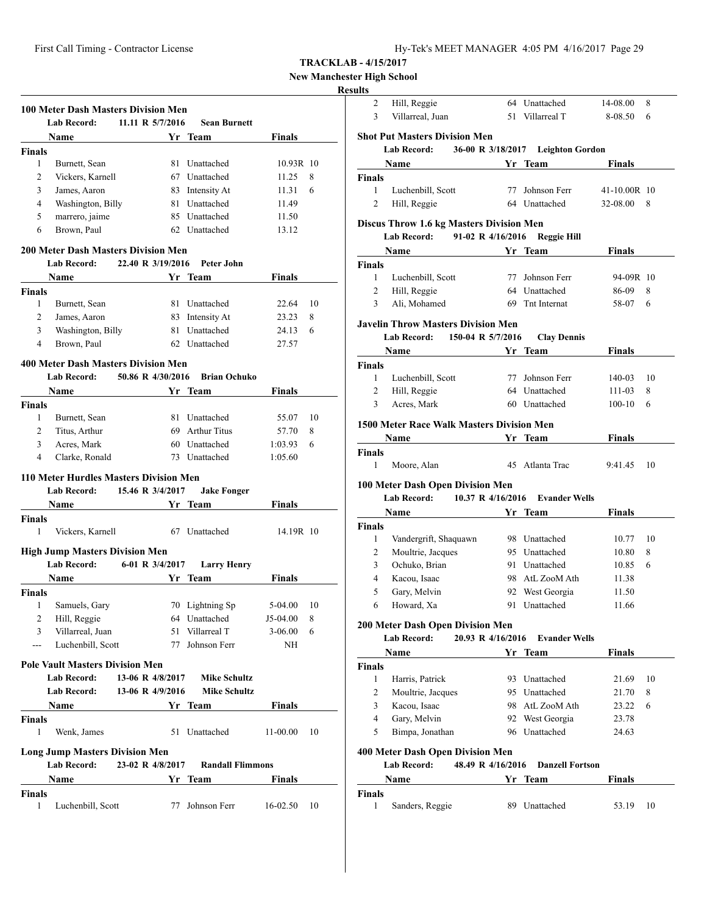**TRACKLAB - 4/15/2017**

**New Manchester High School**

**Results**

### 100 Meter Dash Masters Division Men

**Lab Record:** 11.11 R 5/7/2016 **Sean Burnett**

| | Name | Yr | Team | Finals | |
|---|---|---|---|---|---|
| **Finals** | | | | | |
| 1 | Burnett, Sean | 81 | Unattached | 10.93R | 10 |
| 2 | Vickers, Karnell | 67 | Unattached | 11.25 | 8 |
| 3 | James, Aaron | 83 | Intensity At | 11.31 | 6 |
| 4 | Washington, Billy | 81 | Unattached | 11.49 | |
| 5 | marrero, jaime | 85 | Unattached | 11.50 | |
| 6 | Brown, Paul | 62 | Unattached | 13.12 | |

### 200 Meter Dash Masters Division Men

**Lab Record:** 22.40 R 3/19/2016 **Peter John**

| | Name | Yr | Team | Finals | |
|---|---|---|---|---|---|
| **Finals** | | | | | |
| 1 | Burnett, Sean | 81 | Unattached | 22.64 | 10 |
| 2 | James, Aaron | 83 | Intensity At | 23.23 | 8 |
| 3 | Washington, Billy | 81 | Unattached | 24.13 | 6 |
| 4 | Brown, Paul | 62 | Unattached | 27.57 | |

### 400 Meter Dash Masters Division Men

**Lab Record:** 50.86 R 4/30/2016 **Brian Ochuko**

| | Name | Yr | Team | Finals | |
|---|---|---|---|---|---|
| **Finals** | | | | | |
| 1 | Burnett, Sean | 81 | Unattached | 55.07 | 10 |
| 2 | Titus, Arthur | 69 | Arthur Titus | 57.70 | 8 |
| 3 | Acres, Mark | 60 | Unattached | 1:03.93 | 6 |
| 4 | Clarke, Ronald | 73 | Unattached | 1:05.60 | |

### 110 Meter Hurdles Masters Division Men

**Lab Record:** 15.46 R 3/4/2017 **Jake Fonger**

| | Name | Yr | Team | Finals | |
|---|---|---|---|---|---|
| **Finals** | | | | | |
| 1 | Vickers, Karnell | 67 | Unattached | 14.19R | 10 |

### High Jump Masters Division Men

**Lab Record:** 6-01 R 3/4/2017 **Larry Henry**

| | Name | Yr | Team | Finals | |
|---|---|---|---|---|---|
| **Finals** | | | | | |
| 1 | Samuels, Gary | 70 | Lightning Sp | 5-04.00 | 10 |
| 2 | Hill, Reggie | 64 | Unattached | J5-04.00 | 8 |
| 3 | Villarreal, Juan | 51 | Villarreal T | 3-06.00 | 6 |
| --- | Luchenbill, Scott | 77 | Johnson Ferr | NH | |

### Pole Vault Masters Division Men

**Lab Record:** 13-06 R 4/8/2017 **Mike Schultz**

**Lab Record:** 13-06 R 4/9/2016 **Mike Schultz**

| | Name | Yr | Team | Finals | |
|---|---|---|---|---|---|
| **Finals** | | | | | |
| 1 | Wenk, James | 51 | Unattached | 11-00.00 | 10 |

### Long Jump Masters Division Men

**Lab Record:** 23-02 R 4/8/2017 **Randall Flimmons**

| | Name | Yr | Team | Finals | |
|---|---|---|---|---|---|
| **Finals** | | | | | |
| 1 | Luchenbill, Scott | 77 | Johnson Ferr | 16-02.50 | 10 |
| 2 | Hill, Reggie | 64 | Unattached | 14-08.00 | 8 |
| 3 | Villarreal, Juan | 51 | Villarreal T | 8-08.50 | 6 |

### Shot Put Masters Division Men

**Lab Record:** 36-00 R 3/18/2017 **Leighton Gordon**

| | Name | Yr | Team | Finals | |
|---|---|---|---|---|---|
| **Finals** | | | | | |
| 1 | Luchenbill, Scott | 77 | Johnson Ferr | 41-10.00R | 10 |
| 2 | Hill, Reggie | 64 | Unattached | 32-08.00 | 8 |

### Discus Throw 1.6 kg Masters Division Men

**Lab Record:** 91-02 R 4/16/2016 **Reggie Hill**

| | Name | Yr | Team | Finals | |
|---|---|---|---|---|---|
| **Finals** | | | | | |
| 1 | Luchenbill, Scott | 77 | Johnson Ferr | 94-09R | 10 |
| 2 | Hill, Reggie | 64 | Unattached | 86-09 | 8 |
| 3 | Ali, Mohamed | 69 | Tnt Internat | 58-07 | 6 |

### Javelin Throw Masters Division Men

**Lab Record:** 150-04 R 5/7/2016 **Clay Dennis**

| | Name | Yr | Team | Finals | |
|---|---|---|---|---|---|
| **Finals** | | | | | |
| 1 | Luchenbill, Scott | 77 | Johnson Ferr | 140-03 | 10 |
| 2 | Hill, Reggie | 64 | Unattached | 111-03 | 8 |
| 3 | Acres, Mark | 60 | Unattached | 100-10 | 6 |

### 1500 Meter Race Walk Masters Division Men

| | Name | Yr | Team | Finals | |
|---|---|---|---|---|---|
| **Finals** | | | | | |
| 1 | Moore, Alan | 45 | Atlanta Trac | 9:41.45 | 10 |

### 100 Meter Dash Open Division Men

**Lab Record:** 10.37 R 4/16/2016 **Evander Wells**

| | Name | Yr | Team | Finals | |
|---|---|---|---|---|---|
| **Finals** | | | | | |
| 1 | Vandergrift, Shaquawn | 98 | Unattached | 10.77 | 10 |
| 2 | Moultrie, Jacques | 95 | Unattached | 10.80 | 8 |
| 3 | Ochuko, Brian | 91 | Unattached | 10.85 | 6 |
| 4 | Kacou, Isaac | 98 | AtL ZooM Ath | 11.38 | |
| 5 | Gary, Melvin | 92 | West Georgia | 11.50 | |
| 6 | Howard, Xa | 91 | Unattached | 11.66 | |

### 200 Meter Dash Open Division Men

**Lab Record:** 20.93 R 4/16/2016 **Evander Wells**

| | Name | Yr | Team | Finals | |
|---|---|---|---|---|---|
| **Finals** | | | | | |
| 1 | Harris, Patrick | 93 | Unattached | 21.69 | 10 |
| 2 | Moultrie, Jacques | 95 | Unattached | 21.70 | 8 |
| 3 | Kacou, Isaac | 98 | AtL ZooM Ath | 23.22 | 6 |
| 4 | Gary, Melvin | 92 | West Georgia | 23.78 | |
| 5 | Bimpa, Jonathan | 96 | Unattached | 24.63 | |

### 400 Meter Dash Open Division Men

**Lab Record:** 48.49 R 4/16/2016 **Danzell Fortson**

| | Name | Yr | Team | Finals | |
|---|---|---|---|---|---|
| **Finals** | | | | | |
| 1 | Sanders, Reggie | 89 | Unattached | 53.19 | 10 |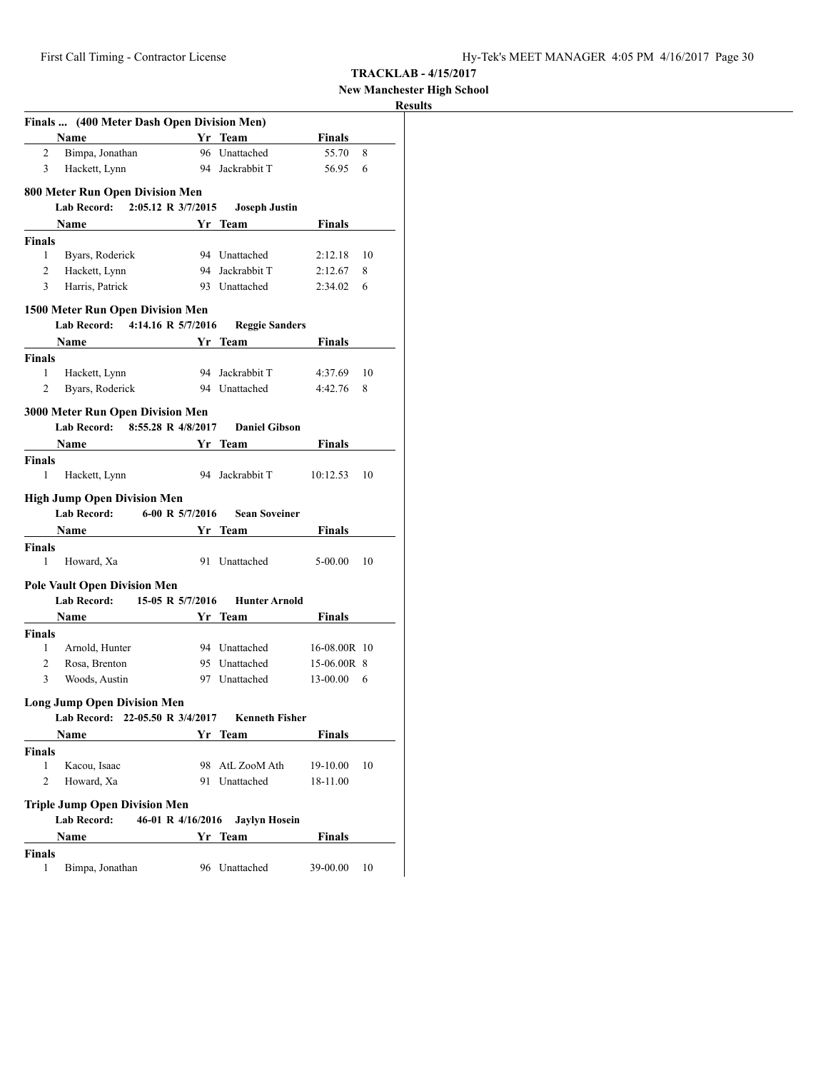**TRACKLAB - 4/15/2017**
**New Manchester High School**
**Results**

**Finals ... (400 Meter Dash Open Division Men)**

| | Name | Yr | Team | Finals | |
|---|---|---|---|---|---|
| 2 | Bimpa, Jonathan | 96 | Unattached | 55.70 | 8 |
| 3 | Hackett, Lynn | 94 | Jackrabbit T | 56.95 | 6 |

### 800 Meter Run Open Division Men

**Lab Record: 2:05.12 R 3/7/2015 Joseph Justin**

| | Name | Yr | Team | Finals | |
|---|---|---|---|---|---|
| **Finals** | | | | | |
| 1 | Byars, Roderick | 94 | Unattached | 2:12.18 | 10 |
| 2 | Hackett, Lynn | 94 | Jackrabbit T | 2:12.67 | 8 |
| 3 | Harris, Patrick | 93 | Unattached | 2:34.02 | 6 |

### 1500 Meter Run Open Division Men

**Lab Record: 4:14.16 R 5/7/2016 Reggie Sanders**

| | Name | Yr | Team | Finals | |
|---|---|---|---|---|---|
| **Finals** | | | | | |
| 1 | Hackett, Lynn | 94 | Jackrabbit T | 4:37.69 | 10 |
| 2 | Byars, Roderick | 94 | Unattached | 4:42.76 | 8 |

### 3000 Meter Run Open Division Men

**Lab Record: 8:55.28 R 4/8/2017 Daniel Gibson**

| | Name | Yr | Team | Finals | |
|---|---|---|---|---|---|
| **Finals** | | | | | |
| 1 | Hackett, Lynn | 94 | Jackrabbit T | 10:12.53 | 10 |

### High Jump Open Division Men

**Lab Record: 6-00 R 5/7/2016 Sean Soveiner**

| | Name | Yr | Team | Finals | |
|---|---|---|---|---|---|
| **Finals** | | | | | |
| 1 | Howard, Xa | 91 | Unattached | 5-00.00 | 10 |

### Pole Vault Open Division Men

**Lab Record: 15-05 R 5/7/2016 Hunter Arnold**

| | Name | Yr | Team | Finals | |
|---|---|---|---|---|---|
| **Finals** | | | | | |
| 1 | Arnold, Hunter | 94 | Unattached | 16-08.00R | 10 |
| 2 | Rosa, Brenton | 95 | Unattached | 15-06.00R | 8 |
| 3 | Woods, Austin | 97 | Unattached | 13-00.00 | 6 |

### Long Jump Open Division Men

**Lab Record: 22-05.50 R 3/4/2017 Kenneth Fisher**

| | Name | Yr | Team | Finals | |
|---|---|---|---|---|---|
| **Finals** | | | | | |
| 1 | Kacou, Isaac | 98 | AtL ZooM Ath | 19-10.00 | 10 |
| 2 | Howard, Xa | 91 | Unattached | 18-11.00 | |

### Triple Jump Open Division Men

**Lab Record: 46-01 R 4/16/2016 Jaylyn Hosein**

| | Name | Yr | Team | Finals | |
|---|---|---|---|---|---|
| **Finals** | | | | | |
| 1 | Bimpa, Jonathan | 96 | Unattached | 39-00.00 | 10 |